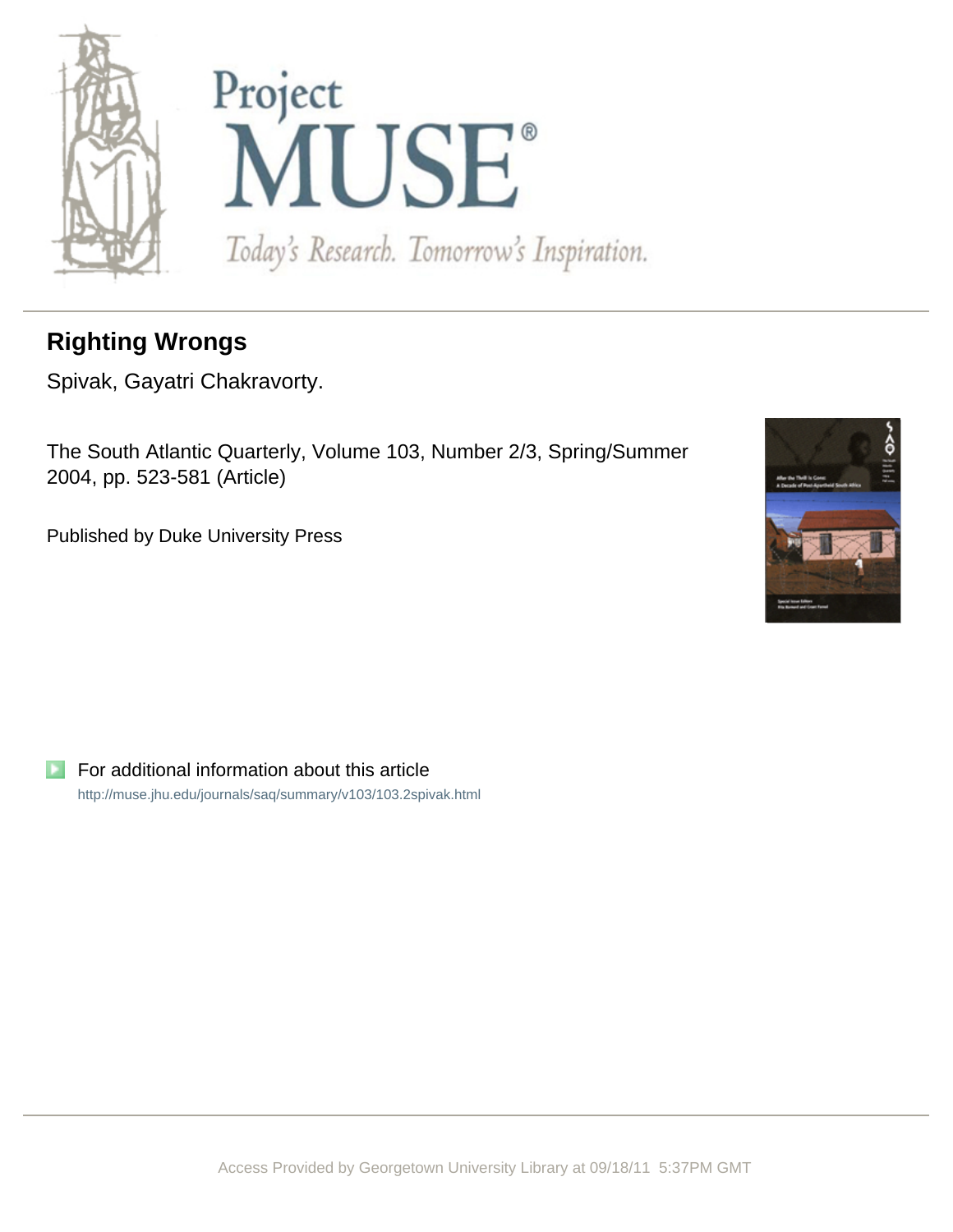Project MUSE®

Today's Research. Tomorrow's Inspiration.

# Righting Wrongs

Spivak, Gayatri Chakravorty.

The South Atlantic Quarterly, Volume 103, Number 2/3, Spring/Summer 2004, pp. 523-581 (Article)

Published by Duke University Press

For additional information about this article

http://muse.jhu.edu/journals/saq/summary/v103/103.2spivak.html

Access Provided by Georgetown University Library at 09/18/11 5:37PM GMT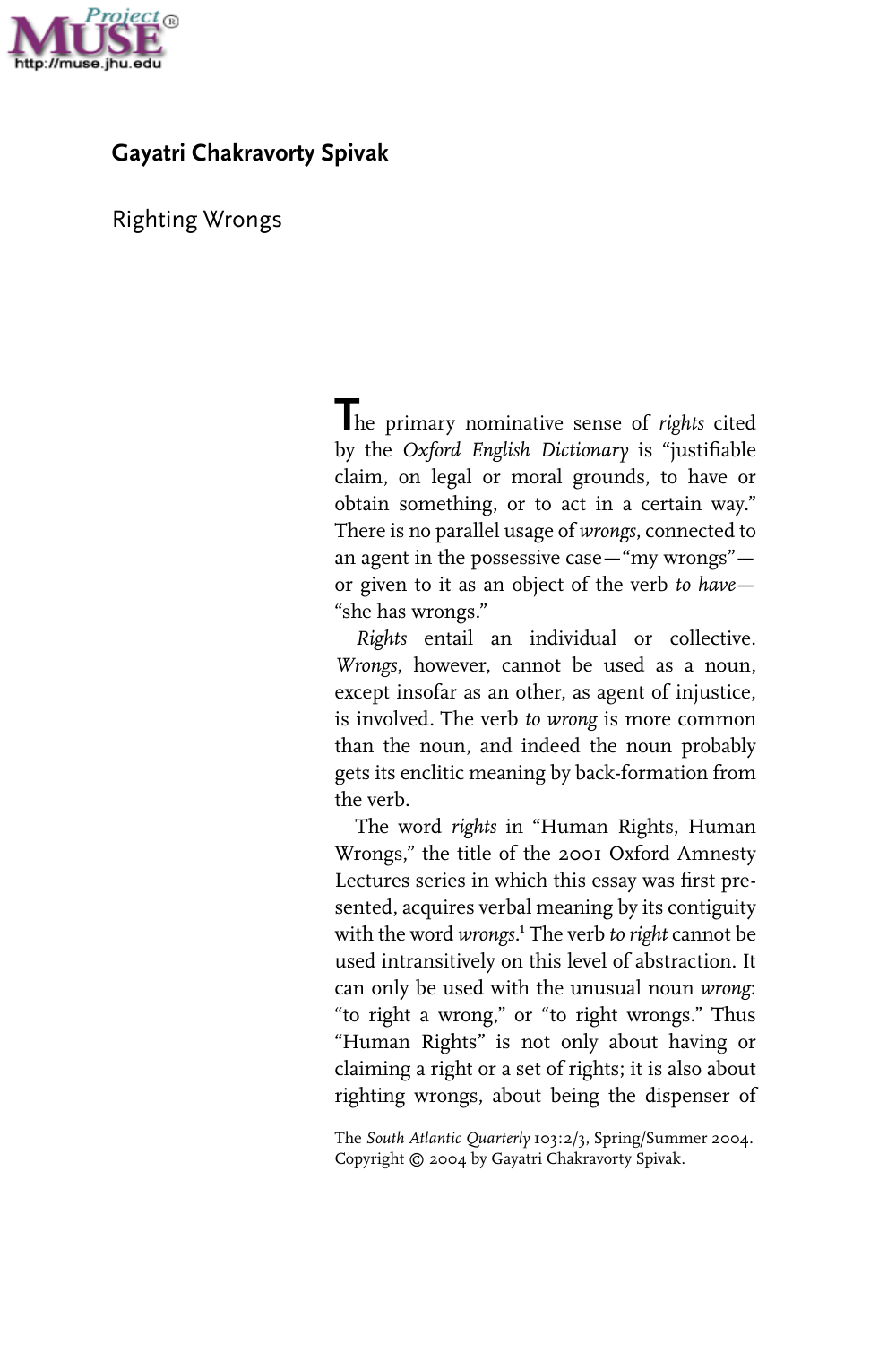**Gayatri Chakravorty Spivak**

# Righting Wrongs

The primary nominative sense of *rights* cited by the *Oxford English Dictionary* is "justifiable claim, on legal or moral grounds, to have or obtain something, or to act in a certain way." There is no parallel usage of *wrongs*, connected to an agent in the possessive case—"my wrongs"—or given to it as an object of the verb *to have*—"she has wrongs."

*Rights* entail an individual or collective. *Wrongs*, however, cannot be used as a noun, except insofar as an other, as agent of injustice, is involved. The verb *to wrong* is more common than the noun, and indeed the noun probably gets its enclitic meaning by back-formation from the verb.

The word *rights* in "Human Rights, Human Wrongs," the title of the 2001 Oxford Amnesty Lectures series in which this essay was first presented, acquires verbal meaning by its contiguity with the word *wrongs*.[1] The verb *to right* cannot be used intransitively on this level of abstraction. It can only be used with the unusual noun *wrong*: "to right a wrong," or "to right wrongs." Thus "Human Rights" is not only about having or claiming a right or a set of rights; it is also about righting wrongs, about being the dispenser of

The *South Atlantic Quarterly* 103:2/3, Spring/Summer 2004.
Copyright © 2004 by Gayatri Chakravorty Spivak.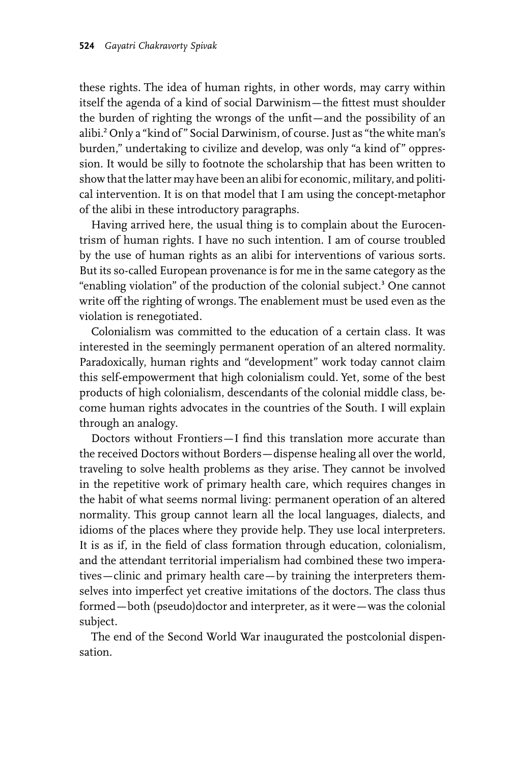these rights. The idea of human rights, in other words, may carry within itself the agenda of a kind of social Darwinism—the fittest must shoulder the burden of righting the wrongs of the unfit—and the possibility of an alibi.[2] Only a "kind of" Social Darwinism, of course. Just as "the white man's burden," undertaking to civilize and develop, was only "a kind of" oppression. It would be silly to footnote the scholarship that has been written to show that the latter may have been an alibi for economic, military, and political intervention. It is on that model that I am using the concept-metaphor of the alibi in these introductory paragraphs.

Having arrived here, the usual thing is to complain about the Eurocentrism of human rights. I have no such intention. I am of course troubled by the use of human rights as an alibi for interventions of various sorts. But its so-called European provenance is for me in the same category as the "enabling violation" of the production of the colonial subject.[3] One cannot write off the righting of wrongs. The enablement must be used even as the violation is renegotiated.

Colonialism was committed to the education of a certain class. It was interested in the seemingly permanent operation of an altered normality. Paradoxically, human rights and "development" work today cannot claim this self-empowerment that high colonialism could. Yet, some of the best products of high colonialism, descendants of the colonial middle class, become human rights advocates in the countries of the South. I will explain through an analogy.

Doctors without Frontiers—I find this translation more accurate than the received Doctors without Borders—dispense healing all over the world, traveling to solve health problems as they arise. They cannot be involved in the repetitive work of primary health care, which requires changes in the habit of what seems normal living: permanent operation of an altered normality. This group cannot learn all the local languages, dialects, and idioms of the places where they provide help. They use local interpreters. It is as if, in the field of class formation through education, colonialism, and the attendant territorial imperialism had combined these two imperatives—clinic and primary health care—by training the interpreters themselves into imperfect yet creative imitations of the doctors. The class thus formed—both (pseudo)doctor and interpreter, as it were—was the colonial subject.

The end of the Second World War inaugurated the postcolonial dispensation.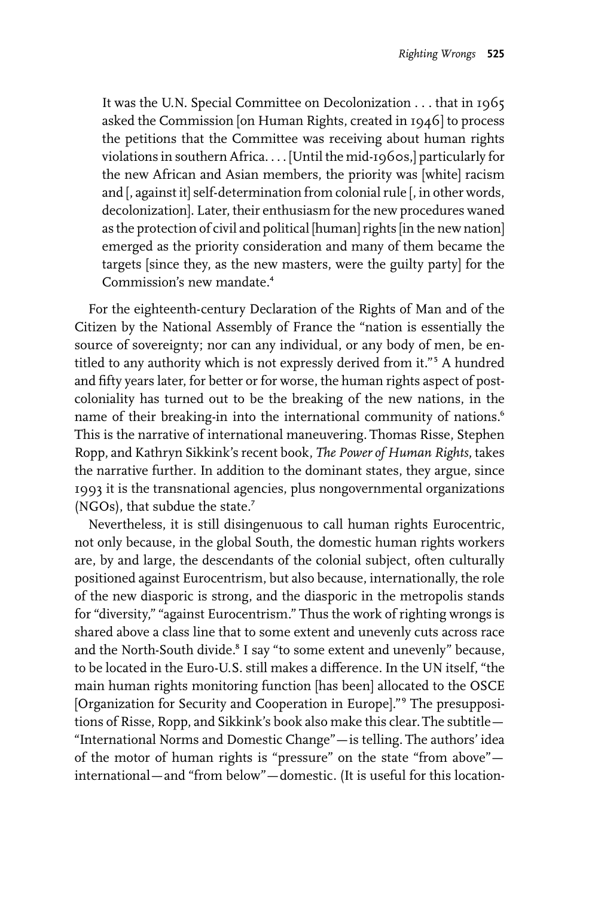> It was the U.N. Special Committee on Decolonization . . . that in 1965 asked the Commission [on Human Rights, created in 1946] to process the petitions that the Committee was receiving about human rights violations in southern Africa. . . . [Until the mid-1960s,] particularly for the new African and Asian members, the priority was [white] racism and [, against it] self-determination from colonial rule [, in other words, decolonization]. Later, their enthusiasm for the new procedures waned as the protection of civil and political [human] rights [in the new nation] emerged as the priority consideration and many of them became the targets [since they, as the new masters, were the guilty party] for the Commission's new mandate.[4]

For the eighteenth-century Declaration of the Rights of Man and of the Citizen by the National Assembly of France the "nation is essentially the source of sovereignty; nor can any individual, or any body of men, be entitled to any authority which is not expressly derived from it."[5] A hundred and fifty years later, for better or for worse, the human rights aspect of postcoloniality has turned out to be the breaking of the new nations, in the name of their breaking-in into the international community of nations.[6] This is the narrative of international maneuvering. Thomas Risse, Stephen Ropp, and Kathryn Sikkink's recent book, *The Power of Human Rights*, takes the narrative further. In addition to the dominant states, they argue, since 1993 it is the transnational agencies, plus nongovernmental organizations (NGOs), that subdue the state.[7]

Nevertheless, it is still disingenuous to call human rights Eurocentric, not only because, in the global South, the domestic human rights workers are, by and large, the descendants of the colonial subject, often culturally positioned against Eurocentrism, but also because, internationally, the role of the new diasporic is strong, and the diasporic in the metropolis stands for "diversity," "against Eurocentrism." Thus the work of righting wrongs is shared above a class line that to some extent and unevenly cuts across race and the North-South divide.[8] I say "to some extent and unevenly" because, to be located in the Euro-U.S. still makes a difference. In the UN itself, "the main human rights monitoring function [has been] allocated to the OSCE [Organization for Security and Cooperation in Europe]."[9] The presuppositions of Risse, Ropp, and Sikkink's book also make this clear. The subtitle—"International Norms and Domestic Change"—is telling. The authors' idea of the motor of human rights is "pressure" on the state "from above"—international—and "from below"—domestic. (It is useful for this location-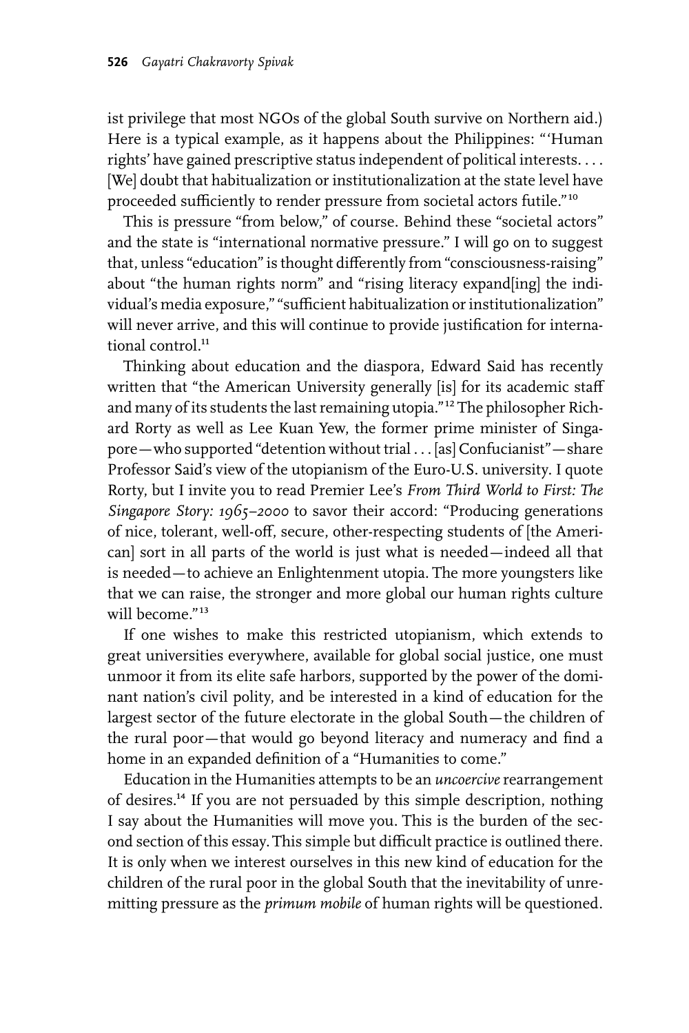ist privilege that most NGOs of the global South survive on Northern aid.) Here is a typical example, as it happens about the Philippines: "'Human rights' have gained prescriptive status independent of political interests. . . . [We] doubt that habitualization or institutionalization at the state level have proceeded sufficiently to render pressure from societal actors futile."[10]

This is pressure "from below," of course. Behind these "societal actors" and the state is "international normative pressure." I will go on to suggest that, unless "education" is thought differently from "consciousness-raising" about "the human rights norm" and "rising literacy expand[ing] the individual's media exposure," "sufficient habitualization or institutionalization" will never arrive, and this will continue to provide justification for international control.[11]

Thinking about education and the diaspora, Edward Said has recently written that "the American University generally [is] for its academic staff and many of its students the last remaining utopia."[12] The philosopher Richard Rorty as well as Lee Kuan Yew, the former prime minister of Singapore—who supported "detention without trial . . . [as] Confucianist"—share Professor Said's view of the utopianism of the Euro-U.S. university. I quote Rorty, but I invite you to read Premier Lee's *From Third World to First: The Singapore Story: 1965–2000* to savor their accord: "Producing generations of nice, tolerant, well-off, secure, other-respecting students of [the American] sort in all parts of the world is just what is needed—indeed all that is needed—to achieve an Enlightenment utopia. The more youngsters like that we can raise, the stronger and more global our human rights culture will become."[13]

If one wishes to make this restricted utopianism, which extends to great universities everywhere, available for global social justice, one must unmoor it from its elite safe harbors, supported by the power of the dominant nation's civil polity, and be interested in a kind of education for the largest sector of the future electorate in the global South—the children of the rural poor—that would go beyond literacy and numeracy and find a home in an expanded definition of a "Humanities to come."

Education in the Humanities attempts to be an *uncoercive* rearrangement of desires.[14] If you are not persuaded by this simple description, nothing I say about the Humanities will move you. This is the burden of the second section of this essay. This simple but difficult practice is outlined there. It is only when we interest ourselves in this new kind of education for the children of the rural poor in the global South that the inevitability of unremitting pressure as the *primum mobile* of human rights will be questioned.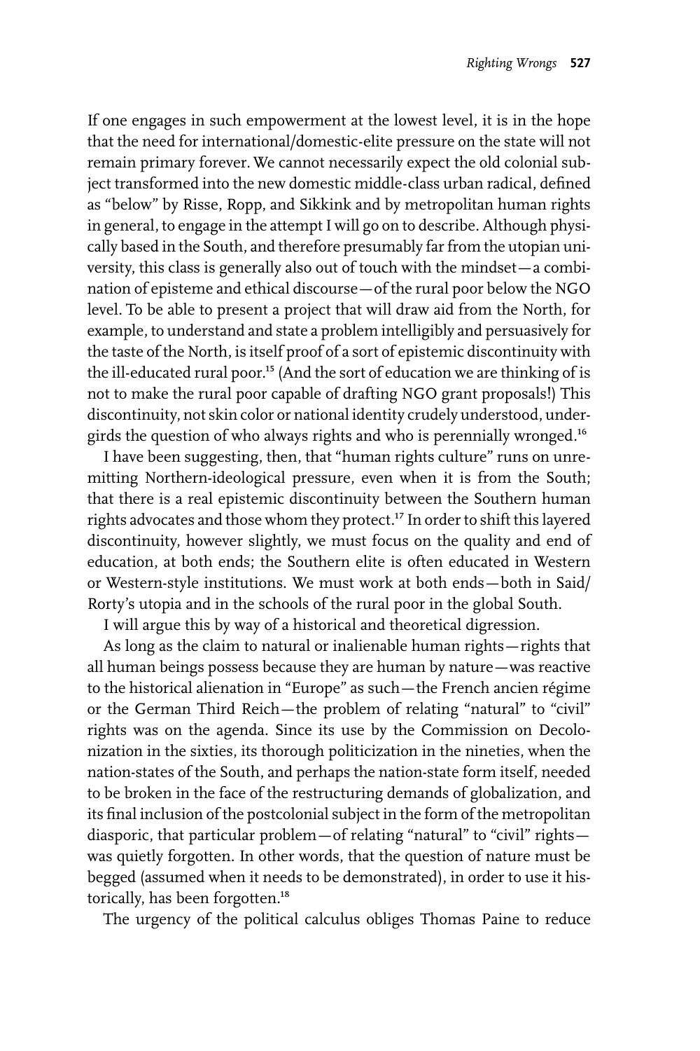If one engages in such empowerment at the lowest level, it is in the hope that the need for international/domestic-elite pressure on the state will not remain primary forever. We cannot necessarily expect the old colonial subject transformed into the new domestic middle-class urban radical, defined as "below" by Risse, Ropp, and Sikkink and by metropolitan human rights in general, to engage in the attempt I will go on to describe. Although physically based in the South, and therefore presumably far from the utopian university, this class is generally also out of touch with the mindset—a combination of episteme and ethical discourse—of the rural poor below the NGO level. To be able to present a project that will draw aid from the North, for example, to understand and state a problem intelligibly and persuasively for the taste of the North, is itself proof of a sort of epistemic discontinuity with the ill-educated rural poor.[15] (And the sort of education we are thinking of is not to make the rural poor capable of drafting NGO grant proposals!) This discontinuity, not skin color or national identity crudely understood, undergirds the question of who always rights and who is perennially wronged.[16]

I have been suggesting, then, that "human rights culture" runs on unremitting Northern-ideological pressure, even when it is from the South; that there is a real epistemic discontinuity between the Southern human rights advocates and those whom they protect.[17] In order to shift this layered discontinuity, however slightly, we must focus on the quality and end of education, at both ends; the Southern elite is often educated in Western or Western-style institutions. We must work at both ends—both in Said/Rorty's utopia and in the schools of the rural poor in the global South.

I will argue this by way of a historical and theoretical digression.

As long as the claim to natural or inalienable human rights—rights that all human beings possess because they are human by nature—was reactive to the historical alienation in "Europe" as such—the French ancien régime or the German Third Reich—the problem of relating "natural" to "civil" rights was on the agenda. Since its use by the Commission on Decolonization in the sixties, its thorough politicization in the nineties, when the nation-states of the South, and perhaps the nation-state form itself, needed to be broken in the face of the restructuring demands of globalization, and its final inclusion of the postcolonial subject in the form of the metropolitan diasporic, that particular problem—of relating "natural" to "civil" rights—was quietly forgotten. In other words, that the question of nature must be begged (assumed when it needs to be demonstrated), in order to use it historically, has been forgotten.[18]

The urgency of the political calculus obliges Thomas Paine to reduce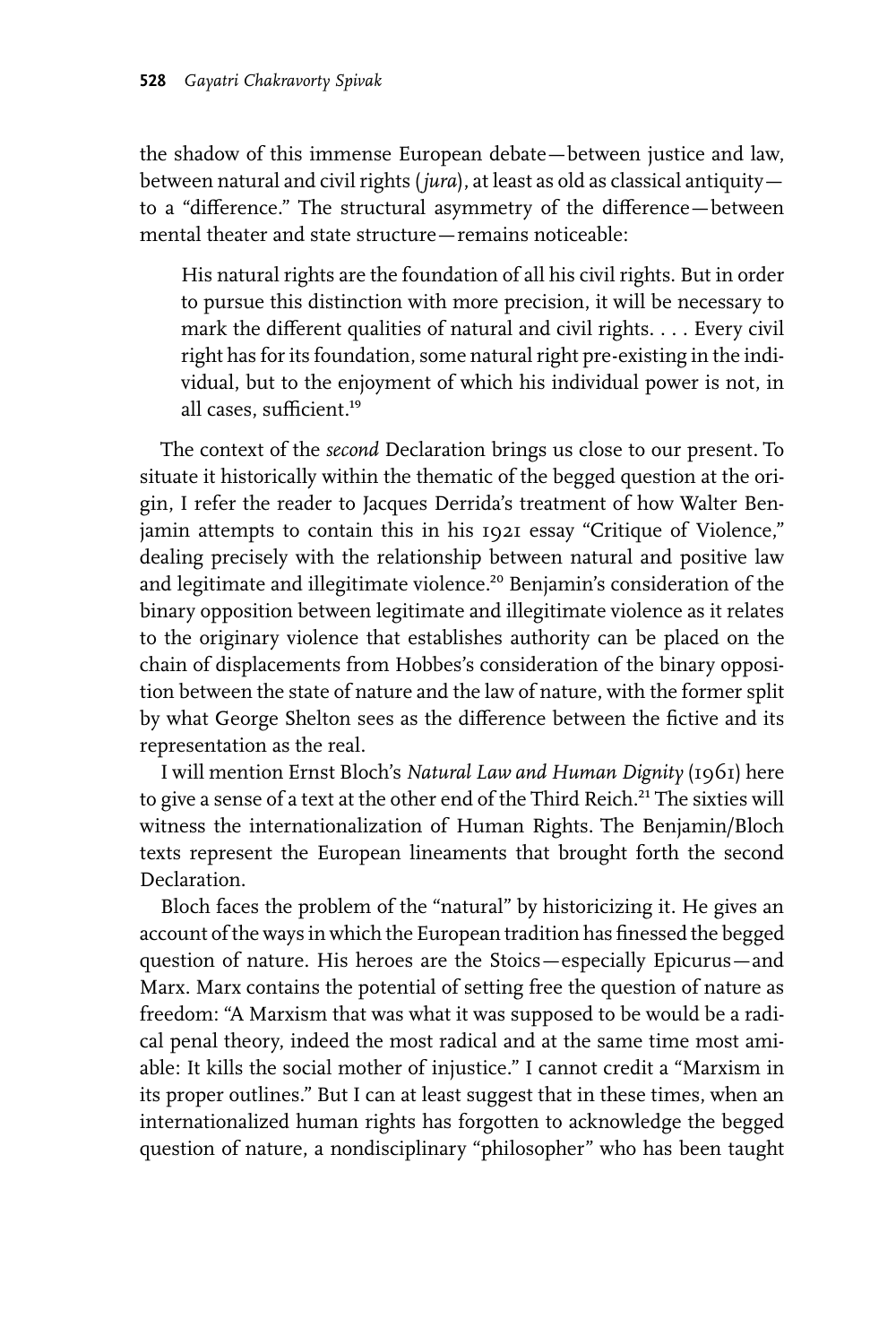the shadow of this immense European debate—between justice and law, between natural and civil rights (*jura*), at least as old as classical antiquity—to a "difference." The structural asymmetry of the difference—between mental theater and state structure—remains noticeable:

> His natural rights are the foundation of all his civil rights. But in order to pursue this distinction with more precision, it will be necessary to mark the different qualities of natural and civil rights. . . . Every civil right has for its foundation, some natural right pre-existing in the individual, but to the enjoyment of which his individual power is not, in all cases, sufficient.[19]

The context of the *second* Declaration brings us close to our present. To situate it historically within the thematic of the begged question at the origin, I refer the reader to Jacques Derrida's treatment of how Walter Benjamin attempts to contain this in his 1921 essay "Critique of Violence," dealing precisely with the relationship between natural and positive law and legitimate and illegitimate violence.[20] Benjamin's consideration of the binary opposition between legitimate and illegitimate violence as it relates to the originary violence that establishes authority can be placed on the chain of displacements from Hobbes's consideration of the binary opposition between the state of nature and the law of nature, with the former split by what George Shelton sees as the difference between the fictive and its representation as the real.

I will mention Ernst Bloch's *Natural Law and Human Dignity* (1961) here to give a sense of a text at the other end of the Third Reich.[21] The sixties will witness the internationalization of Human Rights. The Benjamin/Bloch texts represent the European lineaments that brought forth the second Declaration.

Bloch faces the problem of the "natural" by historicizing it. He gives an account of the ways in which the European tradition has finessed the begged question of nature. His heroes are the Stoics—especially Epicurus—and Marx. Marx contains the potential of setting free the question of nature as freedom: "A Marxism that was what it was supposed to be would be a radical penal theory, indeed the most radical and at the same time most amiable: It kills the social mother of injustice." I cannot credit a "Marxism in its proper outlines." But I can at least suggest that in these times, when an internationalized human rights has forgotten to acknowledge the begged question of nature, a nondisciplinary "philosopher" who has been taught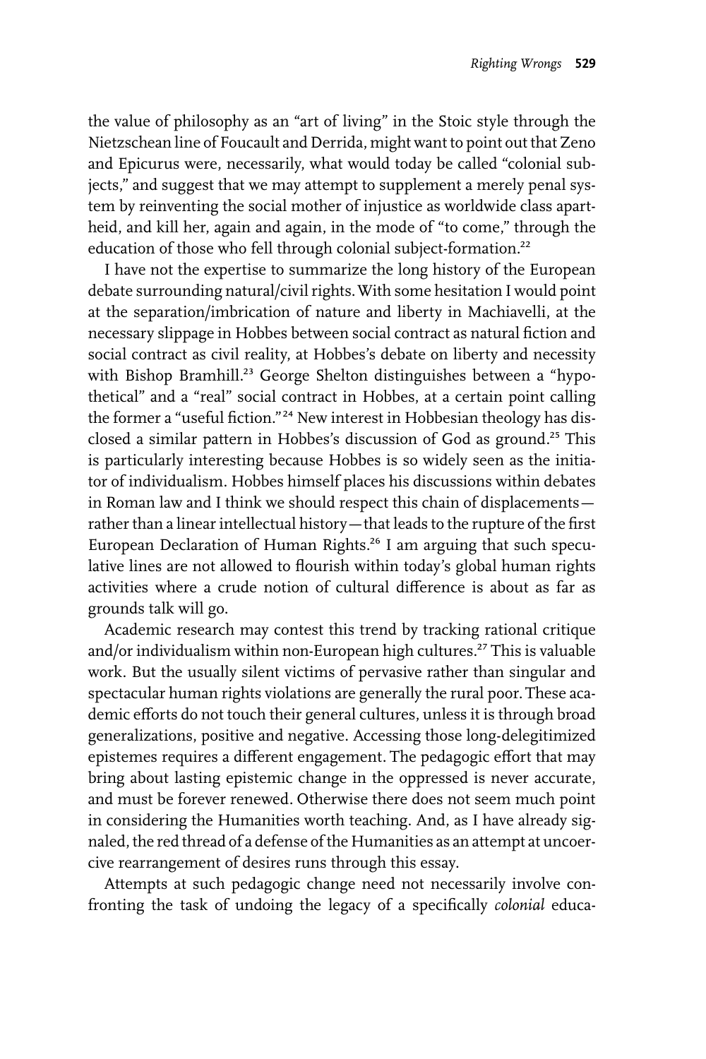the value of philosophy as an "art of living" in the Stoic style through the Nietzschean line of Foucault and Derrida, might want to point out that Zeno and Epicurus were, necessarily, what would today be called "colonial subjects," and suggest that we may attempt to supplement a merely penal system by reinventing the social mother of injustice as worldwide class apartheid, and kill her, again and again, in the mode of "to come," through the education of those who fell through colonial subject-formation.[22]

I have not the expertise to summarize the long history of the European debate surrounding natural/civil rights. With some hesitation I would point at the separation/imbrication of nature and liberty in Machiavelli, at the necessary slippage in Hobbes between social contract as natural fiction and social contract as civil reality, at Hobbes's debate on liberty and necessity with Bishop Bramhill.[23] George Shelton distinguishes between a "hypothetical" and a "real" social contract in Hobbes, at a certain point calling the former a "useful fiction."[24] New interest in Hobbesian theology has disclosed a similar pattern in Hobbes's discussion of God as ground.[25] This is particularly interesting because Hobbes is so widely seen as the initiator of individualism. Hobbes himself places his discussions within debates in Roman law and I think we should respect this chain of displacements—rather than a linear intellectual history—that leads to the rupture of the first European Declaration of Human Rights.[26] I am arguing that such speculative lines are not allowed to flourish within today's global human rights activities where a crude notion of cultural difference is about as far as grounds talk will go.

Academic research may contest this trend by tracking rational critique and/or individualism within non-European high cultures.[27] This is valuable work. But the usually silent victims of pervasive rather than singular and spectacular human rights violations are generally the rural poor. These academic efforts do not touch their general cultures, unless it is through broad generalizations, positive and negative. Accessing those long-delegitimized epistemes requires a different engagement. The pedagogic effort that may bring about lasting epistemic change in the oppressed is never accurate, and must be forever renewed. Otherwise there does not seem much point in considering the Humanities worth teaching. And, as I have already signaled, the red thread of a defense of the Humanities as an attempt at uncoercive rearrangement of desires runs through this essay.

Attempts at such pedagogic change need not necessarily involve confronting the task of undoing the legacy of a specifically *colonial* educa-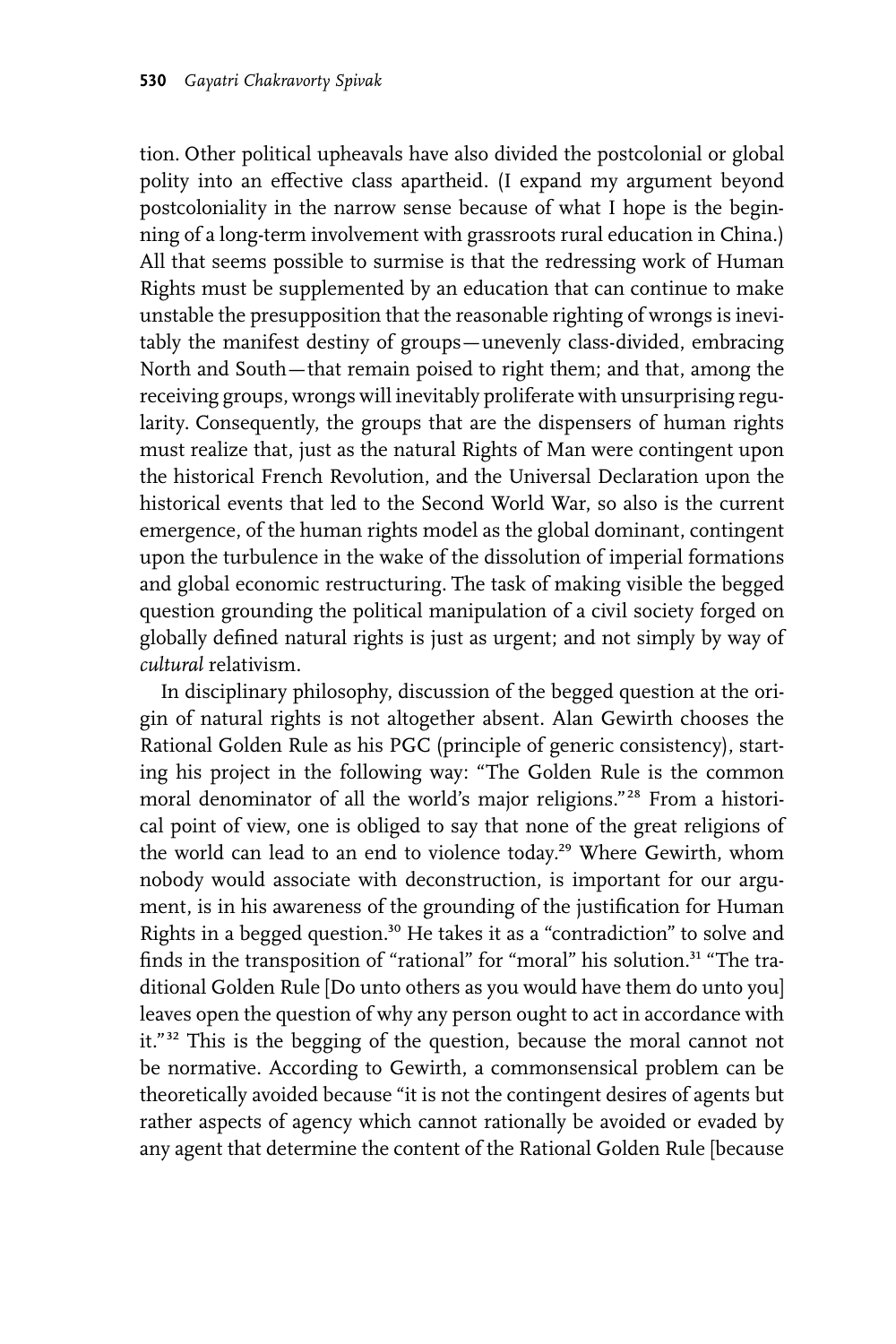tion. Other political upheavals have also divided the postcolonial or global polity into an effective class apartheid. (I expand my argument beyond postcoloniality in the narrow sense because of what I hope is the beginning of a long-term involvement with grassroots rural education in China.) All that seems possible to surmise is that the redressing work of Human Rights must be supplemented by an education that can continue to make unstable the presupposition that the reasonable righting of wrongs is inevitably the manifest destiny of groups—unevenly class-divided, embracing North and South—that remain poised to right them; and that, among the receiving groups, wrongs will inevitably proliferate with unsurprising regularity. Consequently, the groups that are the dispensers of human rights must realize that, just as the natural Rights of Man were contingent upon the historical French Revolution, and the Universal Declaration upon the historical events that led to the Second World War, so also is the current emergence, of the human rights model as the global dominant, contingent upon the turbulence in the wake of the dissolution of imperial formations and global economic restructuring. The task of making visible the begged question grounding the political manipulation of a civil society forged on globally defined natural rights is just as urgent; and not simply by way of *cultural* relativism.

In disciplinary philosophy, discussion of the begged question at the origin of natural rights is not altogether absent. Alan Gewirth chooses the Rational Golden Rule as his PGC (principle of generic consistency), starting his project in the following way: "The Golden Rule is the common moral denominator of all the world's major religions."[28] From a historical point of view, one is obliged to say that none of the great religions of the world can lead to an end to violence today.[29] Where Gewirth, whom nobody would associate with deconstruction, is important for our argument, is in his awareness of the grounding of the justification for Human Rights in a begged question.[30] He takes it as a "contradiction" to solve and finds in the transposition of "rational" for "moral" his solution.[31] "The traditional Golden Rule [Do unto others as you would have them do unto you] leaves open the question of why any person ought to act in accordance with it."[32] This is the begging of the question, because the moral cannot not be normative. According to Gewirth, a commonsensical problem can be theoretically avoided because "it is not the contingent desires of agents but rather aspects of agency which cannot rationally be avoided or evaded by any agent that determine the content of the Rational Golden Rule [because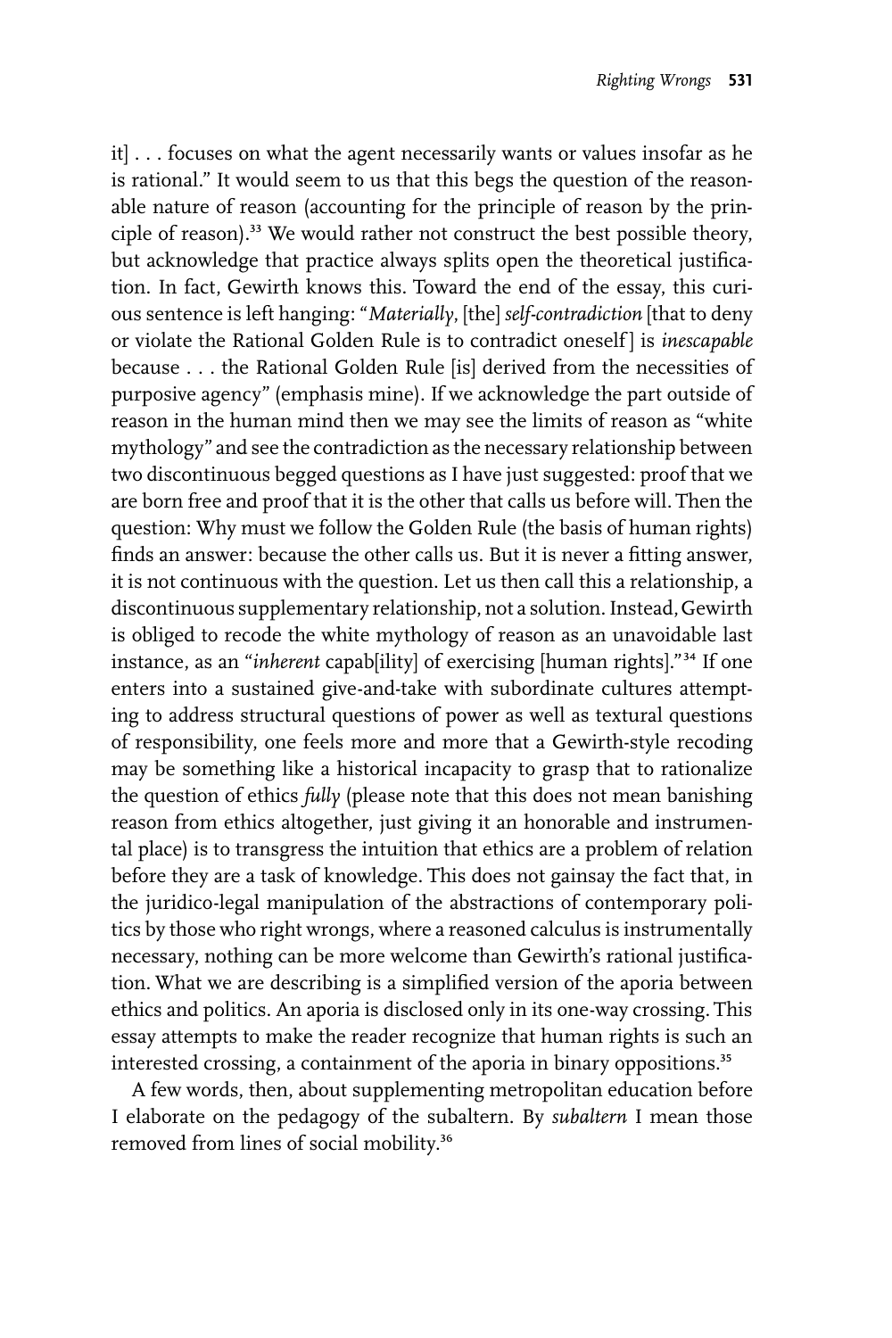it] . . . focuses on what the agent necessarily wants or values insofar as he is rational." It would seem to us that this begs the question of the reasonable nature of reason (accounting for the principle of reason by the principle of reason).[33] We would rather not construct the best possible theory, but acknowledge that practice always splits open the theoretical justification. In fact, Gewirth knows this. Toward the end of the essay, this curious sentence is left hanging: "*Materially*, [the] *self-contradiction* [that to deny or violate the Rational Golden Rule is to contradict oneself] is *inescapable* because . . . the Rational Golden Rule [is] derived from the necessities of purposive agency" (emphasis mine). If we acknowledge the part outside of reason in the human mind then we may see the limits of reason as "white mythology" and see the contradiction as the necessary relationship between two discontinuous begged questions as I have just suggested: proof that we are born free and proof that it is the other that calls us before will. Then the question: Why must we follow the Golden Rule (the basis of human rights) finds an answer: because the other calls us. But it is never a fitting answer, it is not continuous with the question. Let us then call this a relationship, a discontinuous supplementary relationship, not a solution. Instead, Gewirth is obliged to recode the white mythology of reason as an unavoidable last instance, as an "*inherent* capab[ility] of exercising [human rights]."[34] If one enters into a sustained give-and-take with subordinate cultures attempting to address structural questions of power as well as textural questions of responsibility, one feels more and more that a Gewirth-style recoding may be something like a historical incapacity to grasp that to rationalize the question of ethics *fully* (please note that this does not mean banishing reason from ethics altogether, just giving it an honorable and instrumental place) is to transgress the intuition that ethics are a problem of relation before they are a task of knowledge. This does not gainsay the fact that, in the juridico-legal manipulation of the abstractions of contemporary politics by those who right wrongs, where a reasoned calculus is instrumentally necessary, nothing can be more welcome than Gewirth's rational justification. What we are describing is a simplified version of the aporia between ethics and politics. An aporia is disclosed only in its one-way crossing. This essay attempts to make the reader recognize that human rights is such an interested crossing, a containment of the aporia in binary oppositions.[35]

A few words, then, about supplementing metropolitan education before I elaborate on the pedagogy of the subaltern. By *subaltern* I mean those removed from lines of social mobility.[36]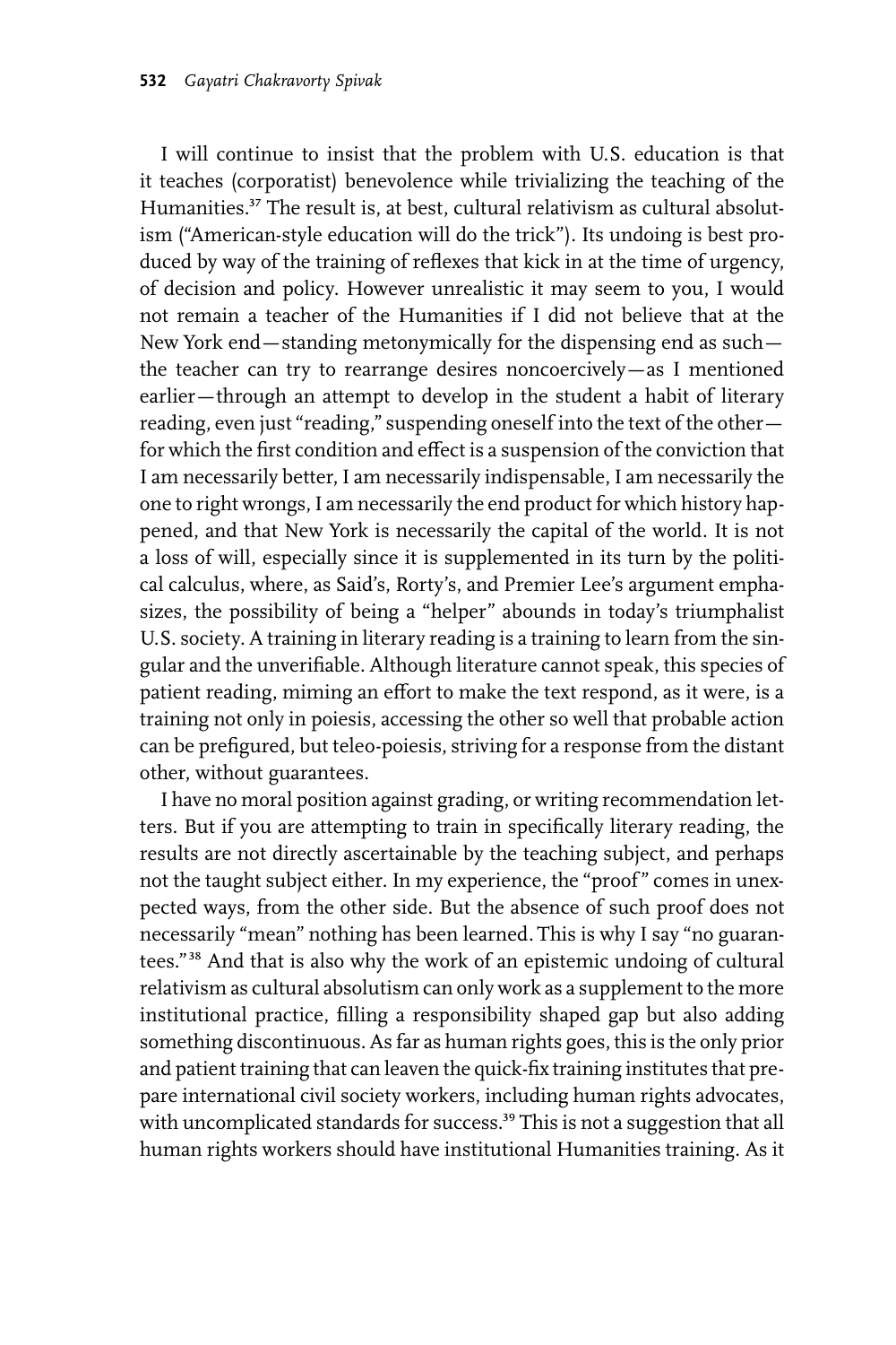I will continue to insist that the problem with U.S. education is that it teaches (corporatist) benevolence while trivializing the teaching of the Humanities.[37] The result is, at best, cultural relativism as cultural absolutism ("American-style education will do the trick"). Its undoing is best produced by way of the training of reflexes that kick in at the time of urgency, of decision and policy. However unrealistic it may seem to you, I would not remain a teacher of the Humanities if I did not believe that at the New York end—standing metonymically for the dispensing end as such—the teacher can try to rearrange desires noncoercively—as I mentioned earlier—through an attempt to develop in the student a habit of literary reading, even just "reading," suspending oneself into the text of the other—for which the first condition and effect is a suspension of the conviction that I am necessarily better, I am necessarily indispensable, I am necessarily the one to right wrongs, I am necessarily the end product for which history happened, and that New York is necessarily the capital of the world. It is not a loss of will, especially since it is supplemented in its turn by the political calculus, where, as Said's, Rorty's, and Premier Lee's argument emphasizes, the possibility of being a "helper" abounds in today's triumphalist U.S. society. A training in literary reading is a training to learn from the singular and the unverifiable. Although literature cannot speak, this species of patient reading, miming an effort to make the text respond, as it were, is a training not only in poiesis, accessing the other so well that probable action can be prefigured, but teleo-poiesis, striving for a response from the distant other, without guarantees.

I have no moral position against grading, or writing recommendation letters. But if you are attempting to train in specifically literary reading, the results are not directly ascertainable by the teaching subject, and perhaps not the taught subject either. In my experience, the "proof" comes in unexpected ways, from the other side. But the absence of such proof does not necessarily "mean" nothing has been learned. This is why I say "no guarantees."[38] And that is also why the work of an epistemic undoing of cultural relativism as cultural absolutism can only work as a supplement to the more institutional practice, filling a responsibility shaped gap but also adding something discontinuous. As far as human rights goes, this is the only prior and patient training that can leaven the quick-fix training institutes that prepare international civil society workers, including human rights advocates, with uncomplicated standards for success.[39] This is not a suggestion that all human rights workers should have institutional Humanities training. As it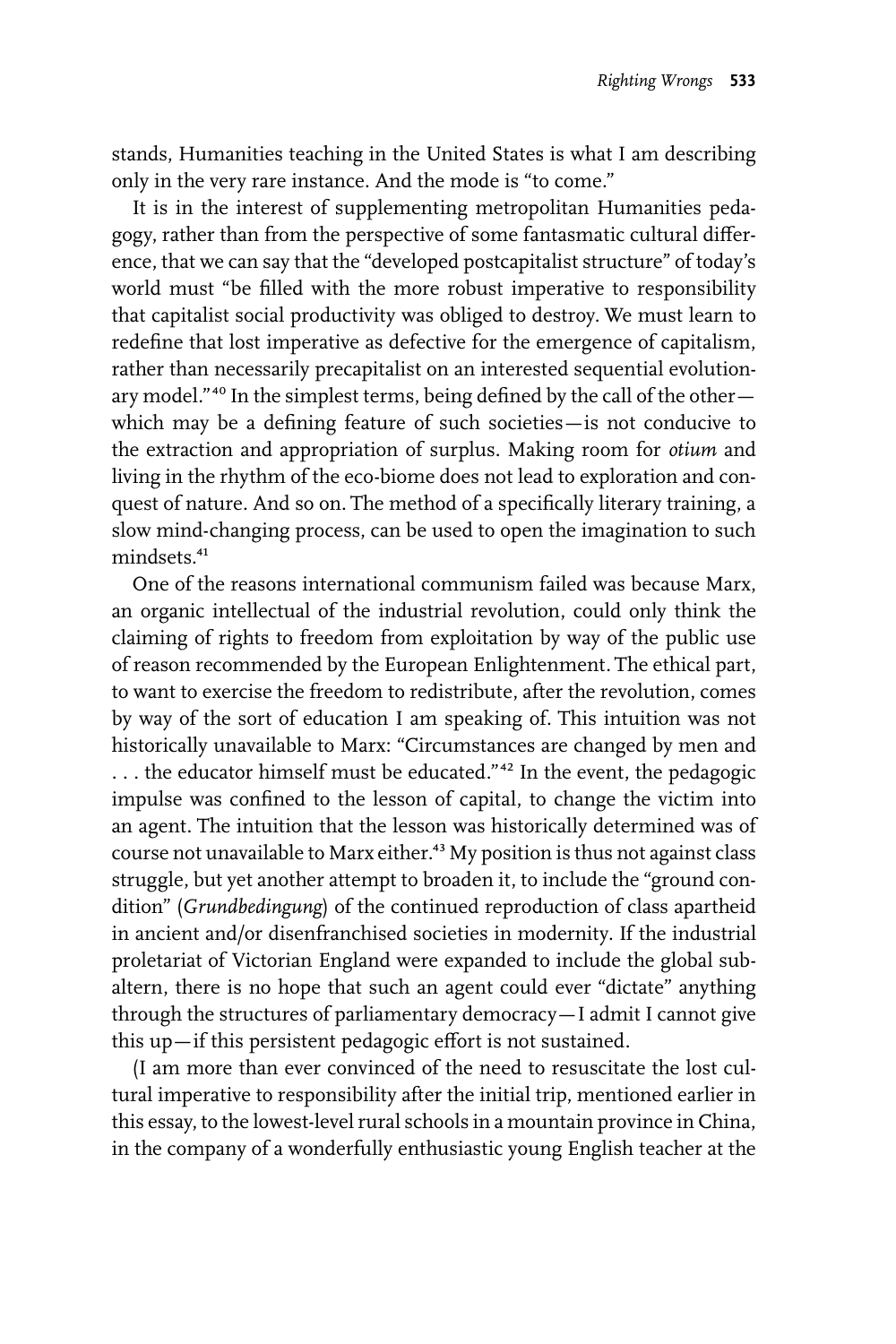stands, Humanities teaching in the United States is what I am describing only in the very rare instance. And the mode is "to come."

It is in the interest of supplementing metropolitan Humanities pedagogy, rather than from the perspective of some fantasmatic cultural difference, that we can say that the "developed postcapitalist structure" of today's world must "be filled with the more robust imperative to responsibility that capitalist social productivity was obliged to destroy. We must learn to redefine that lost imperative as defective for the emergence of capitalism, rather than necessarily precapitalist on an interested sequential evolutionary model."[40] In the simplest terms, being defined by the call of the other—which may be a defining feature of such societies—is not conducive to the extraction and appropriation of surplus. Making room for *otium* and living in the rhythm of the eco-biome does not lead to exploration and conquest of nature. And so on. The method of a specifically literary training, a slow mind-changing process, can be used to open the imagination to such mindsets.[41]

One of the reasons international communism failed was because Marx, an organic intellectual of the industrial revolution, could only think the claiming of rights to freedom from exploitation by way of the public use of reason recommended by the European Enlightenment. The ethical part, to want to exercise the freedom to redistribute, after the revolution, comes by way of the sort of education I am speaking of. This intuition was not historically unavailable to Marx: "Circumstances are changed by men and . . . the educator himself must be educated."[42] In the event, the pedagogic impulse was confined to the lesson of capital, to change the victim into an agent. The intuition that the lesson was historically determined was of course not unavailable to Marx either.[43] My position is thus not against class struggle, but yet another attempt to broaden it, to include the "ground condition" (*Grundbedingung*) of the continued reproduction of class apartheid in ancient and/or disenfranchised societies in modernity. If the industrial proletariat of Victorian England were expanded to include the global subaltern, there is no hope that such an agent could ever "dictate" anything through the structures of parliamentary democracy—I admit I cannot give this up—if this persistent pedagogic effort is not sustained.

(I am more than ever convinced of the need to resuscitate the lost cultural imperative to responsibility after the initial trip, mentioned earlier in this essay, to the lowest-level rural schools in a mountain province in China, in the company of a wonderfully enthusiastic young English teacher at the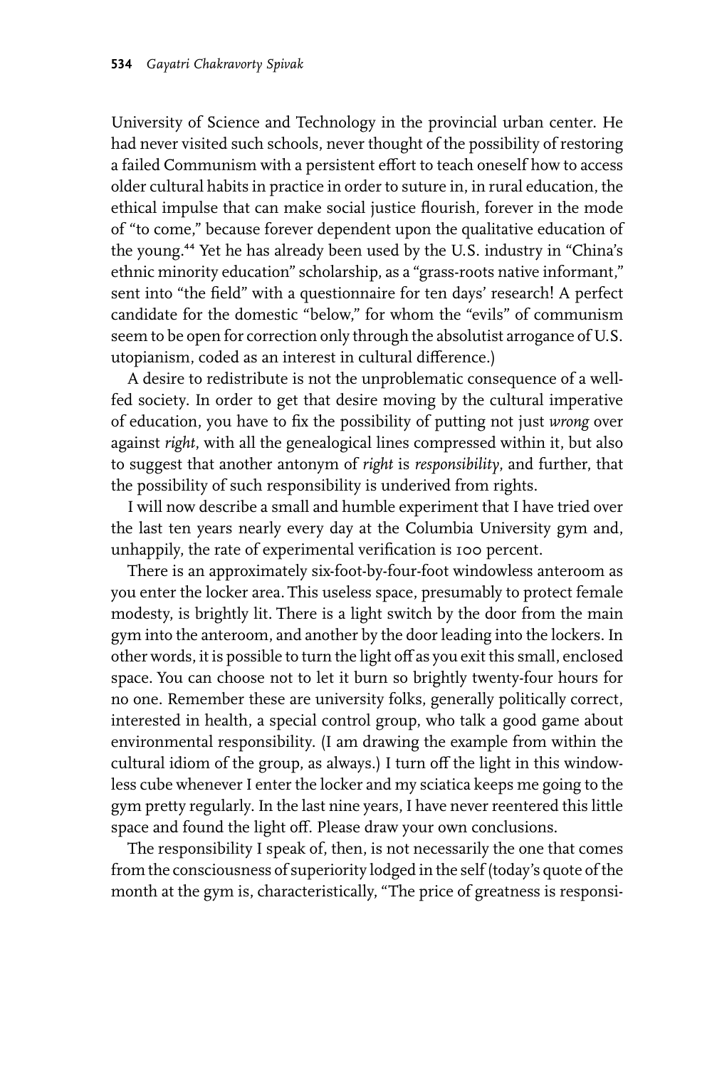University of Science and Technology in the provincial urban center. He had never visited such schools, never thought of the possibility of restoring a failed Communism with a persistent effort to teach oneself how to access older cultural habits in practice in order to suture in, in rural education, the ethical impulse that can make social justice flourish, forever in the mode of "to come," because forever dependent upon the qualitative education of the young.[44] Yet he has already been used by the U.S. industry in "China's ethnic minority education" scholarship, as a "grass-roots native informant," sent into "the field" with a questionnaire for ten days' research! A perfect candidate for the domestic "below," for whom the "evils" of communism seem to be open for correction only through the absolutist arrogance of U.S. utopianism, coded as an interest in cultural difference.)

A desire to redistribute is not the unproblematic consequence of a well-fed society. In order to get that desire moving by the cultural imperative of education, you have to fix the possibility of putting not just *wrong* over against *right*, with all the genealogical lines compressed within it, but also to suggest that another antonym of *right* is *responsibility*, and further, that the possibility of such responsibility is underived from rights.

I will now describe a small and humble experiment that I have tried over the last ten years nearly every day at the Columbia University gym and, unhappily, the rate of experimental verification is 100 percent.

There is an approximately six-foot-by-four-foot windowless anteroom as you enter the locker area. This useless space, presumably to protect female modesty, is brightly lit. There is a light switch by the door from the main gym into the anteroom, and another by the door leading into the lockers. In other words, it is possible to turn the light off as you exit this small, enclosed space. You can choose not to let it burn so brightly twenty-four hours for no one. Remember these are university folks, generally politically correct, interested in health, a special control group, who talk a good game about environmental responsibility. (I am drawing the example from within the cultural idiom of the group, as always.) I turn off the light in this windowless cube whenever I enter the locker and my sciatica keeps me going to the gym pretty regularly. In the last nine years, I have never reentered this little space and found the light off. Please draw your own conclusions.

The responsibility I speak of, then, is not necessarily the one that comes from the consciousness of superiority lodged in the self (today's quote of the month at the gym is, characteristically, "The price of greatness is responsi-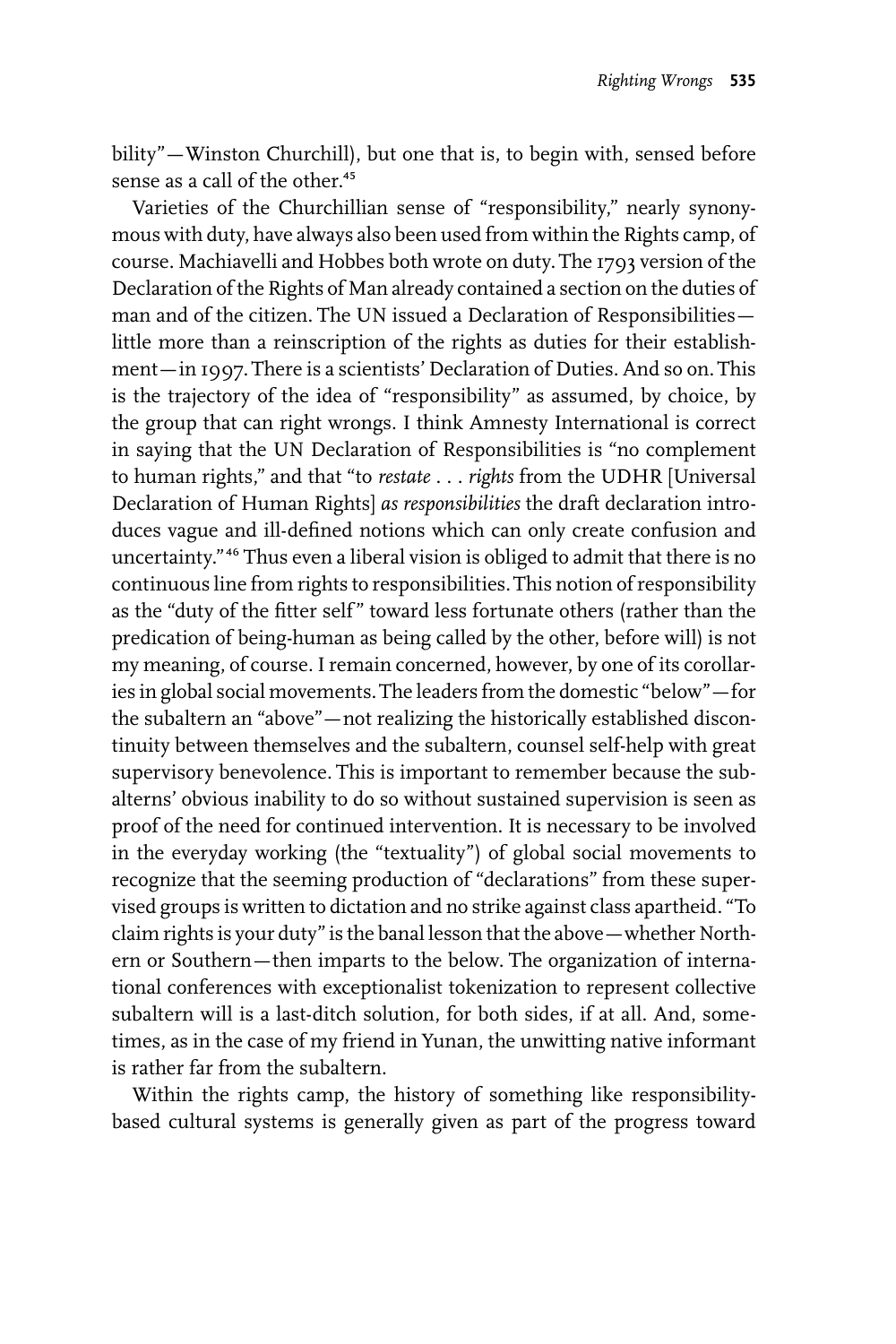bility"—Winston Churchill), but one that is, to begin with, sensed before sense as a call of the other.[45]

Varieties of the Churchillian sense of "responsibility," nearly synonymous with duty, have always also been used from within the Rights camp, of course. Machiavelli and Hobbes both wrote on duty. The 1793 version of the Declaration of the Rights of Man already contained a section on the duties of man and of the citizen. The UN issued a Declaration of Responsibilities—little more than a reinscription of the rights as duties for their establishment—in 1997. There is a scientists' Declaration of Duties. And so on. This is the trajectory of the idea of "responsibility" as assumed, by choice, by the group that can right wrongs. I think Amnesty International is correct in saying that the UN Declaration of Responsibilities is "no complement to human rights," and that "to *restate . . . rights* from the UDHR [Universal Declaration of Human Rights] *as responsibilities* the draft declaration introduces vague and ill-defined notions which can only create confusion and uncertainty."[46] Thus even a liberal vision is obliged to admit that there is no continuous line from rights to responsibilities. This notion of responsibility as the "duty of the fitter self" toward less fortunate others (rather than the predication of being-human as being called by the other, before will) is not my meaning, of course. I remain concerned, however, by one of its corollaries in global social movements. The leaders from the domestic "below"—for the subaltern an "above"—not realizing the historically established discontinuity between themselves and the subaltern, counsel self-help with great supervisory benevolence. This is important to remember because the subalterns' obvious inability to do so without sustained supervision is seen as proof of the need for continued intervention. It is necessary to be involved in the everyday working (the "textuality") of global social movements to recognize that the seeming production of "declarations" from these supervised groups is written to dictation and no strike against class apartheid. "To claim rights is your duty" is the banal lesson that the above—whether Northern or Southern—then imparts to the below. The organization of international conferences with exceptionalist tokenization to represent collective subaltern will is a last-ditch solution, for both sides, if at all. And, sometimes, as in the case of my friend in Yunan, the unwitting native informant is rather far from the subaltern.

Within the rights camp, the history of something like responsibility-based cultural systems is generally given as part of the progress toward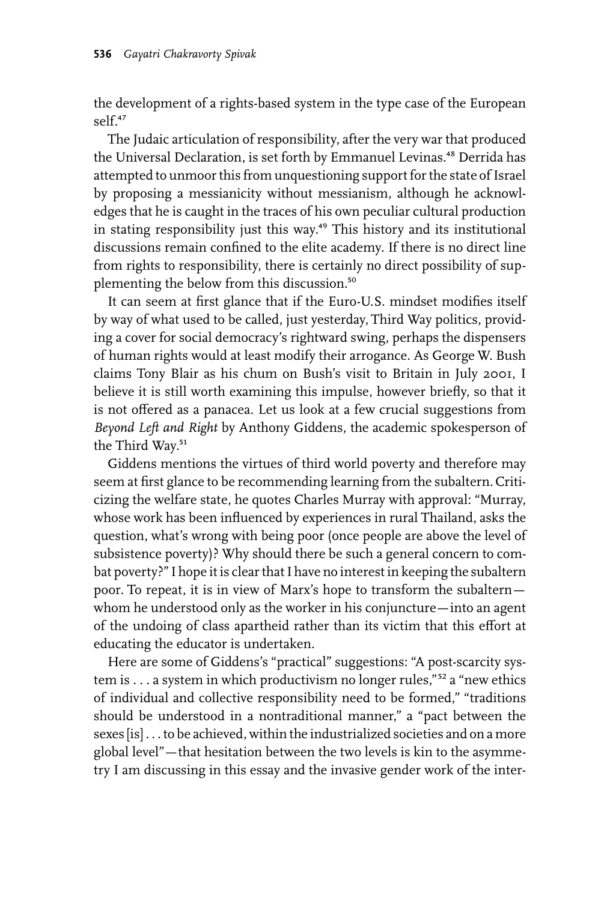the development of a rights-based system in the type case of the European self.[47]

The Judaic articulation of responsibility, after the very war that produced the Universal Declaration, is set forth by Emmanuel Levinas.[48] Derrida has attempted to unmoor this from unquestioning support for the state of Israel by proposing a messianicity without messianism, although he acknowledges that he is caught in the traces of his own peculiar cultural production in stating responsibility just this way.[49] This history and its institutional discussions remain confined to the elite academy. If there is no direct line from rights to responsibility, there is certainly no direct possibility of supplementing the below from this discussion.[50]

It can seem at first glance that if the Euro-U.S. mindset modifies itself by way of what used to be called, just yesterday, Third Way politics, providing a cover for social democracy's rightward swing, perhaps the dispensers of human rights would at least modify their arrogance. As George W. Bush claims Tony Blair as his chum on Bush's visit to Britain in July 2001, I believe it is still worth examining this impulse, however briefly, so that it is not offered as a panacea. Let us look at a few crucial suggestions from *Beyond Left and Right* by Anthony Giddens, the academic spokesperson of the Third Way.[51]

Giddens mentions the virtues of third world poverty and therefore may seem at first glance to be recommending learning from the subaltern. Criticizing the welfare state, he quotes Charles Murray with approval: "Murray, whose work has been influenced by experiences in rural Thailand, asks the question, what's wrong with being poor (once people are above the level of subsistence poverty)? Why should there be such a general concern to combat poverty?" I hope it is clear that I have no interest in keeping the subaltern poor. To repeat, it is in view of Marx's hope to transform the subaltern—whom he understood only as the worker in his conjuncture—into an agent of the undoing of class apartheid rather than its victim that this effort at educating the educator is undertaken.

Here are some of Giddens's "practical" suggestions: "A post-scarcity system is . . . a system in which productivism no longer rules,"[52] a "new ethics of individual and collective responsibility need to be formed," "traditions should be understood in a nontraditional manner," a "pact between the sexes [is] . . . to be achieved, within the industrialized societies and on a more global level"—that hesitation between the two levels is kin to the asymmetry I am discussing in this essay and the invasive gender work of the inter-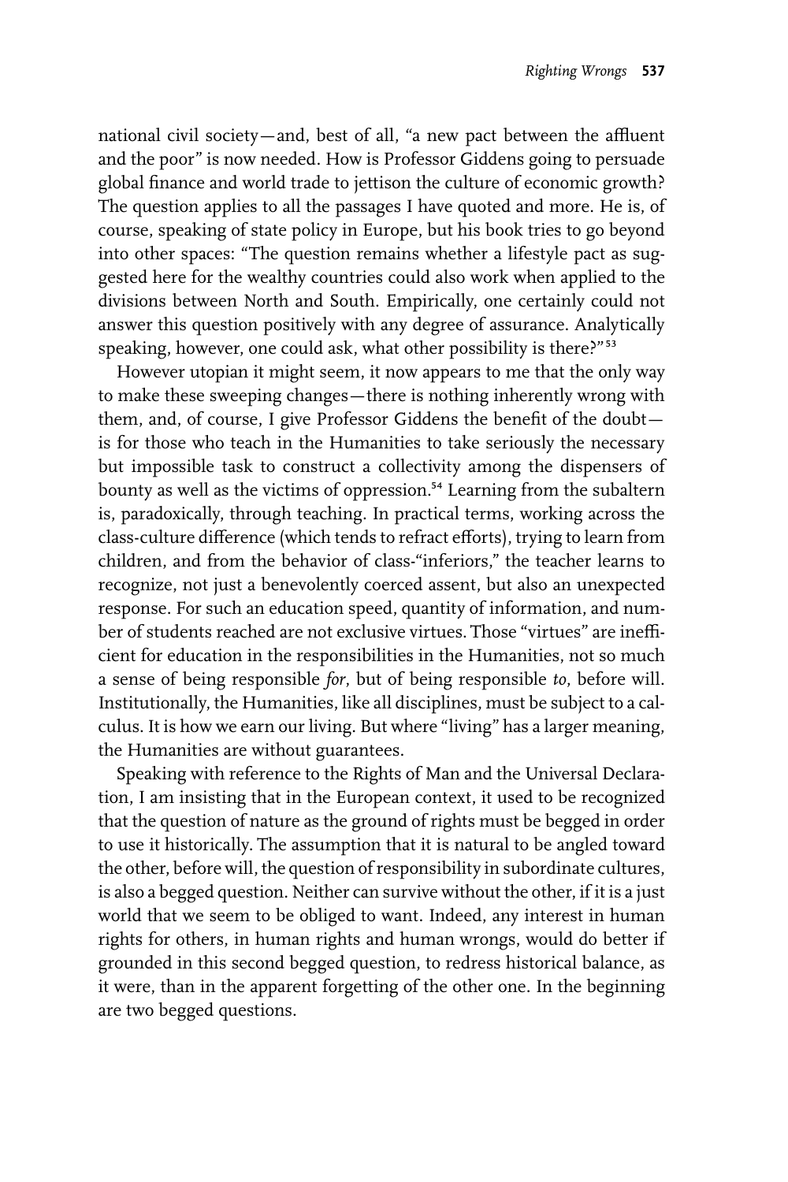national civil society—and, best of all, "a new pact between the affluent and the poor" is now needed. How is Professor Giddens going to persuade global finance and world trade to jettison the culture of economic growth? The question applies to all the passages I have quoted and more. He is, of course, speaking of state policy in Europe, but his book tries to go beyond into other spaces: "The question remains whether a lifestyle pact as suggested here for the wealthy countries could also work when applied to the divisions between North and South. Empirically, one certainly could not answer this question positively with any degree of assurance. Analytically speaking, however, one could ask, what other possibility is there?"[53]

However utopian it might seem, it now appears to me that the only way to make these sweeping changes—there is nothing inherently wrong with them, and, of course, I give Professor Giddens the benefit of the doubt—is for those who teach in the Humanities to take seriously the necessary but impossible task to construct a collectivity among the dispensers of bounty as well as the victims of oppression.[54] Learning from the subaltern is, paradoxically, through teaching. In practical terms, working across the class-culture difference (which tends to refract efforts), trying to learn from children, and from the behavior of class-"inferiors," the teacher learns to recognize, not just a benevolently coerced assent, but also an unexpected response. For such an education speed, quantity of information, and number of students reached are not exclusive virtues. Those "virtues" are inefficient for education in the responsibilities in the Humanities, not so much a sense of being responsible *for*, but of being responsible *to*, before will. Institutionally, the Humanities, like all disciplines, must be subject to a calculus. It is how we earn our living. But where "living" has a larger meaning, the Humanities are without guarantees.

Speaking with reference to the Rights of Man and the Universal Declaration, I am insisting that in the European context, it used to be recognized that the question of nature as the ground of rights must be begged in order to use it historically. The assumption that it is natural to be angled toward the other, before will, the question of responsibility in subordinate cultures, is also a begged question. Neither can survive without the other, if it is a just world that we seem to be obliged to want. Indeed, any interest in human rights for others, in human rights and human wrongs, would do better if grounded in this second begged question, to redress historical balance, as it were, than in the apparent forgetting of the other one. In the beginning are two begged questions.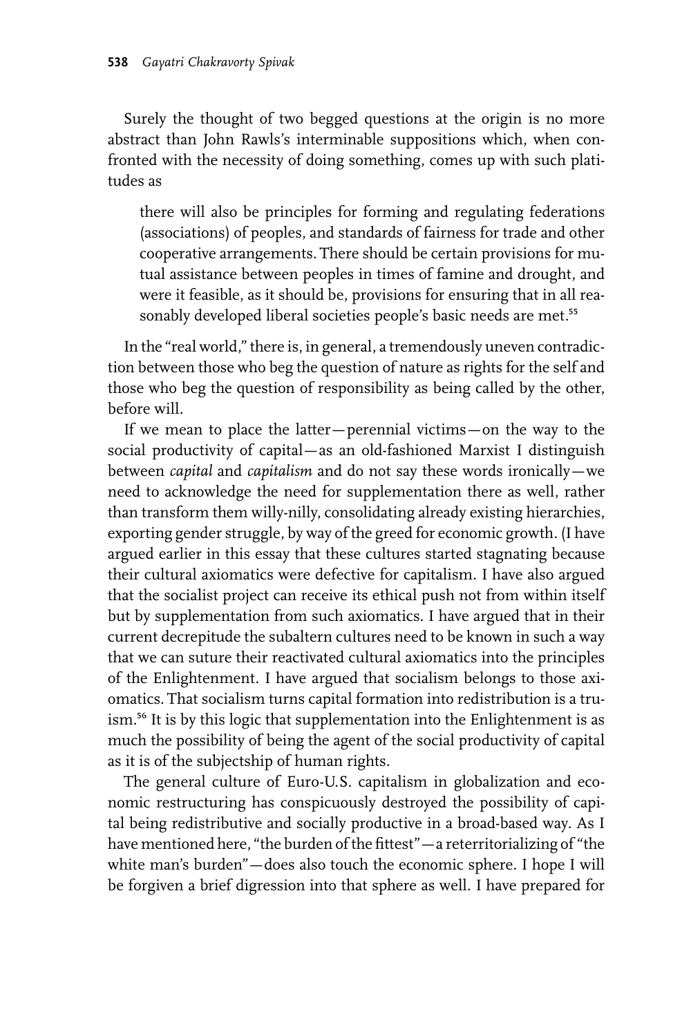Surely the thought of two begged questions at the origin is no more abstract than John Rawls's interminable suppositions which, when confronted with the necessity of doing something, comes up with such platitudes as

> there will also be principles for forming and regulating federations (associations) of peoples, and standards of fairness for trade and other cooperative arrangements. There should be certain provisions for mutual assistance between peoples in times of famine and drought, and were it feasible, as it should be, provisions for ensuring that in all reasonably developed liberal societies people's basic needs are met.[55]

In the "real world," there is, in general, a tremendously uneven contradiction between those who beg the question of nature as rights for the self and those who beg the question of responsibility as being called by the other, before will.

If we mean to place the latter—perennial victims—on the way to the social productivity of capital—as an old-fashioned Marxist I distinguish between *capital* and *capitalism* and do not say these words ironically—we need to acknowledge the need for supplementation there as well, rather than transform them willy-nilly, consolidating already existing hierarchies, exporting gender struggle, by way of the greed for economic growth. (I have argued earlier in this essay that these cultures started stagnating because their cultural axiomatics were defective for capitalism. I have also argued that the socialist project can receive its ethical push not from within itself but by supplementation from such axiomatics. I have argued that in their current decrepitude the subaltern cultures need to be known in such a way that we can suture their reactivated cultural axiomatics into the principles of the Enlightenment. I have argued that socialism belongs to those axiomatics. That socialism turns capital formation into redistribution is a truism.[56] It is by this logic that supplementation into the Enlightenment is as much the possibility of being the agent of the social productivity of capital as it is of the subjectship of human rights.

The general culture of Euro-U.S. capitalism in globalization and economic restructuring has conspicuously destroyed the possibility of capital being redistributive and socially productive in a broad-based way. As I have mentioned here, "the burden of the fittest"—a reterritorializing of "the white man's burden"—does also touch the economic sphere. I hope I will be forgiven a brief digression into that sphere as well. I have prepared for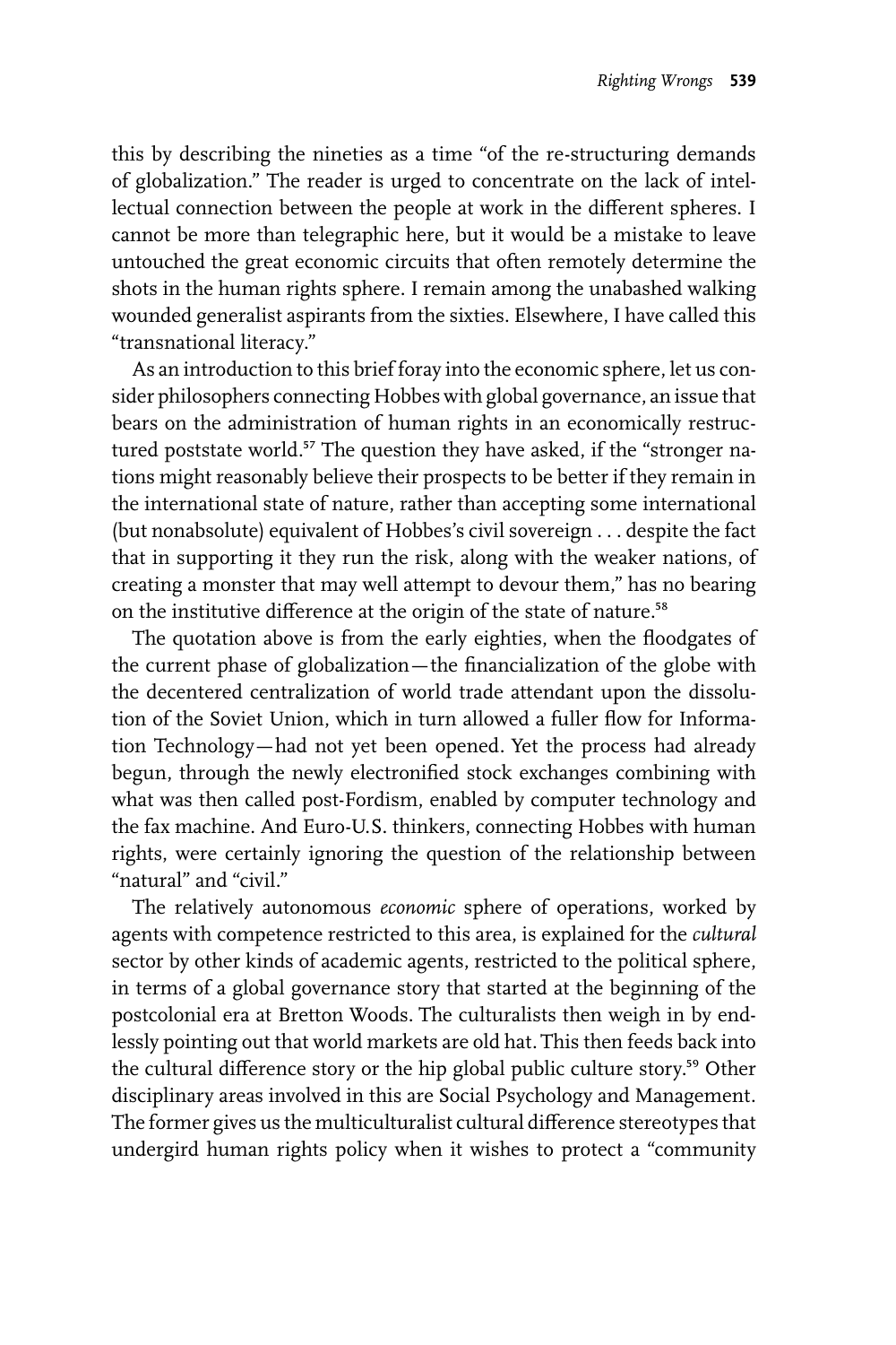this by describing the nineties as a time "of the re-structuring demands of globalization." The reader is urged to concentrate on the lack of intellectual connection between the people at work in the different spheres. I cannot be more than telegraphic here, but it would be a mistake to leave untouched the great economic circuits that often remotely determine the shots in the human rights sphere. I remain among the unabashed walking wounded generalist aspirants from the sixties. Elsewhere, I have called this "transnational literacy."

As an introduction to this brief foray into the economic sphere, let us consider philosophers connecting Hobbes with global governance, an issue that bears on the administration of human rights in an economically restructured poststate world.[57] The question they have asked, if the "stronger nations might reasonably believe their prospects to be better if they remain in the international state of nature, rather than accepting some international (but nonabsolute) equivalent of Hobbes's civil sovereign . . . despite the fact that in supporting it they run the risk, along with the weaker nations, of creating a monster that may well attempt to devour them," has no bearing on the institutive difference at the origin of the state of nature.[58]

The quotation above is from the early eighties, when the floodgates of the current phase of globalization—the financialization of the globe with the decentered centralization of world trade attendant upon the dissolution of the Soviet Union, which in turn allowed a fuller flow for Information Technology—had not yet been opened. Yet the process had already begun, through the newly electronified stock exchanges combining with what was then called post-Fordism, enabled by computer technology and the fax machine. And Euro-U.S. thinkers, connecting Hobbes with human rights, were certainly ignoring the question of the relationship between "natural" and "civil."

The relatively autonomous *economic* sphere of operations, worked by agents with competence restricted to this area, is explained for the *cultural* sector by other kinds of academic agents, restricted to the political sphere, in terms of a global governance story that started at the beginning of the postcolonial era at Bretton Woods. The culturalists then weigh in by endlessly pointing out that world markets are old hat. This then feeds back into the cultural difference story or the hip global public culture story.[59] Other disciplinary areas involved in this are Social Psychology and Management. The former gives us the multiculturalist cultural difference stereotypes that undergird human rights policy when it wishes to protect a "community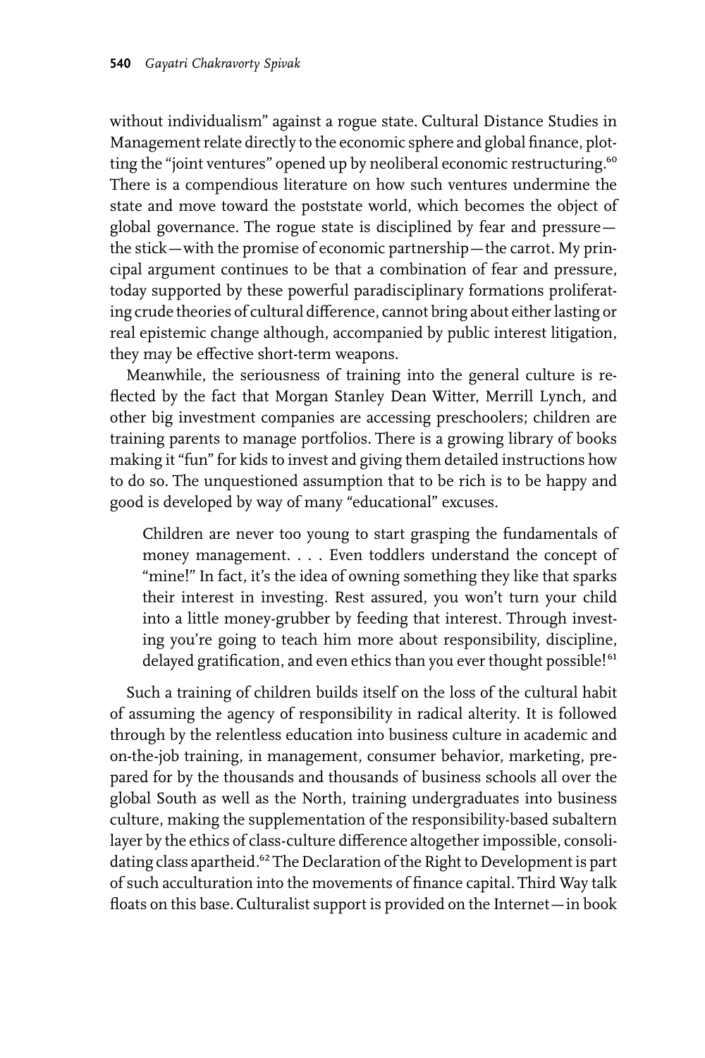without individualism" against a rogue state. Cultural Distance Studies in Management relate directly to the economic sphere and global finance, plotting the "joint ventures" opened up by neoliberal economic restructuring.[60] There is a compendious literature on how such ventures undermine the state and move toward the poststate world, which becomes the object of global governance. The rogue state is disciplined by fear and pressure—the stick—with the promise of economic partnership—the carrot. My principal argument continues to be that a combination of fear and pressure, today supported by these powerful paradisciplinary formations proliferating crude theories of cultural difference, cannot bring about either lasting or real epistemic change although, accompanied by public interest litigation, they may be effective short-term weapons.

Meanwhile, the seriousness of training into the general culture is reflected by the fact that Morgan Stanley Dean Witter, Merrill Lynch, and other big investment companies are accessing preschoolers; children are training parents to manage portfolios. There is a growing library of books making it "fun" for kids to invest and giving them detailed instructions how to do so. The unquestioned assumption that to be rich is to be happy and good is developed by way of many "educational" excuses.

> Children are never too young to start grasping the fundamentals of money management. . . . Even toddlers understand the concept of "mine!" In fact, it's the idea of owning something they like that sparks their interest in investing. Rest assured, you won't turn your child into a little money-grubber by feeding that interest. Through investing you're going to teach him more about responsibility, discipline, delayed gratification, and even ethics than you ever thought possible![61]

Such a training of children builds itself on the loss of the cultural habit of assuming the agency of responsibility in radical alterity. It is followed through by the relentless education into business culture in academic and on-the-job training, in management, consumer behavior, marketing, prepared for by the thousands and thousands of business schools all over the global South as well as the North, training undergraduates into business culture, making the supplementation of the responsibility-based subaltern layer by the ethics of class-culture difference altogether impossible, consolidating class apartheid.[62] The Declaration of the Right to Development is part of such acculturation into the movements of finance capital. Third Way talk floats on this base. Culturalist support is provided on the Internet—in book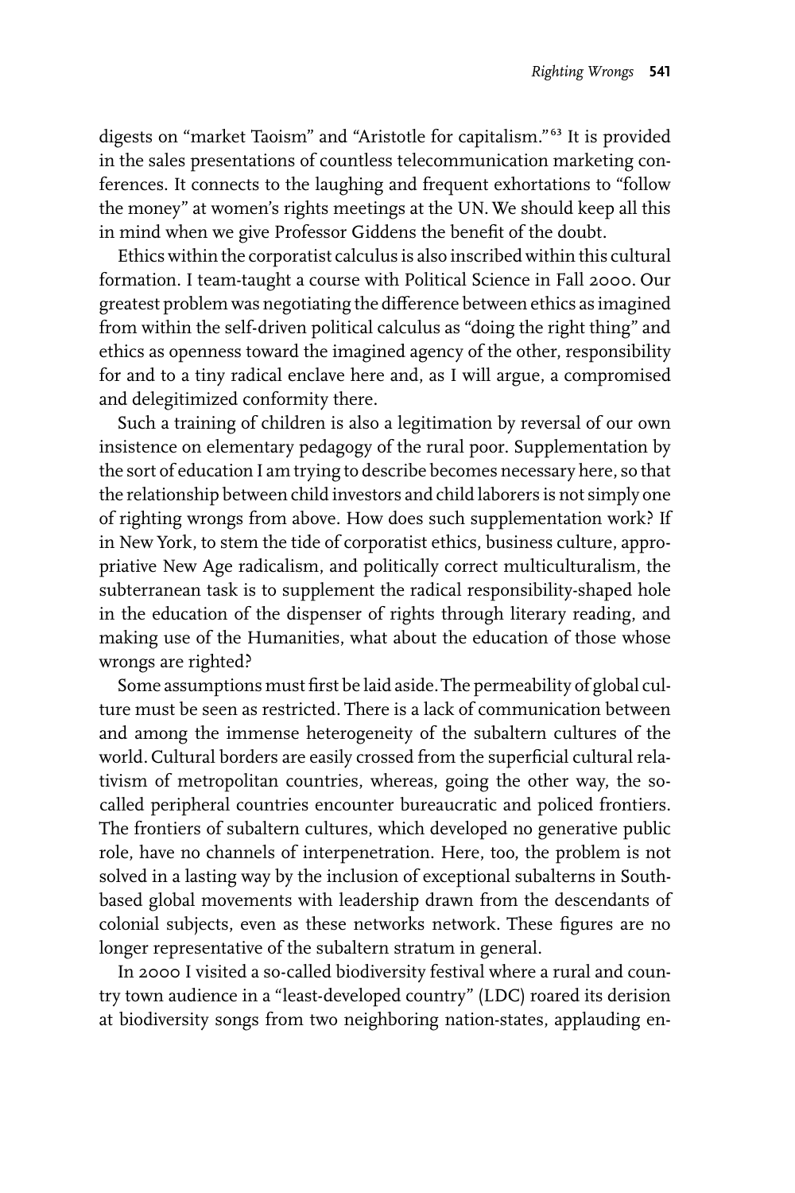digests on "market Taoism" and "Aristotle for capitalism."[63] It is provided in the sales presentations of countless telecommunication marketing conferences. It connects to the laughing and frequent exhortations to "follow the money" at women's rights meetings at the UN. We should keep all this in mind when we give Professor Giddens the benefit of the doubt.

Ethics within the corporatist calculus is also inscribed within this cultural formation. I team-taught a course with Political Science in Fall 2000. Our greatest problem was negotiating the difference between ethics as imagined from within the self-driven political calculus as "doing the right thing" and ethics as openness toward the imagined agency of the other, responsibility for and to a tiny radical enclave here and, as I will argue, a compromised and delegitimized conformity there.

Such a training of children is also a legitimation by reversal of our own insistence on elementary pedagogy of the rural poor. Supplementation by the sort of education I am trying to describe becomes necessary here, so that the relationship between child investors and child laborers is not simply one of righting wrongs from above. How does such supplementation work? If in New York, to stem the tide of corporatist ethics, business culture, appropriative New Age radicalism, and politically correct multiculturalism, the subterranean task is to supplement the radical responsibility-shaped hole in the education of the dispenser of rights through literary reading, and making use of the Humanities, what about the education of those whose wrongs are righted?

Some assumptions must first be laid aside. The permeability of global culture must be seen as restricted. There is a lack of communication between and among the immense heterogeneity of the subaltern cultures of the world. Cultural borders are easily crossed from the superficial cultural relativism of metropolitan countries, whereas, going the other way, the so-called peripheral countries encounter bureaucratic and policed frontiers. The frontiers of subaltern cultures, which developed no generative public role, have no channels of interpenetration. Here, too, the problem is not solved in a lasting way by the inclusion of exceptional subalterns in South-based global movements with leadership drawn from the descendants of colonial subjects, even as these networks network. These figures are no longer representative of the subaltern stratum in general.

In 2000 I visited a so-called biodiversity festival where a rural and country town audience in a "least-developed country" (LDC) roared its derision at biodiversity songs from two neighboring nation-states, applauding en-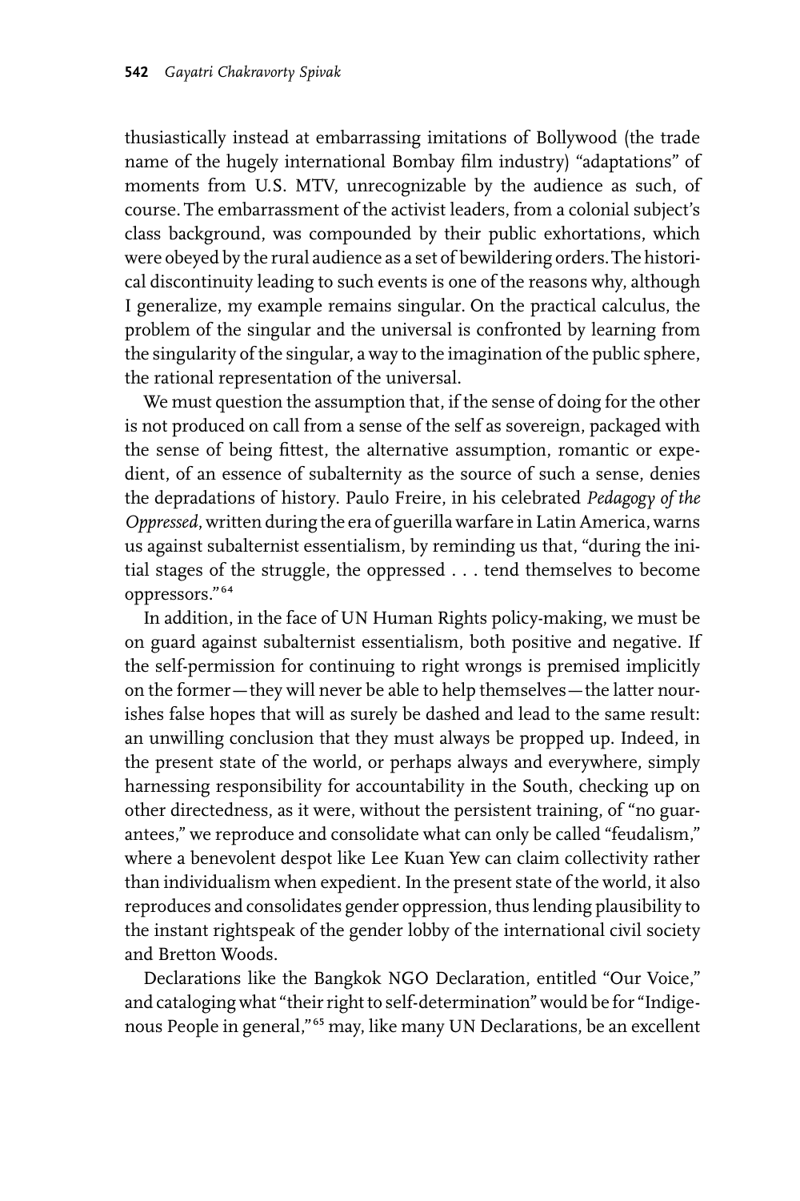thusiastically instead at embarrassing imitations of Bollywood (the trade name of the hugely international Bombay film industry) "adaptations" of moments from U.S. MTV, unrecognizable by the audience as such, of course. The embarrassment of the activist leaders, from a colonial subject's class background, was compounded by their public exhortations, which were obeyed by the rural audience as a set of bewildering orders. The historical discontinuity leading to such events is one of the reasons why, although I generalize, my example remains singular. On the practical calculus, the problem of the singular and the universal is confronted by learning from the singularity of the singular, a way to the imagination of the public sphere, the rational representation of the universal.

We must question the assumption that, if the sense of doing for the other is not produced on call from a sense of the self as sovereign, packaged with the sense of being fittest, the alternative assumption, romantic or expedient, of an essence of subalternity as the source of such a sense, denies the depradations of history. Paulo Freire, in his celebrated *Pedagogy of the Oppressed*, written during the era of guerilla warfare in Latin America, warns us against subalternist essentialism, by reminding us that, "during the initial stages of the struggle, the oppressed . . . tend themselves to become oppressors."[64]

In addition, in the face of UN Human Rights policy-making, we must be on guard against subalternist essentialism, both positive and negative. If the self-permission for continuing to right wrongs is premised implicitly on the former—they will never be able to help themselves—the latter nourishes false hopes that will as surely be dashed and lead to the same result: an unwilling conclusion that they must always be propped up. Indeed, in the present state of the world, or perhaps always and everywhere, simply harnessing responsibility for accountability in the South, checking up on other directedness, as it were, without the persistent training, of "no guarantees," we reproduce and consolidate what can only be called "feudalism," where a benevolent despot like Lee Kuan Yew can claim collectivity rather than individualism when expedient. In the present state of the world, it also reproduces and consolidates gender oppression, thus lending plausibility to the instant rightspeak of the gender lobby of the international civil society and Bretton Woods.

Declarations like the Bangkok NGO Declaration, entitled "Our Voice," and cataloging what "their right to self-determination" would be for "Indigenous People in general,"[65] may, like many UN Declarations, be an excellent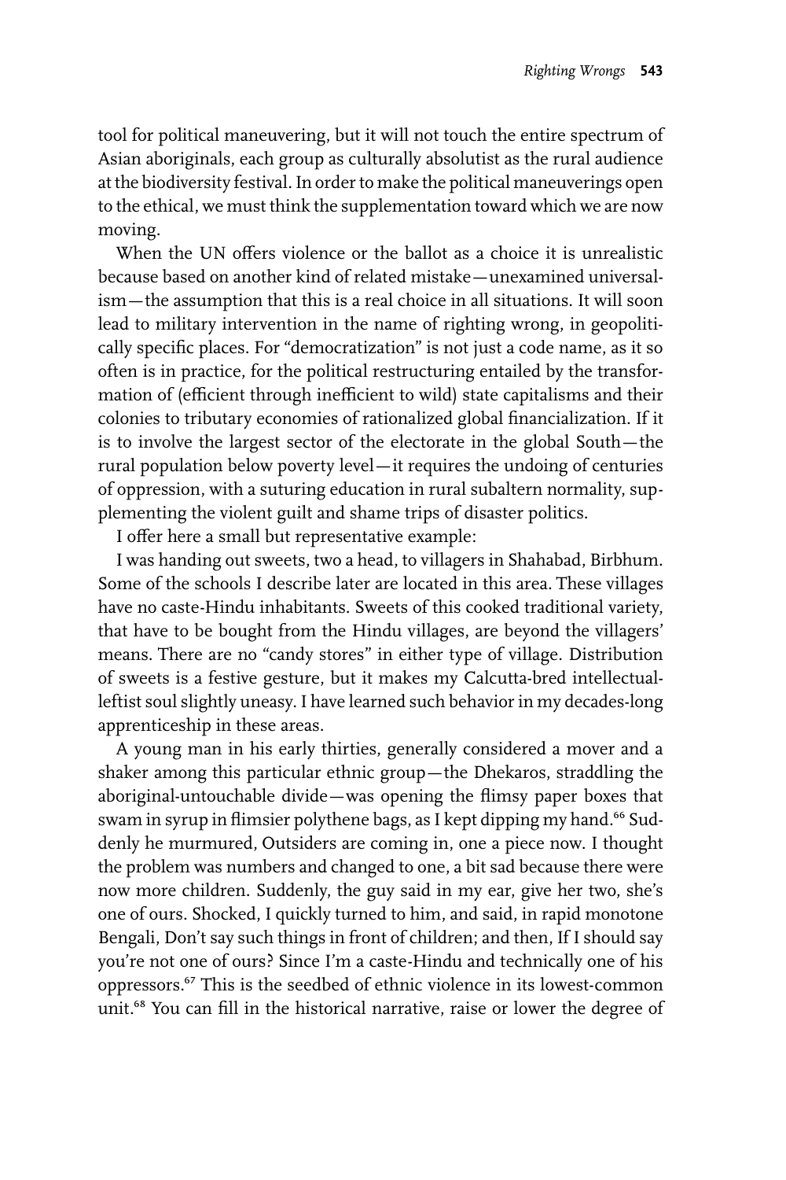tool for political maneuvering, but it will not touch the entire spectrum of Asian aboriginals, each group as culturally absolutist as the rural audience at the biodiversity festival. In order to make the political maneuverings open to the ethical, we must think the supplementation toward which we are now moving.

When the UN offers violence or the ballot as a choice it is unrealistic because based on another kind of related mistake—unexamined universalism—the assumption that this is a real choice in all situations. It will soon lead to military intervention in the name of righting wrong, in geopolitically specific places. For "democratization" is not just a code name, as it so often is in practice, for the political restructuring entailed by the transformation of (efficient through inefficient to wild) state capitalisms and their colonies to tributary economies of rationalized global financialization. If it is to involve the largest sector of the electorate in the global South—the rural population below poverty level—it requires the undoing of centuries of oppression, with a suturing education in rural subaltern normality, supplementing the violent guilt and shame trips of disaster politics.

I offer here a small but representative example:

I was handing out sweets, two a head, to villagers in Shahabad, Birbhum. Some of the schools I describe later are located in this area. These villages have no caste-Hindu inhabitants. Sweets of this cooked traditional variety, that have to be bought from the Hindu villages, are beyond the villagers' means. There are no "candy stores" in either type of village. Distribution of sweets is a festive gesture, but it makes my Calcutta-bred intellectual-leftist soul slightly uneasy. I have learned such behavior in my decades-long apprenticeship in these areas.

A young man in his early thirties, generally considered a mover and a shaker among this particular ethnic group—the Dhekaros, straddling the aboriginal-untouchable divide—was opening the flimsy paper boxes that swam in syrup in flimsier polythene bags, as I kept dipping my hand.[66] Suddenly he murmured, Outsiders are coming in, one a piece now. I thought the problem was numbers and changed to one, a bit sad because there were now more children. Suddenly, the guy said in my ear, give her two, she's one of ours. Shocked, I quickly turned to him, and said, in rapid monotone Bengali, Don't say such things in front of children; and then, If I should say you're not one of ours? Since I'm a caste-Hindu and technically one of his oppressors.[67] This is the seedbed of ethnic violence in its lowest-common unit.[68] You can fill in the historical narrative, raise or lower the degree of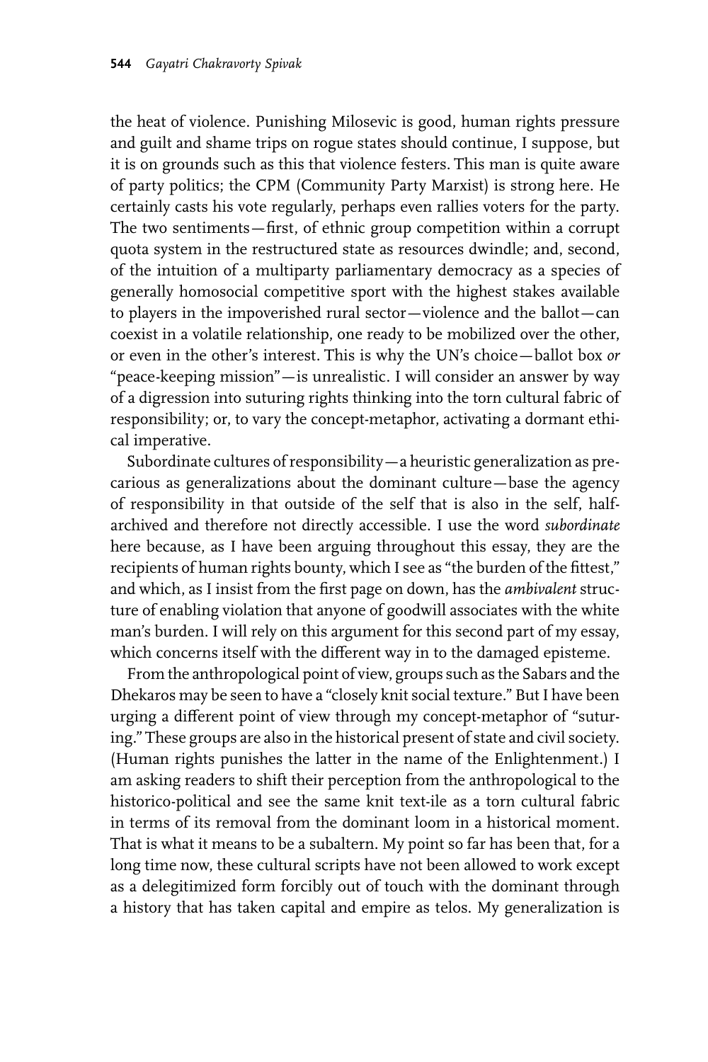the heat of violence. Punishing Milosevic is good, human rights pressure and guilt and shame trips on rogue states should continue, I suppose, but it is on grounds such as this that violence festers. This man is quite aware of party politics; the CPM (Community Party Marxist) is strong here. He certainly casts his vote regularly, perhaps even rallies voters for the party. The two sentiments—first, of ethnic group competition within a corrupt quota system in the restructured state as resources dwindle; and, second, of the intuition of a multiparty parliamentary democracy as a species of generally homosocial competitive sport with the highest stakes available to players in the impoverished rural sector—violence and the ballot—can coexist in a volatile relationship, one ready to be mobilized over the other, or even in the other's interest. This is why the UN's choice—ballot box *or* "peace-keeping mission"—is unrealistic. I will consider an answer by way of a digression into suturing rights thinking into the torn cultural fabric of responsibility; or, to vary the concept-metaphor, activating a dormant ethical imperative.

Subordinate cultures of responsibility—a heuristic generalization as precarious as generalizations about the dominant culture—base the agency of responsibility in that outside of the self that is also in the self, half-archived and therefore not directly accessible. I use the word *subordinate* here because, as I have been arguing throughout this essay, they are the recipients of human rights bounty, which I see as "the burden of the fittest," and which, as I insist from the first page on down, has the *ambivalent* structure of enabling violation that anyone of goodwill associates with the white man's burden. I will rely on this argument for this second part of my essay, which concerns itself with the different way in to the damaged episteme.

From the anthropological point of view, groups such as the Sabars and the Dhekaros may be seen to have a "closely knit social texture." But I have been urging a different point of view through my concept-metaphor of "suturing." These groups are also in the historical present of state and civil society. (Human rights punishes the latter in the name of the Enlightenment.) I am asking readers to shift their perception from the anthropological to the historico-political and see the same knit text-ile as a torn cultural fabric in terms of its removal from the dominant loom in a historical moment. That is what it means to be a subaltern. My point so far has been that, for a long time now, these cultural scripts have not been allowed to work except as a delegitimized form forcibly out of touch with the dominant through a history that has taken capital and empire as telos. My generalization is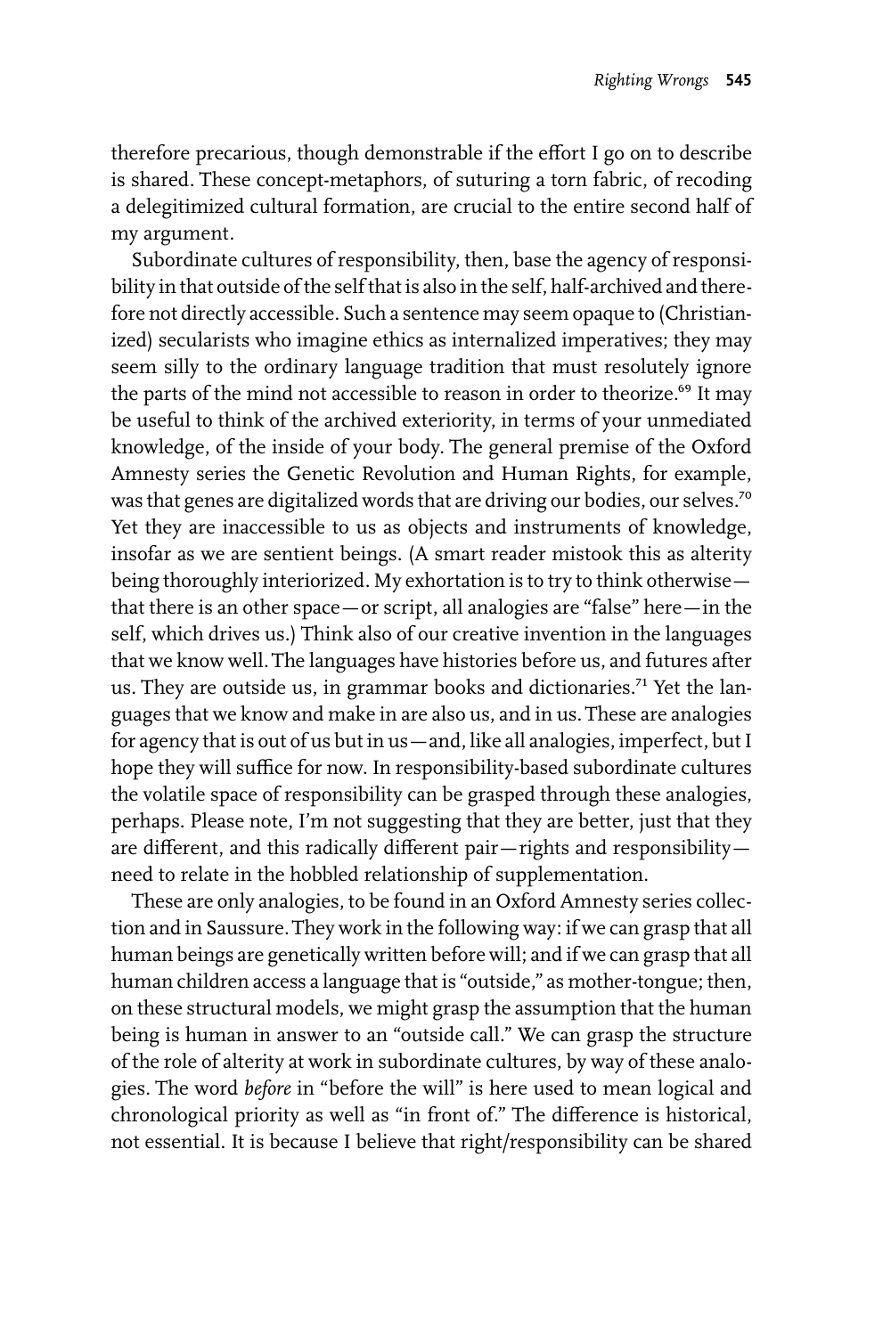therefore precarious, though demonstrable if the effort I go on to describe is shared. These concept-metaphors, of suturing a torn fabric, of recoding a delegitimized cultural formation, are crucial to the entire second half of my argument.

Subordinate cultures of responsibility, then, base the agency of responsibility in that outside of the self that is also in the self, half-archived and therefore not directly accessible. Such a sentence may seem opaque to (Christianized) secularists who imagine ethics as internalized imperatives; they may seem silly to the ordinary language tradition that must resolutely ignore the parts of the mind not accessible to reason in order to theorize.[69] It may be useful to think of the archived exteriority, in terms of your unmediated knowledge, of the inside of your body. The general premise of the Oxford Amnesty series the Genetic Revolution and Human Rights, for example, was that genes are digitalized words that are driving our bodies, our selves.[70] Yet they are inaccessible to us as objects and instruments of knowledge, insofar as we are sentient beings. (A smart reader mistook this as alterity being thoroughly interiorized. My exhortation is to try to think otherwise—that there is an other space—or script, all analogies are "false" here—in the self, which drives us.) Think also of our creative invention in the languages that we know well. The languages have histories before us, and futures after us. They are outside us, in grammar books and dictionaries.[71] Yet the languages that we know and make in are also us, and in us. These are analogies for agency that is out of us but in us—and, like all analogies, imperfect, but I hope they will suffice for now. In responsibility-based subordinate cultures the volatile space of responsibility can be grasped through these analogies, perhaps. Please note, I'm not suggesting that they are better, just that they are different, and this radically different pair—rights and responsibility—need to relate in the hobbled relationship of supplementation.

These are only analogies, to be found in an Oxford Amnesty series collection and in Saussure. They work in the following way: if we can grasp that all human beings are genetically written before will; and if we can grasp that all human children access a language that is "outside," as mother-tongue; then, on these structural models, we might grasp the assumption that the human being is human in answer to an "outside call." We can grasp the structure of the role of alterity at work in subordinate cultures, by way of these analogies. The word *before* in "before the will" is here used to mean logical and chronological priority as well as "in front of." The difference is historical, not essential. It is because I believe that right/responsibility can be shared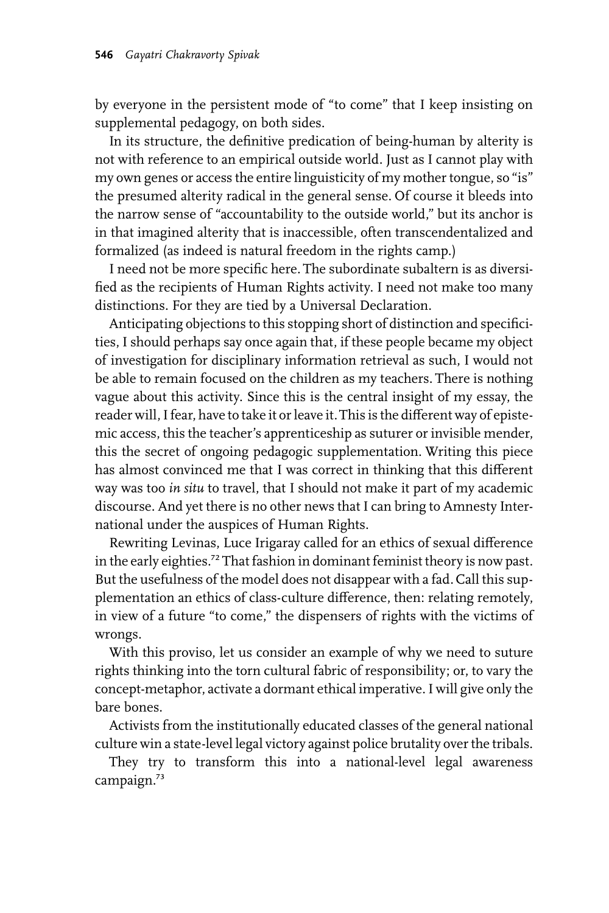by everyone in the persistent mode of "to come" that I keep insisting on supplemental pedagogy, on both sides.

In its structure, the definitive predication of being-human by alterity is not with reference to an empirical outside world. Just as I cannot play with my own genes or access the entire linguisticity of my mother tongue, so "is" the presumed alterity radical in the general sense. Of course it bleeds into the narrow sense of "accountability to the outside world," but its anchor is in that imagined alterity that is inaccessible, often transcendentalized and formalized (as indeed is natural freedom in the rights camp.)

I need not be more specific here. The subordinate subaltern is as diversified as the recipients of Human Rights activity. I need not make too many distinctions. For they are tied by a Universal Declaration.

Anticipating objections to this stopping short of distinction and specificities, I should perhaps say once again that, if these people became my object of investigation for disciplinary information retrieval as such, I would not be able to remain focused on the children as my teachers. There is nothing vague about this activity. Since this is the central insight of my essay, the reader will, I fear, have to take it or leave it. This is the different way of epistemic access, this the teacher's apprenticeship as suturer or invisible mender, this the secret of ongoing pedagogic supplementation. Writing this piece has almost convinced me that I was correct in thinking that this different way was too *in situ* to travel, that I should not make it part of my academic discourse. And yet there is no other news that I can bring to Amnesty International under the auspices of Human Rights.

Rewriting Levinas, Luce Irigaray called for an ethics of sexual difference in the early eighties.[72] That fashion in dominant feminist theory is now past. But the usefulness of the model does not disappear with a fad. Call this supplementation an ethics of class-culture difference, then: relating remotely, in view of a future "to come," the dispensers of rights with the victims of wrongs.

With this proviso, let us consider an example of why we need to suture rights thinking into the torn cultural fabric of responsibility; or, to vary the concept-metaphor, activate a dormant ethical imperative. I will give only the bare bones.

Activists from the institutionally educated classes of the general national culture win a state-level legal victory against police brutality over the tribals.

They try to transform this into a national-level legal awareness campaign.[73]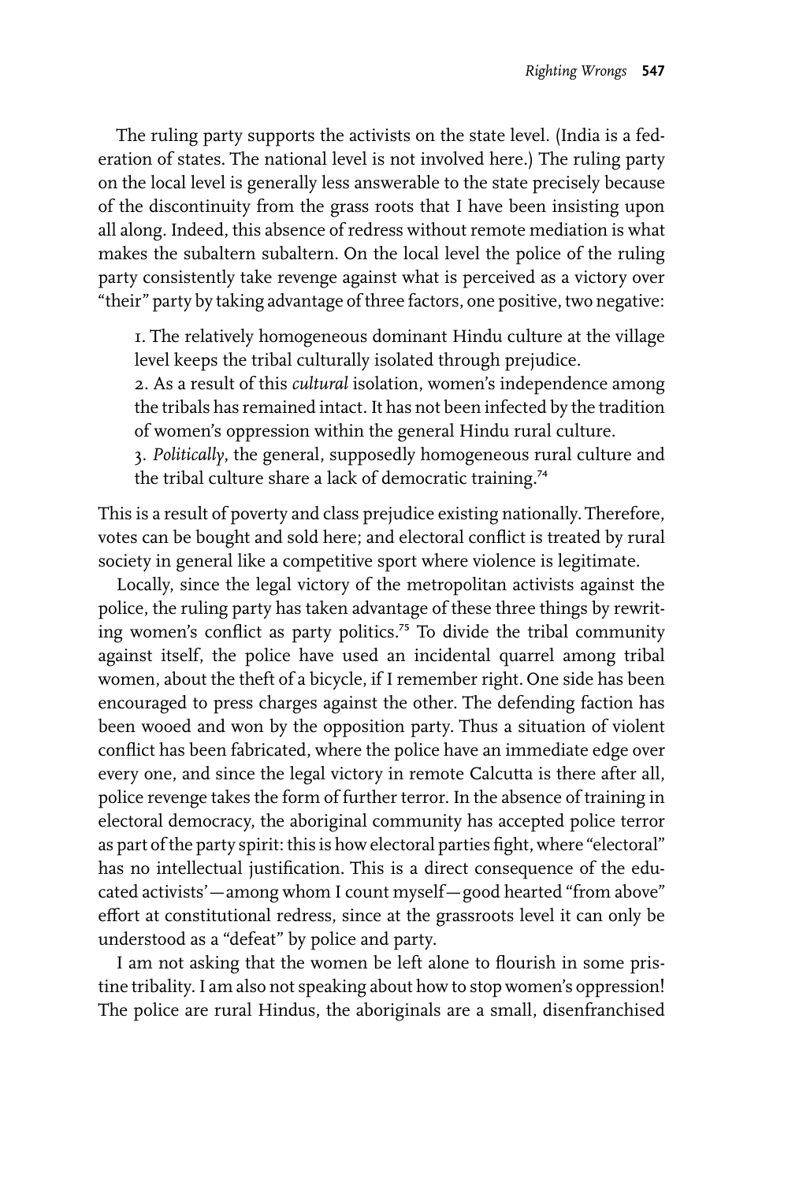The ruling party supports the activists on the state level. (India is a federation of states. The national level is not involved here.) The ruling party on the local level is generally less answerable to the state precisely because of the discontinuity from the grass roots that I have been insisting upon all along. Indeed, this absence of redress without remote mediation is what makes the subaltern subaltern. On the local level the police of the ruling party consistently take revenge against what is perceived as a victory over "their" party by taking advantage of three factors, one positive, two negative:

1. The relatively homogeneous dominant Hindu culture at the village level keeps the tribal culturally isolated through prejudice.
2. As a result of this *cultural* isolation, women's independence among the tribals has remained intact. It has not been infected by the tradition of women's oppression within the general Hindu rural culture.
3. *Politically*, the general, supposedly homogeneous rural culture and the tribal culture share a lack of democratic training.[74]

This is a result of poverty and class prejudice existing nationally. Therefore, votes can be bought and sold here; and electoral conflict is treated by rural society in general like a competitive sport where violence is legitimate.

Locally, since the legal victory of the metropolitan activists against the police, the ruling party has taken advantage of these three things by rewriting women's conflict as party politics.[75] To divide the tribal community against itself, the police have used an incidental quarrel among tribal women, about the theft of a bicycle, if I remember right. One side has been encouraged to press charges against the other. The defending faction has been wooed and won by the opposition party. Thus a situation of violent conflict has been fabricated, where the police have an immediate edge over every one, and since the legal victory in remote Calcutta is there after all, police revenge takes the form of further terror. In the absence of training in electoral democracy, the aboriginal community has accepted police terror as part of the party spirit: this is how electoral parties fight, where "electoral" has no intellectual justification. This is a direct consequence of the educated activists'—among whom I count myself—good hearted "from above" effort at constitutional redress, since at the grassroots level it can only be understood as a "defeat" by police and party.

I am not asking that the women be left alone to flourish in some pristine tribality. I am also not speaking about how to stop women's oppression! The police are rural Hindus, the aboriginals are a small, disenfranchised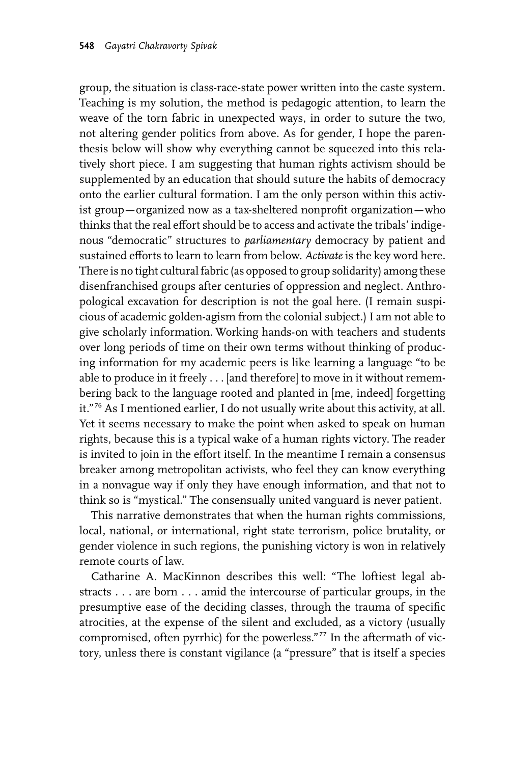group, the situation is class-race-state power written into the caste system. Teaching is my solution, the method is pedagogic attention, to learn the weave of the torn fabric in unexpected ways, in order to suture the two, not altering gender politics from above. As for gender, I hope the parenthesis below will show why everything cannot be squeezed into this relatively short piece. I am suggesting that human rights activism should be supplemented by an education that should suture the habits of democracy onto the earlier cultural formation. I am the only person within this activist group—organized now as a tax-sheltered nonprofit organization—who thinks that the real effort should be to access and activate the tribals' indigenous "democratic" structures to *parliamentary* democracy by patient and sustained efforts to learn to learn from below. *Activate* is the key word here. There is no tight cultural fabric (as opposed to group solidarity) among these disenfranchised groups after centuries of oppression and neglect. Anthropological excavation for description is not the goal here. (I remain suspicious of academic golden-agism from the colonial subject.) I am not able to give scholarly information. Working hands-on with teachers and students over long periods of time on their own terms without thinking of producing information for my academic peers is like learning a language "to be able to produce in it freely . . . [and therefore] to move in it without remembering back to the language rooted and planted in [me, indeed] forgetting it."[76] As I mentioned earlier, I do not usually write about this activity, at all. Yet it seems necessary to make the point when asked to speak on human rights, because this is a typical wake of a human rights victory. The reader is invited to join in the effort itself. In the meantime I remain a consensus breaker among metropolitan activists, who feel they can know everything in a nonvague way if only they have enough information, and that not to think so is "mystical." The consensually united vanguard is never patient.

This narrative demonstrates that when the human rights commissions, local, national, or international, right state terrorism, police brutality, or gender violence in such regions, the punishing victory is won in relatively remote courts of law.

Catharine A. MacKinnon describes this well: "The loftiest legal abstracts . . . are born . . . amid the intercourse of particular groups, in the presumptive ease of the deciding classes, through the trauma of specific atrocities, at the expense of the silent and excluded, as a victory (usually compromised, often pyrrhic) for the powerless."[77] In the aftermath of victory, unless there is constant vigilance (a "pressure" that is itself a species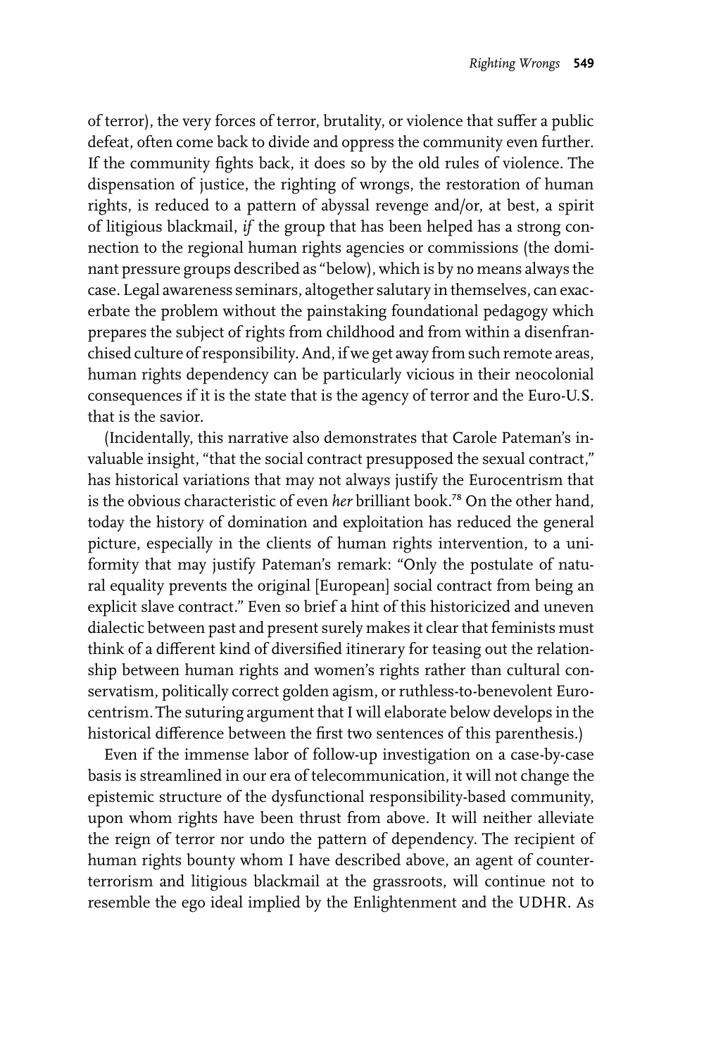of terror), the very forces of terror, brutality, or violence that suffer a public defeat, often come back to divide and oppress the community even further. If the community fights back, it does so by the old rules of violence. The dispensation of justice, the righting of wrongs, the restoration of human rights, is reduced to a pattern of abyssal revenge and/or, at best, a spirit of litigious blackmail, *if* the group that has been helped has a strong connection to the regional human rights agencies or commissions (the dominant pressure groups described as "below), which is by no means always the case. Legal awareness seminars, altogether salutary in themselves, can exacerbate the problem without the painstaking foundational pedagogy which prepares the subject of rights from childhood and from within a disenfranchised culture of responsibility. And, if we get away from such remote areas, human rights dependency can be particularly vicious in their neocolonial consequences if it is the state that is the agency of terror and the Euro-U.S. that is the savior.

(Incidentally, this narrative also demonstrates that Carole Pateman's invaluable insight, "that the social contract presupposed the sexual contract," has historical variations that may not always justify the Eurocentrism that is the obvious characteristic of even *her* brilliant book.[78] On the other hand, today the history of domination and exploitation has reduced the general picture, especially in the clients of human rights intervention, to a uniformity that may justify Pateman's remark: "Only the postulate of natural equality prevents the original [European] social contract from being an explicit slave contract." Even so brief a hint of this historicized and uneven dialectic between past and present surely makes it clear that feminists must think of a different kind of diversified itinerary for teasing out the relationship between human rights and women's rights rather than cultural conservatism, politically correct golden agism, or ruthless-to-benevolent Eurocentrism. The suturing argument that I will elaborate below develops in the historical difference between the first two sentences of this parenthesis.)

Even if the immense labor of follow-up investigation on a case-by-case basis is streamlined in our era of telecommunication, it will not change the epistemic structure of the dysfunctional responsibility-based community, upon whom rights have been thrust from above. It will neither alleviate the reign of terror nor undo the pattern of dependency. The recipient of human rights bounty whom I have described above, an agent of counterterrorism and litigious blackmail at the grassroots, will continue not to resemble the ego ideal implied by the Enlightenment and the UDHR. As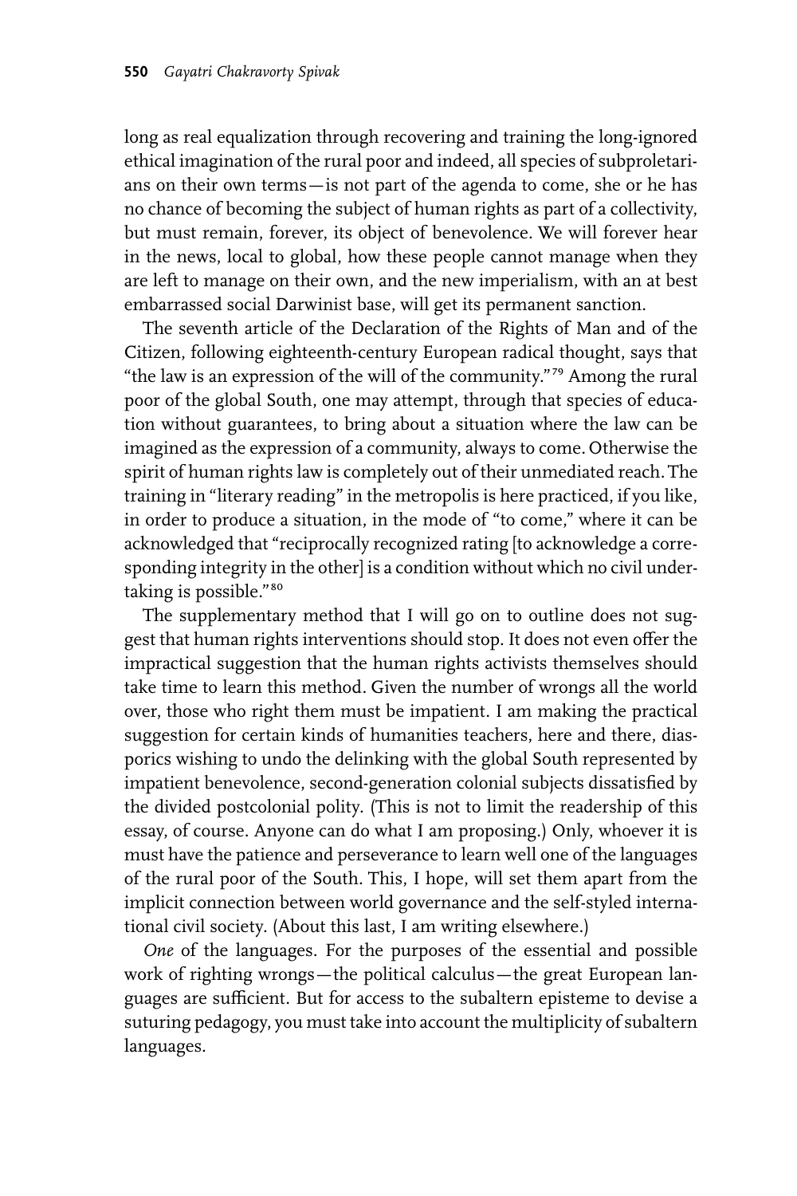long as real equalization through recovering and training the long-ignored ethical imagination of the rural poor and indeed, all species of subproletarians on their own terms—is not part of the agenda to come, she or he has no chance of becoming the subject of human rights as part of a collectivity, but must remain, forever, its object of benevolence. We will forever hear in the news, local to global, how these people cannot manage when they are left to manage on their own, and the new imperialism, with an at best embarrassed social Darwinist base, will get its permanent sanction.

The seventh article of the Declaration of the Rights of Man and of the Citizen, following eighteenth-century European radical thought, says that "the law is an expression of the will of the community."[79] Among the rural poor of the global South, one may attempt, through that species of education without guarantees, to bring about a situation where the law can be imagined as the expression of a community, always to come. Otherwise the spirit of human rights law is completely out of their unmediated reach. The training in "literary reading" in the metropolis is here practiced, if you like, in order to produce a situation, in the mode of "to come," where it can be acknowledged that "reciprocally recognized rating [to acknowledge a corresponding integrity in the other] is a condition without which no civil undertaking is possible."[80]

The supplementary method that I will go on to outline does not suggest that human rights interventions should stop. It does not even offer the impractical suggestion that the human rights activists themselves should take time to learn this method. Given the number of wrongs all the world over, those who right them must be impatient. I am making the practical suggestion for certain kinds of humanities teachers, here and there, diasporics wishing to undo the delinking with the global South represented by impatient benevolence, second-generation colonial subjects dissatisfied by the divided postcolonial polity. (This is not to limit the readership of this essay, of course. Anyone can do what I am proposing.) Only, whoever it is must have the patience and perseverance to learn well one of the languages of the rural poor of the South. This, I hope, will set them apart from the implicit connection between world governance and the self-styled international civil society. (About this last, I am writing elsewhere.)

*One* of the languages. For the purposes of the essential and possible work of righting wrongs—the political calculus—the great European languages are sufficient. But for access to the subaltern episteme to devise a suturing pedagogy, you must take into account the multiplicity of subaltern languages.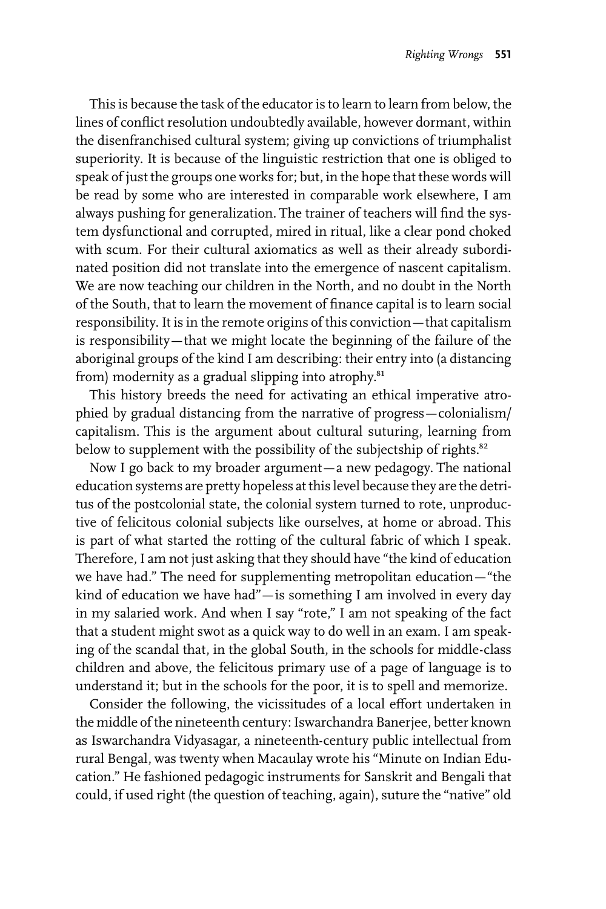This is because the task of the educator is to learn to learn from below, the lines of conflict resolution undoubtedly available, however dormant, within the disenfranchised cultural system; giving up convictions of triumphalist superiority. It is because of the linguistic restriction that one is obliged to speak of just the groups one works for; but, in the hope that these words will be read by some who are interested in comparable work elsewhere, I am always pushing for generalization. The trainer of teachers will find the system dysfunctional and corrupted, mired in ritual, like a clear pond choked with scum. For their cultural axiomatics as well as their already subordinated position did not translate into the emergence of nascent capitalism. We are now teaching our children in the North, and no doubt in the North of the South, that to learn the movement of finance capital is to learn social responsibility. It is in the remote origins of this conviction—that capitalism is responsibility—that we might locate the beginning of the failure of the aboriginal groups of the kind I am describing: their entry into (a distancing from) modernity as a gradual slipping into atrophy.[81]

This history breeds the need for activating an ethical imperative atrophied by gradual distancing from the narrative of progress—colonialism/capitalism. This is the argument about cultural suturing, learning from below to supplement with the possibility of the subjectship of rights.[82]

Now I go back to my broader argument—a new pedagogy. The national education systems are pretty hopeless at this level because they are the detritus of the postcolonial state, the colonial system turned to rote, unproductive of felicitous colonial subjects like ourselves, at home or abroad. This is part of what started the rotting of the cultural fabric of which I speak. Therefore, I am not just asking that they should have "the kind of education we have had." The need for supplementing metropolitan education—"the kind of education we have had"—is something I am involved in every day in my salaried work. And when I say "rote," I am not speaking of the fact that a student might swot as a quick way to do well in an exam. I am speaking of the scandal that, in the global South, in the schools for middle-class children and above, the felicitous primary use of a page of language is to understand it; but in the schools for the poor, it is to spell and memorize.

Consider the following, the vicissitudes of a local effort undertaken in the middle of the nineteenth century: Iswarchandra Banerjee, better known as Iswarchandra Vidyasagar, a nineteenth-century public intellectual from rural Bengal, was twenty when Macaulay wrote his "Minute on Indian Education." He fashioned pedagogic instruments for Sanskrit and Bengali that could, if used right (the question of teaching, again), suture the "native" old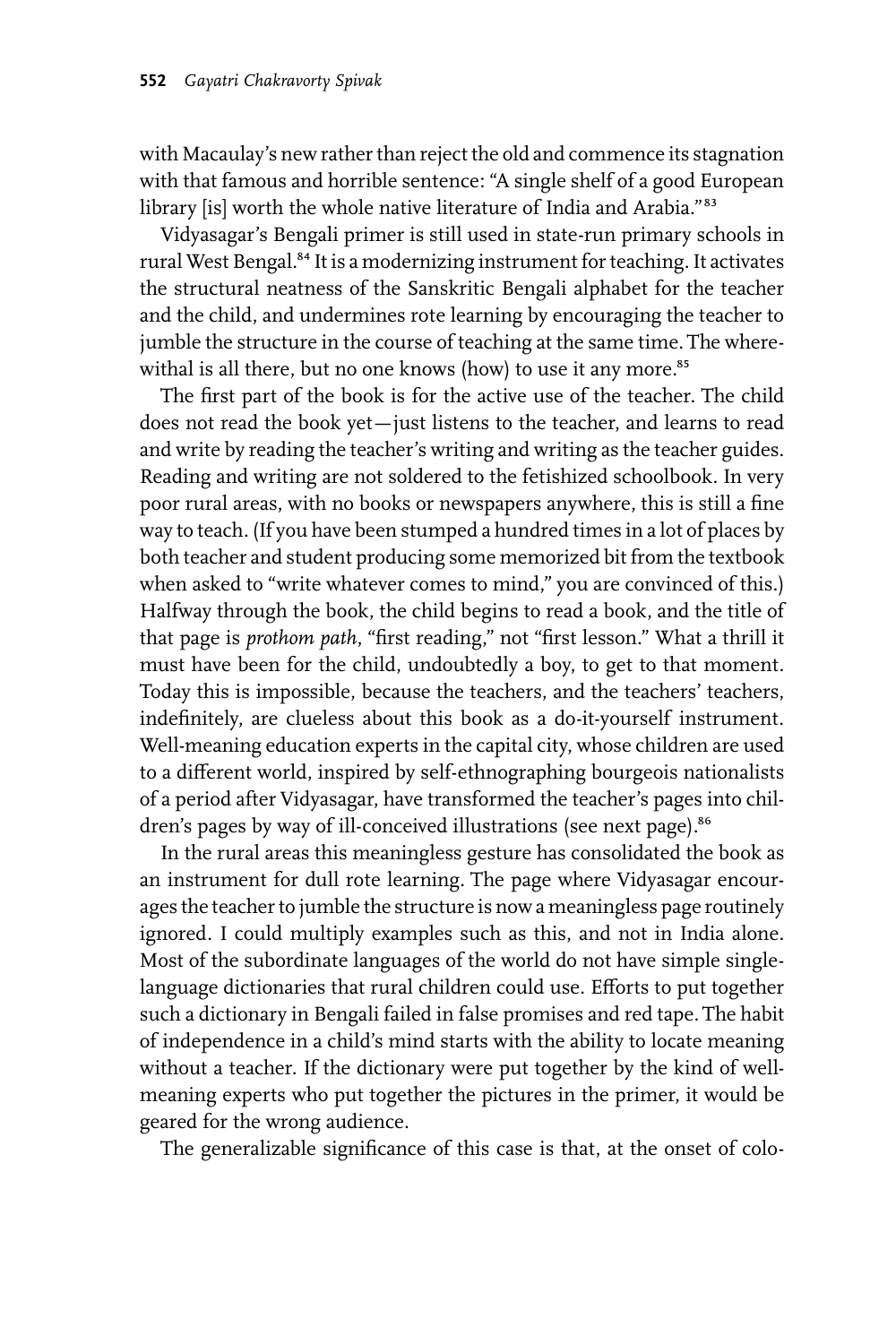with Macaulay's new rather than reject the old and commence its stagnation with that famous and horrible sentence: "A single shelf of a good European library [is] worth the whole native literature of India and Arabia."[83]

Vidyasagar's Bengali primer is still used in state-run primary schools in rural West Bengal.[84] It is a modernizing instrument for teaching. It activates the structural neatness of the Sanskritic Bengali alphabet for the teacher and the child, and undermines rote learning by encouraging the teacher to jumble the structure in the course of teaching at the same time. The wherewithal is all there, but no one knows (how) to use it any more.[85]

The first part of the book is for the active use of the teacher. The child does not read the book yet—just listens to the teacher, and learns to read and write by reading the teacher's writing and writing as the teacher guides. Reading and writing are not soldered to the fetishized schoolbook. In very poor rural areas, with no books or newspapers anywhere, this is still a fine way to teach. (If you have been stumped a hundred times in a lot of places by both teacher and student producing some memorized bit from the textbook when asked to "write whatever comes to mind," you are convinced of this.) Halfway through the book, the child begins to read a book, and the title of that page is *prothom path*, "first reading," not "first lesson." What a thrill it must have been for the child, undoubtedly a boy, to get to that moment. Today this is impossible, because the teachers, and the teachers' teachers, indefinitely, are clueless about this book as a do-it-yourself instrument. Well-meaning education experts in the capital city, whose children are used to a different world, inspired by self-ethnographing bourgeois nationalists of a period after Vidyasagar, have transformed the teacher's pages into children's pages by way of ill-conceived illustrations (see next page).[86]

In the rural areas this meaningless gesture has consolidated the book as an instrument for dull rote learning. The page where Vidyasagar encourages the teacher to jumble the structure is now a meaningless page routinely ignored. I could multiply examples such as this, and not in India alone. Most of the subordinate languages of the world do not have simple single-language dictionaries that rural children could use. Efforts to put together such a dictionary in Bengali failed in false promises and red tape. The habit of independence in a child's mind starts with the ability to locate meaning without a teacher. If the dictionary were put together by the kind of well-meaning experts who put together the pictures in the primer, it would be geared for the wrong audience.

The generalizable significance of this case is that, at the onset of colo-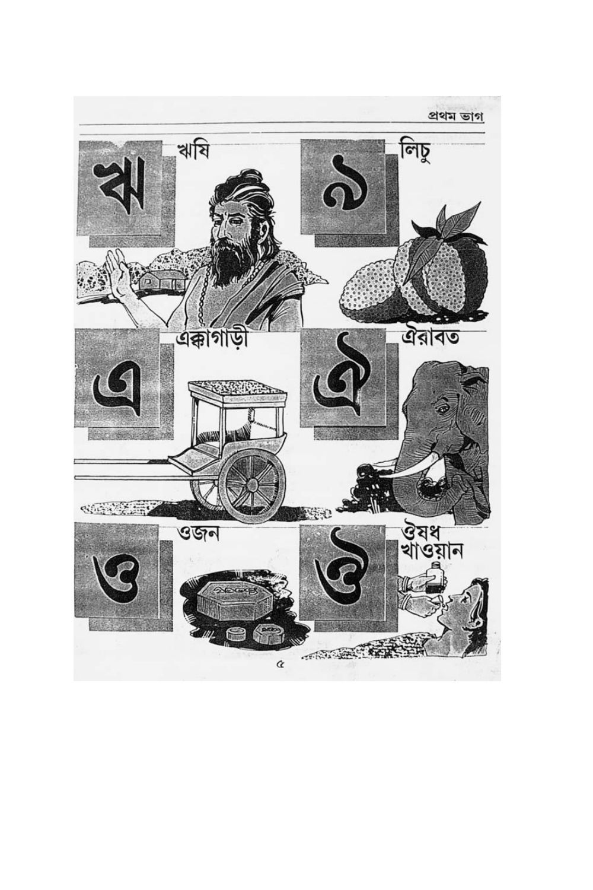ঋ ঋষি

ঌ লিচু

এ এক্কাগাড়ী

ঐ ঐরাবত

ও ওজন

ঔ ঔষধ খাওয়ান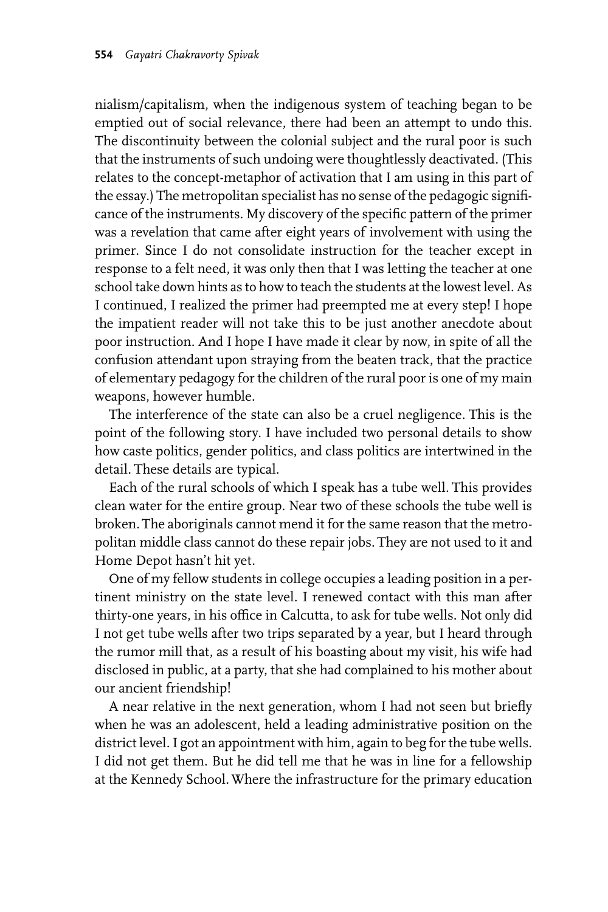nialism/capitalism, when the indigenous system of teaching began to be emptied out of social relevance, there had been an attempt to undo this. The discontinuity between the colonial subject and the rural poor is such that the instruments of such undoing were thoughtlessly deactivated. (This relates to the concept-metaphor of activation that I am using in this part of the essay.) The metropolitan specialist has no sense of the pedagogic significance of the instruments. My discovery of the specific pattern of the primer was a revelation that came after eight years of involvement with using the primer. Since I do not consolidate instruction for the teacher except in response to a felt need, it was only then that I was letting the teacher at one school take down hints as to how to teach the students at the lowest level. As I continued, I realized the primer had preempted me at every step! I hope the impatient reader will not take this to be just another anecdote about poor instruction. And I hope I have made it clear by now, in spite of all the confusion attendant upon straying from the beaten track, that the practice of elementary pedagogy for the children of the rural poor is one of my main weapons, however humble.

The interference of the state can also be a cruel negligence. This is the point of the following story. I have included two personal details to show how caste politics, gender politics, and class politics are intertwined in the detail. These details are typical.

Each of the rural schools of which I speak has a tube well. This provides clean water for the entire group. Near two of these schools the tube well is broken. The aboriginals cannot mend it for the same reason that the metropolitan middle class cannot do these repair jobs. They are not used to it and Home Depot hasn't hit yet.

One of my fellow students in college occupies a leading position in a pertinent ministry on the state level. I renewed contact with this man after thirty-one years, in his office in Calcutta, to ask for tube wells. Not only did I not get tube wells after two trips separated by a year, but I heard through the rumor mill that, as a result of his boasting about my visit, his wife had disclosed in public, at a party, that she had complained to his mother about our ancient friendship!

A near relative in the next generation, whom I had not seen but briefly when he was an adolescent, held a leading administrative position on the district level. I got an appointment with him, again to beg for the tube wells. I did not get them. But he did tell me that he was in line for a fellowship at the Kennedy School. Where the infrastructure for the primary education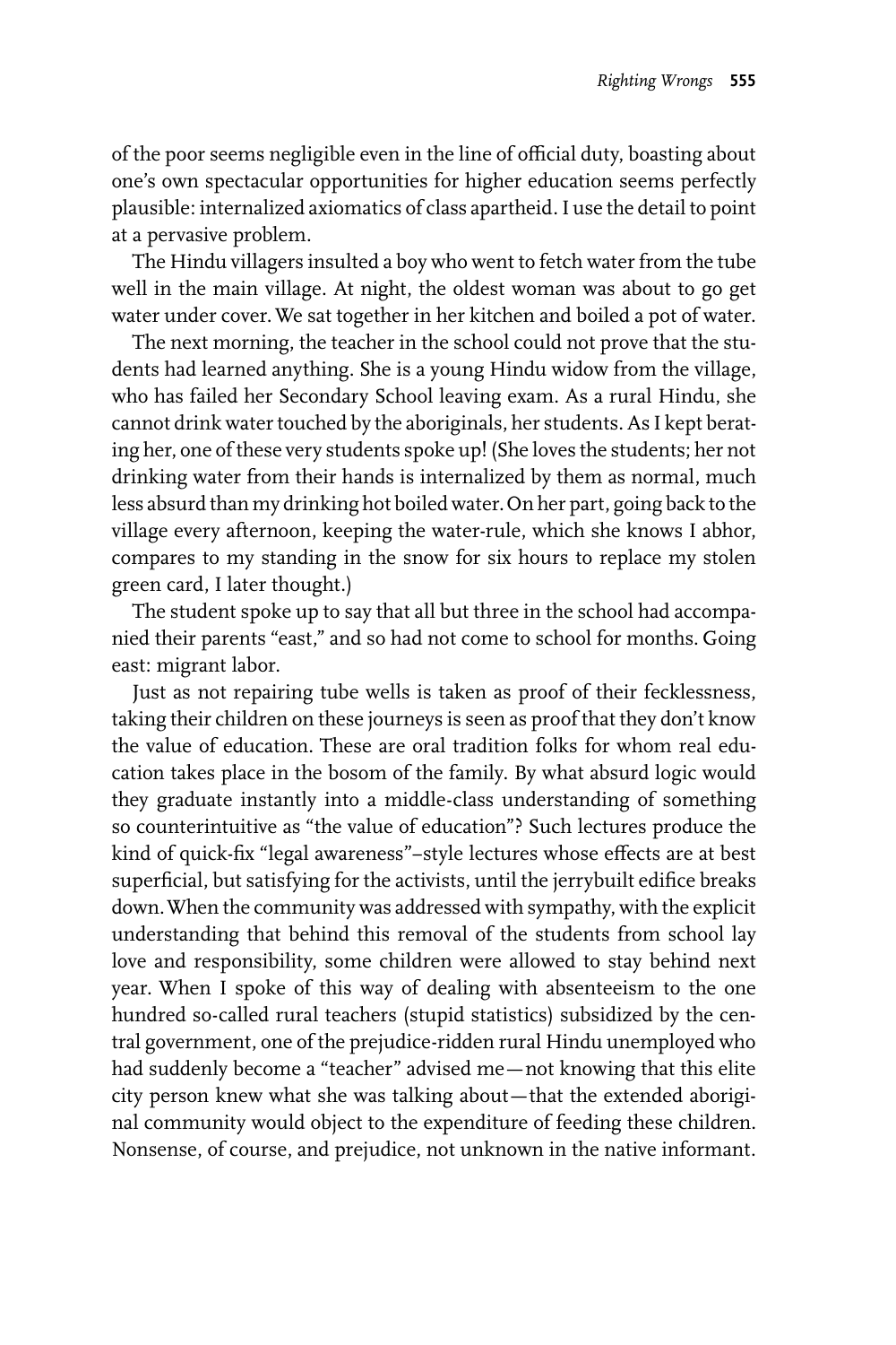of the poor seems negligible even in the line of official duty, boasting about one's own spectacular opportunities for higher education seems perfectly plausible: internalized axiomatics of class apartheid. I use the detail to point at a pervasive problem.

The Hindu villagers insulted a boy who went to fetch water from the tube well in the main village. At night, the oldest woman was about to go get water under cover. We sat together in her kitchen and boiled a pot of water.

The next morning, the teacher in the school could not prove that the students had learned anything. She is a young Hindu widow from the village, who has failed her Secondary School leaving exam. As a rural Hindu, she cannot drink water touched by the aboriginals, her students. As I kept berating her, one of these very students spoke up! (She loves the students; her not drinking water from their hands is internalized by them as normal, much less absurd than my drinking hot boiled water. On her part, going back to the village every afternoon, keeping the water-rule, which she knows I abhor, compares to my standing in the snow for six hours to replace my stolen green card, I later thought.)

The student spoke up to say that all but three in the school had accompanied their parents "east," and so had not come to school for months. Going east: migrant labor.

Just as not repairing tube wells is taken as proof of their fecklessness, taking their children on these journeys is seen as proof that they don't know the value of education. These are oral tradition folks for whom real education takes place in the bosom of the family. By what absurd logic would they graduate instantly into a middle-class understanding of something so counterintuitive as "the value of education"? Such lectures produce the kind of quick-fix "legal awareness"–style lectures whose effects are at best superficial, but satisfying for the activists, until the jerrybuilt edifice breaks down. When the community was addressed with sympathy, with the explicit understanding that behind this removal of the students from school lay love and responsibility, some children were allowed to stay behind next year. When I spoke of this way of dealing with absenteeism to the one hundred so-called rural teachers (stupid statistics) subsidized by the central government, one of the prejudice-ridden rural Hindu unemployed who had suddenly become a "teacher" advised me—not knowing that this elite city person knew what she was talking about—that the extended aboriginal community would object to the expenditure of feeding these children. Nonsense, of course, and prejudice, not unknown in the native informant.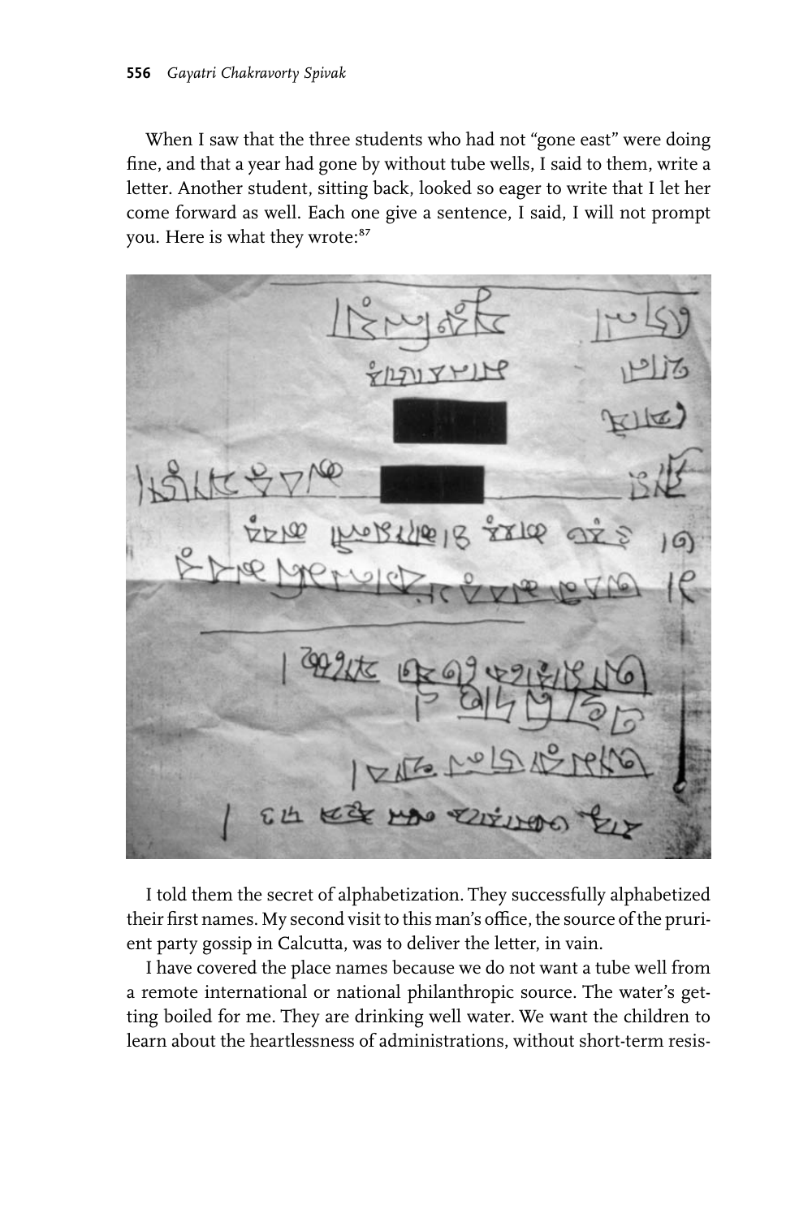When I saw that the three students who had not "gone east" were doing fine, and that a year had gone by without tube wells, I said to them, write a letter. Another student, sitting back, looked so eager to write that I let her come forward as well. Each one give a sentence, I said, I will not prompt you. Here is what they wrote:[87]

I told them the secret of alphabetization. They successfully alphabetized their first names. My second visit to this man's office, the source of the prurient party gossip in Calcutta, was to deliver the letter, in vain.

I have covered the place names because we do not want a tube well from a remote international or national philanthropic source. The water's getting boiled for me. They are drinking well water. We want the children to learn about the heartlessness of administrations, without short-term resis-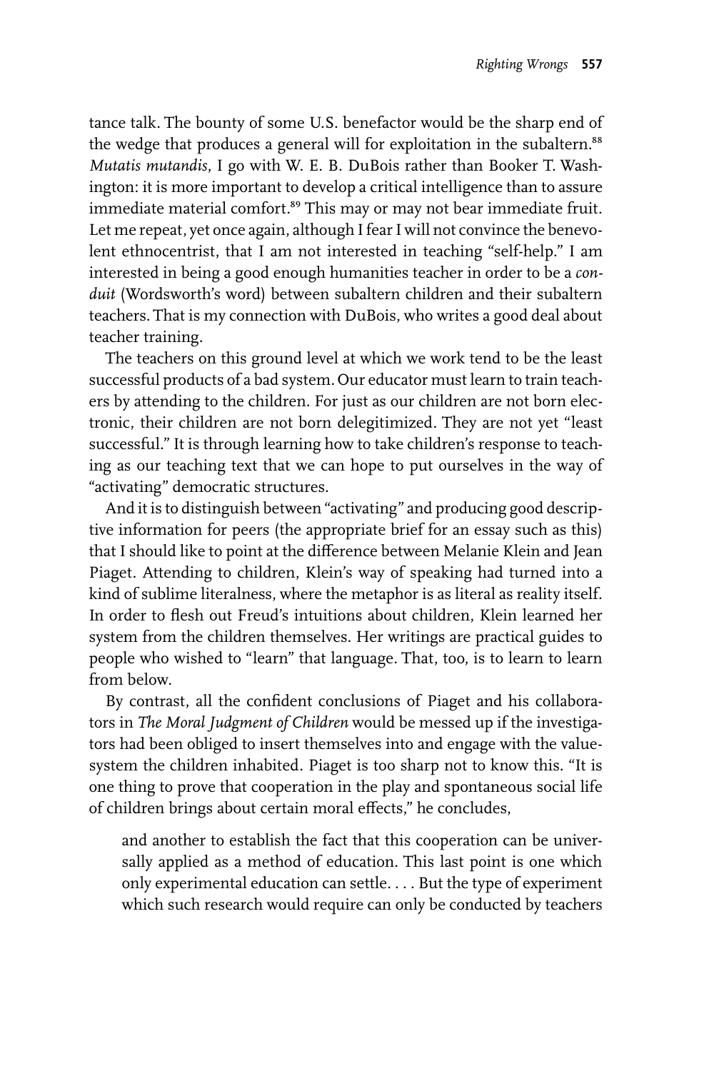tance talk. The bounty of some U.S. benefactor would be the sharp end of the wedge that produces a general will for exploitation in the subaltern.[88] *Mutatis mutandis*, I go with W. E. B. DuBois rather than Booker T. Washington: it is more important to develop a critical intelligence than to assure immediate material comfort.[89] This may or may not bear immediate fruit. Let me repeat, yet once again, although I fear I will not convince the benevolent ethnocentrist, that I am not interested in teaching "self-help." I am interested in being a good enough humanities teacher in order to be a *conduit* (Wordsworth's word) between subaltern children and their subaltern teachers. That is my connection with DuBois, who writes a good deal about teacher training.

The teachers on this ground level at which we work tend to be the least successful products of a bad system. Our educator must learn to train teachers by attending to the children. For just as our children are not born electronic, their children are not born delegitimized. They are not yet "least successful." It is through learning how to take children's response to teaching as our teaching text that we can hope to put ourselves in the way of "activating" democratic structures.

And it is to distinguish between "activating" and producing good descriptive information for peers (the appropriate brief for an essay such as this) that I should like to point at the difference between Melanie Klein and Jean Piaget. Attending to children, Klein's way of speaking had turned into a kind of sublime literalness, where the metaphor is as literal as reality itself. In order to flesh out Freud's intuitions about children, Klein learned her system from the children themselves. Her writings are practical guides to people who wished to "learn" that language. That, too, is to learn to learn from below.

By contrast, all the confident conclusions of Piaget and his collaborators in *The Moral Judgment of Children* would be messed up if the investigators had been obliged to insert themselves into and engage with the value-system the children inhabited. Piaget is too sharp not to know this. "It is one thing to prove that cooperation in the play and spontaneous social life of children brings about certain moral effects," he concludes,

> and another to establish the fact that this cooperation can be universally applied as a method of education. This last point is one which only experimental education can settle. . . . But the type of experiment which such research would require can only be conducted by teachers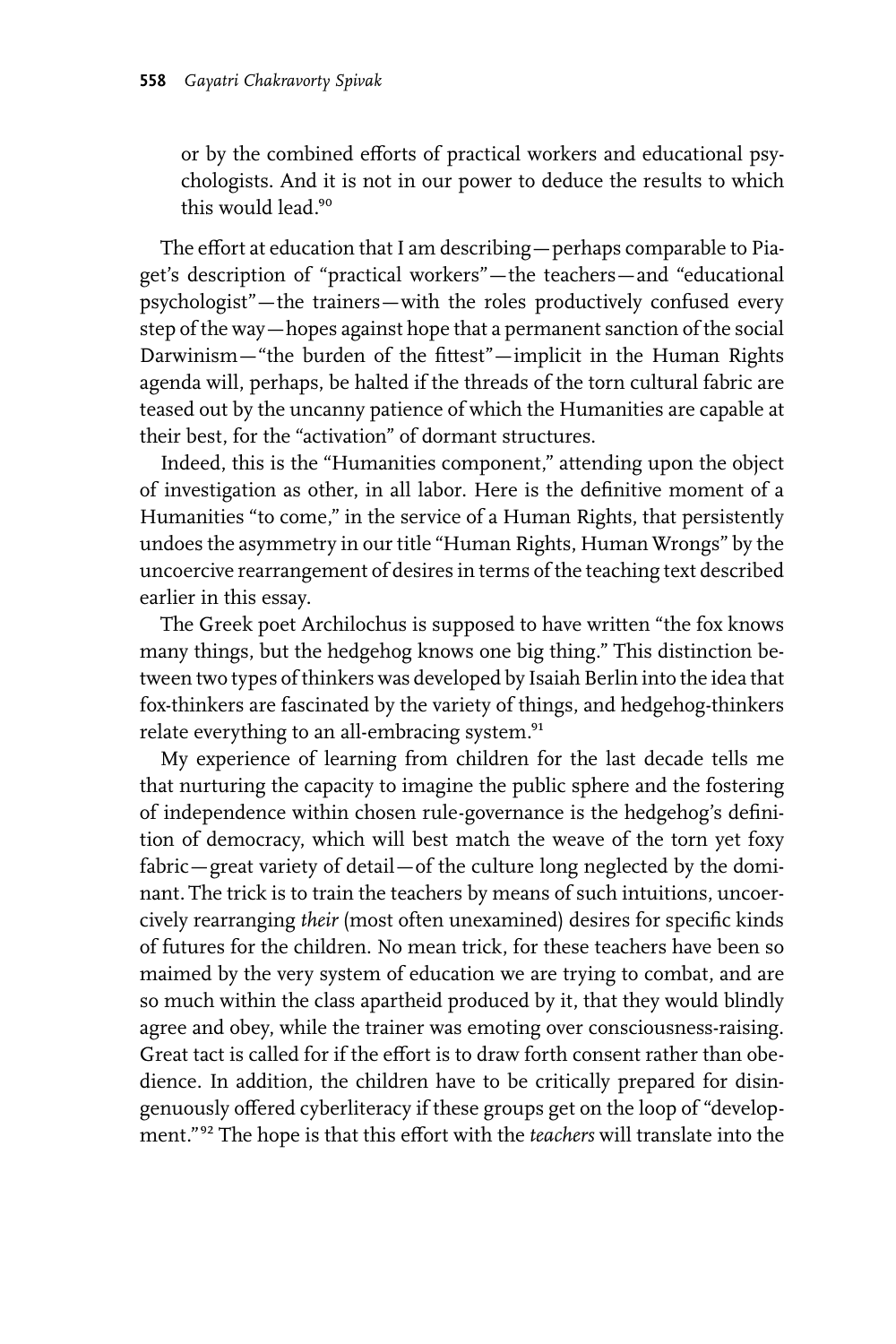> or by the combined efforts of practical workers and educational psychologists. And it is not in our power to deduce the results to which this would lead.[90]

The effort at education that I am describing—perhaps comparable to Piaget's description of "practical workers"—the teachers—and "educational psychologist"—the trainers—with the roles productively confused every step of the way—hopes against hope that a permanent sanction of the social Darwinism—"the burden of the fittest"—implicit in the Human Rights agenda will, perhaps, be halted if the threads of the torn cultural fabric are teased out by the uncanny patience of which the Humanities are capable at their best, for the "activation" of dormant structures.

Indeed, this is the "Humanities component," attending upon the object of investigation as other, in all labor. Here is the definitive moment of a Humanities "to come," in the service of a Human Rights, that persistently undoes the asymmetry in our title "Human Rights, Human Wrongs" by the uncoercive rearrangement of desires in terms of the teaching text described earlier in this essay.

The Greek poet Archilochus is supposed to have written "the fox knows many things, but the hedgehog knows one big thing." This distinction between two types of thinkers was developed by Isaiah Berlin into the idea that fox-thinkers are fascinated by the variety of things, and hedgehog-thinkers relate everything to an all-embracing system.[91]

My experience of learning from children for the last decade tells me that nurturing the capacity to imagine the public sphere and the fostering of independence within chosen rule-governance is the hedgehog's definition of democracy, which will best match the weave of the torn yet foxy fabric—great variety of detail—of the culture long neglected by the dominant. The trick is to train the teachers by means of such intuitions, uncoercively rearranging *their* (most often unexamined) desires for specific kinds of futures for the children. No mean trick, for these teachers have been so maimed by the very system of education we are trying to combat, and are so much within the class apartheid produced by it, that they would blindly agree and obey, while the trainer was emoting over consciousness-raising. Great tact is called for if the effort is to draw forth consent rather than obedience. In addition, the children have to be critically prepared for disingenuously offered cyberliteracy if these groups get on the loop of "development."[92] The hope is that this effort with the *teachers* will translate into the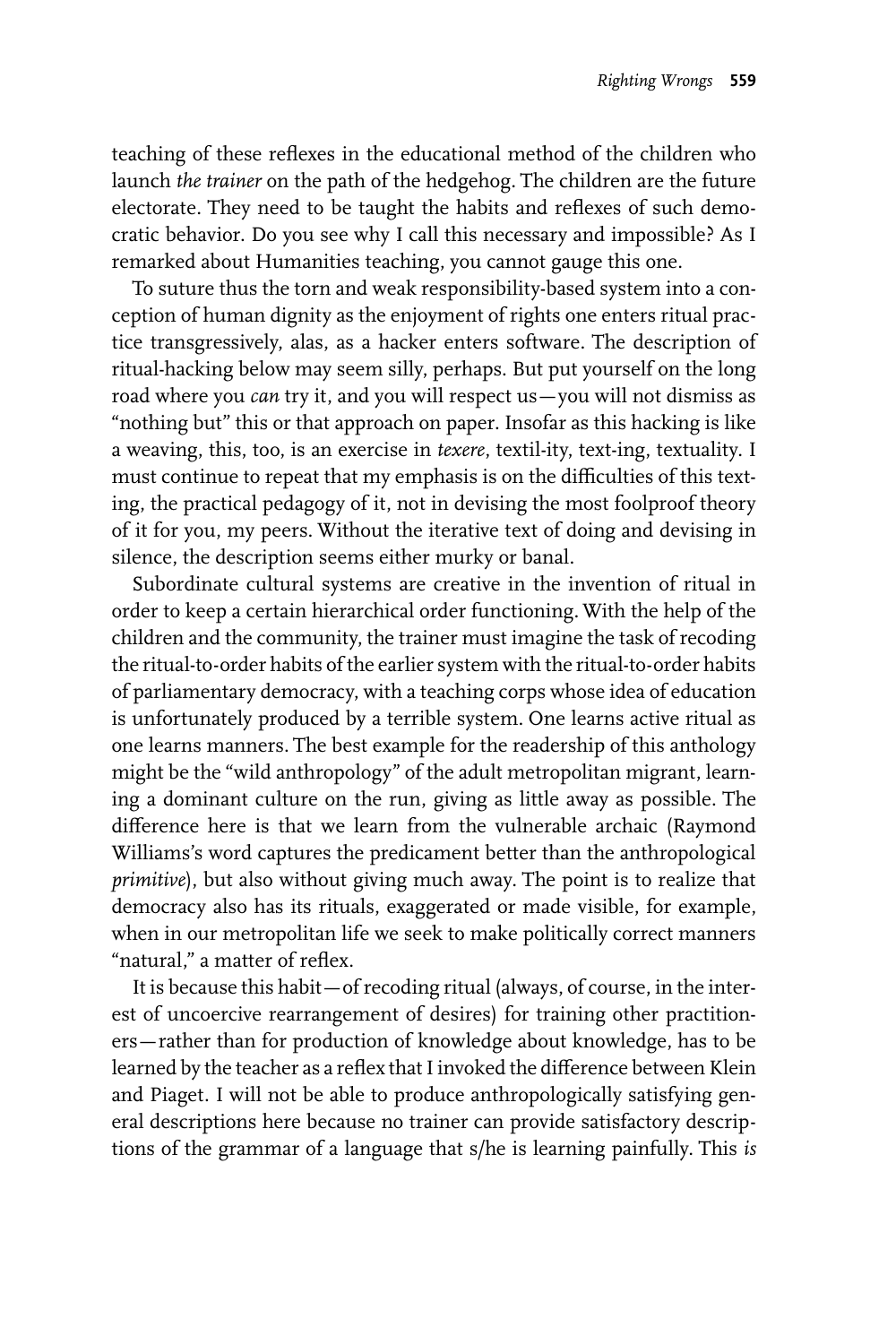teaching of these reflexes in the educational method of the children who launch *the trainer* on the path of the hedgehog. The children are the future electorate. They need to be taught the habits and reflexes of such democratic behavior. Do you see why I call this necessary and impossible? As I remarked about Humanities teaching, you cannot gauge this one.

To suture thus the torn and weak responsibility-based system into a conception of human dignity as the enjoyment of rights one enters ritual practice transgressively, alas, as a hacker enters software. The description of ritual-hacking below may seem silly, perhaps. But put yourself on the long road where you *can* try it, and you will respect us—you will not dismiss as "nothing but" this or that approach on paper. Insofar as this hacking is like a weaving, this, too, is an exercise in *texere*, textil-ity, text-ing, textuality. I must continue to repeat that my emphasis is on the difficulties of this texting, the practical pedagogy of it, not in devising the most foolproof theory of it for you, my peers. Without the iterative text of doing and devising in silence, the description seems either murky or banal.

Subordinate cultural systems are creative in the invention of ritual in order to keep a certain hierarchical order functioning. With the help of the children and the community, the trainer must imagine the task of recoding the ritual-to-order habits of the earlier system with the ritual-to-order habits of parliamentary democracy, with a teaching corps whose idea of education is unfortunately produced by a terrible system. One learns active ritual as one learns manners. The best example for the readership of this anthology might be the "wild anthropology" of the adult metropolitan migrant, learning a dominant culture on the run, giving as little away as possible. The difference here is that we learn from the vulnerable archaic (Raymond Williams's word captures the predicament better than the anthropological *primitive*), but also without giving much away. The point is to realize that democracy also has its rituals, exaggerated or made visible, for example, when in our metropolitan life we seek to make politically correct manners "natural," a matter of reflex.

It is because this habit—of recoding ritual (always, of course, in the interest of uncoercive rearrangement of desires) for training other practitioners—rather than for production of knowledge about knowledge, has to be learned by the teacher as a reflex that I invoked the difference between Klein and Piaget. I will not be able to produce anthropologically satisfying general descriptions here because no trainer can provide satisfactory descriptions of the grammar of a language that s/he is learning painfully. This *is*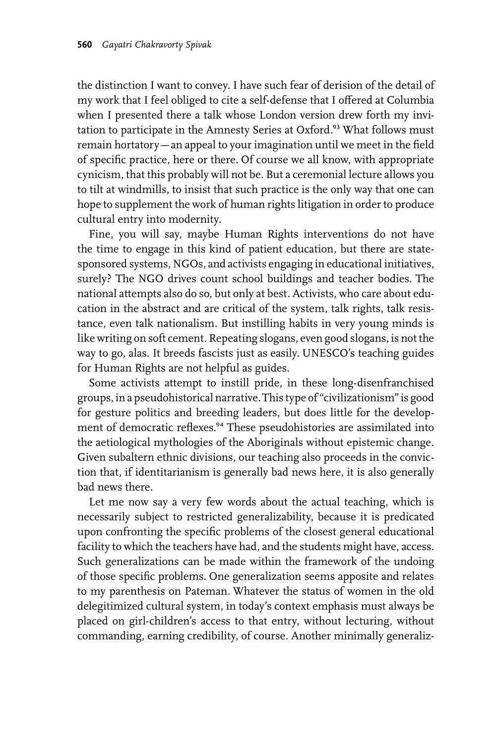the distinction I want to convey. I have such fear of derision of the detail of my work that I feel obliged to cite a self-defense that I offered at Columbia when I presented there a talk whose London version drew forth my invitation to participate in the Amnesty Series at Oxford.[93] What follows must remain hortatory—an appeal to your imagination until we meet in the field of specific practice, here or there. Of course we all know, with appropriate cynicism, that this probably will not be. But a ceremonial lecture allows you to tilt at windmills, to insist that such practice is the only way that one can hope to supplement the work of human rights litigation in order to produce cultural entry into modernity.

Fine, you will say, maybe Human Rights interventions do not have the time to engage in this kind of patient education, but there are state-sponsored systems, NGOs, and activists engaging in educational initiatives, surely? The NGO drives count school buildings and teacher bodies. The national attempts also do so, but only at best. Activists, who care about education in the abstract and are critical of the system, talk rights, talk resistance, even talk nationalism. But instilling habits in very young minds is like writing on soft cement. Repeating slogans, even good slogans, is not the way to go, alas. It breeds fascists just as easily. UNESCO's teaching guides for Human Rights are not helpful as guides.

Some activists attempt to instill pride, in these long-disenfranchised groups, in a pseudohistorical narrative. This type of "civilizationism" is good for gesture politics and breeding leaders, but does little for the development of democratic reflexes.[94] These pseudohistories are assimilated into the aetiological mythologies of the Aboriginals without epistemic change. Given subaltern ethnic divisions, our teaching also proceeds in the conviction that, if identitarianism is generally bad news here, it is also generally bad news there.

Let me now say a very few words about the actual teaching, which is necessarily subject to restricted generalizability, because it is predicated upon confronting the specific problems of the closest general educational facility to which the teachers have had, and the students might have, access. Such generalizations can be made within the framework of the undoing of those specific problems. One generalization seems apposite and relates to my parenthesis on Pateman. Whatever the status of women in the old delegitimized cultural system, in today's context emphasis must always be placed on girl-children's access to that entry, without lecturing, without commanding, earning credibility, of course. Another minimally generaliz-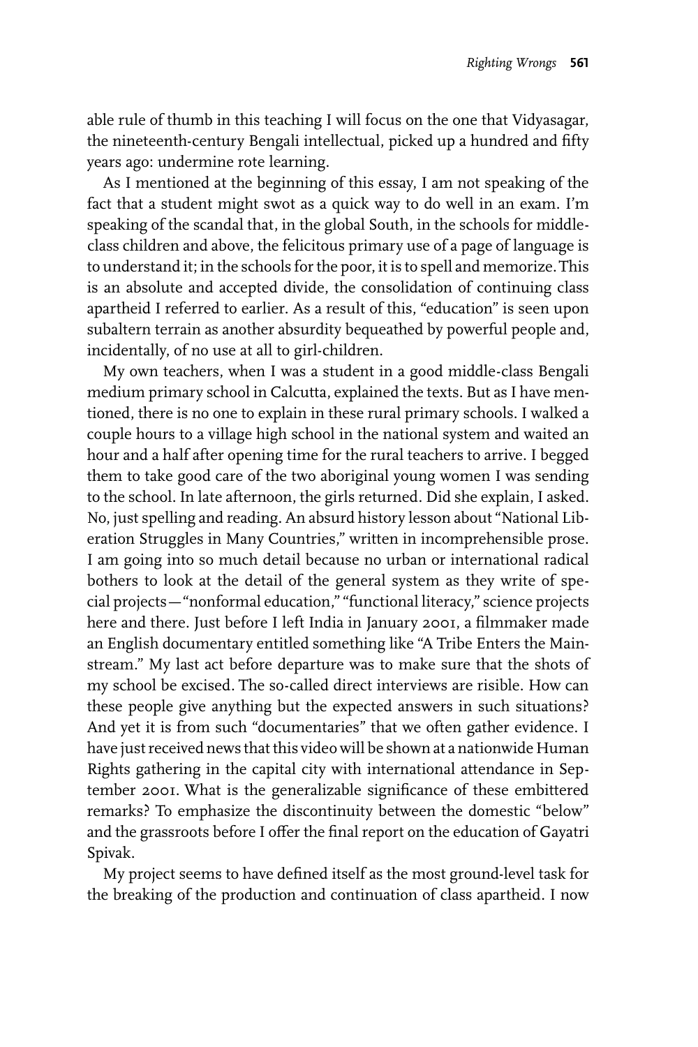able rule of thumb in this teaching I will focus on the one that Vidyasagar, the nineteenth-century Bengali intellectual, picked up a hundred and fifty years ago: undermine rote learning.

As I mentioned at the beginning of this essay, I am not speaking of the fact that a student might swot as a quick way to do well in an exam. I'm speaking of the scandal that, in the global South, in the schools for middle-class children and above, the felicitous primary use of a page of language is to understand it; in the schools for the poor, it is to spell and memorize. This is an absolute and accepted divide, the consolidation of continuing class apartheid I referred to earlier. As a result of this, "education" is seen upon subaltern terrain as another absurdity bequeathed by powerful people and, incidentally, of no use at all to girl-children.

My own teachers, when I was a student in a good middle-class Bengali medium primary school in Calcutta, explained the texts. But as I have mentioned, there is no one to explain in these rural primary schools. I walked a couple hours to a village high school in the national system and waited an hour and a half after opening time for the rural teachers to arrive. I begged them to take good care of the two aboriginal young women I was sending to the school. In late afternoon, the girls returned. Did she explain, I asked. No, just spelling and reading. An absurd history lesson about "National Liberation Struggles in Many Countries," written in incomprehensible prose. I am going into so much detail because no urban or international radical bothers to look at the detail of the general system as they write of special projects—"nonformal education," "functional literacy," science projects here and there. Just before I left India in January 2001, a filmmaker made an English documentary entitled something like "A Tribe Enters the Mainstream." My last act before departure was to make sure that the shots of my school be excised. The so-called direct interviews are risible. How can these people give anything but the expected answers in such situations? And yet it is from such "documentaries" that we often gather evidence. I have just received news that this video will be shown at a nationwide Human Rights gathering in the capital city with international attendance in September 2001. What is the generalizable significance of these embittered remarks? To emphasize the discontinuity between the domestic "below" and the grassroots before I offer the final report on the education of Gayatri Spivak.

My project seems to have defined itself as the most ground-level task for the breaking of the production and continuation of class apartheid. I now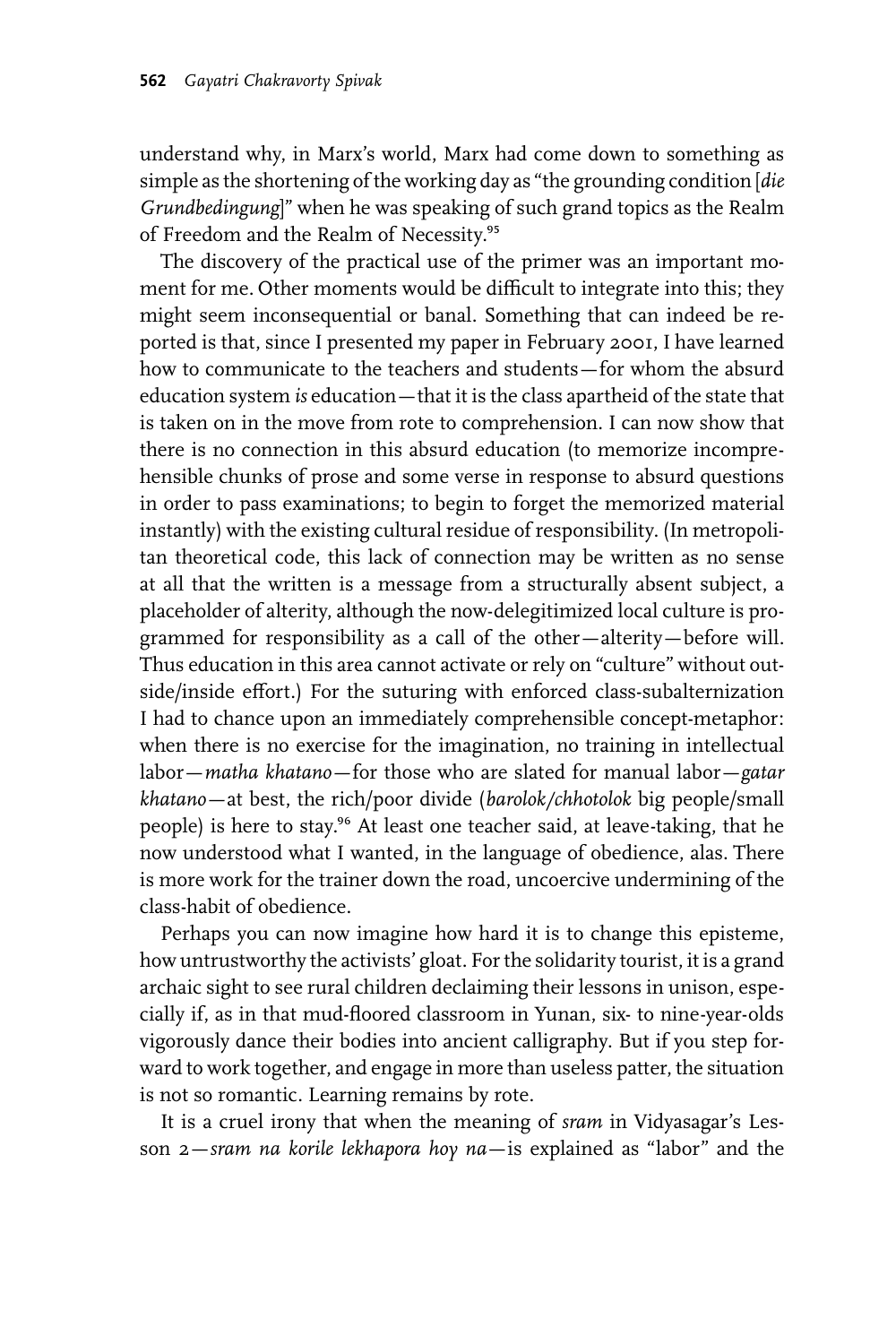understand why, in Marx's world, Marx had come down to something as simple as the shortening of the working day as "the grounding condition [*die Grundbedingung*]" when he was speaking of such grand topics as the Realm of Freedom and the Realm of Necessity.[95]

The discovery of the practical use of the primer was an important moment for me. Other moments would be difficult to integrate into this; they might seem inconsequential or banal. Something that can indeed be reported is that, since I presented my paper in February 2001, I have learned how to communicate to the teachers and students—for whom the absurd education system *is* education—that it is the class apartheid of the state that is taken on in the move from rote to comprehension. I can now show that there is no connection in this absurd education (to memorize incomprehensible chunks of prose and some verse in response to absurd questions in order to pass examinations; to begin to forget the memorized material instantly) with the existing cultural residue of responsibility. (In metropolitan theoretical code, this lack of connection may be written as no sense at all that the written is a message from a structurally absent subject, a placeholder of alterity, although the now-delegitimized local culture is programmed for responsibility as a call of the other—alterity—before will. Thus education in this area cannot activate or rely on "culture" without outside/inside effort.) For the suturing with enforced class-subalternization I had to chance upon an immediately comprehensible concept-metaphor: when there is no exercise for the imagination, no training in intellectual labor—*matha khatano*—for those who are slated for manual labor—*gatar khatano*—at best, the rich/poor divide (*barolok/chhotolok* big people/small people) is here to stay.[96] At least one teacher said, at leave-taking, that he now understood what I wanted, in the language of obedience, alas. There is more work for the trainer down the road, uncoercive undermining of the class-habit of obedience.

Perhaps you can now imagine how hard it is to change this episteme, how untrustworthy the activists' gloat. For the solidarity tourist, it is a grand archaic sight to see rural children declaiming their lessons in unison, especially if, as in that mud-floored classroom in Yunan, six- to nine-year-olds vigorously dance their bodies into ancient calligraphy. But if you step forward to work together, and engage in more than useless patter, the situation is not so romantic. Learning remains by rote.

It is a cruel irony that when the meaning of *sram* in Vidyasagar's Lesson 2—*sram na korile lekhapora hoy na*—is explained as "labor" and the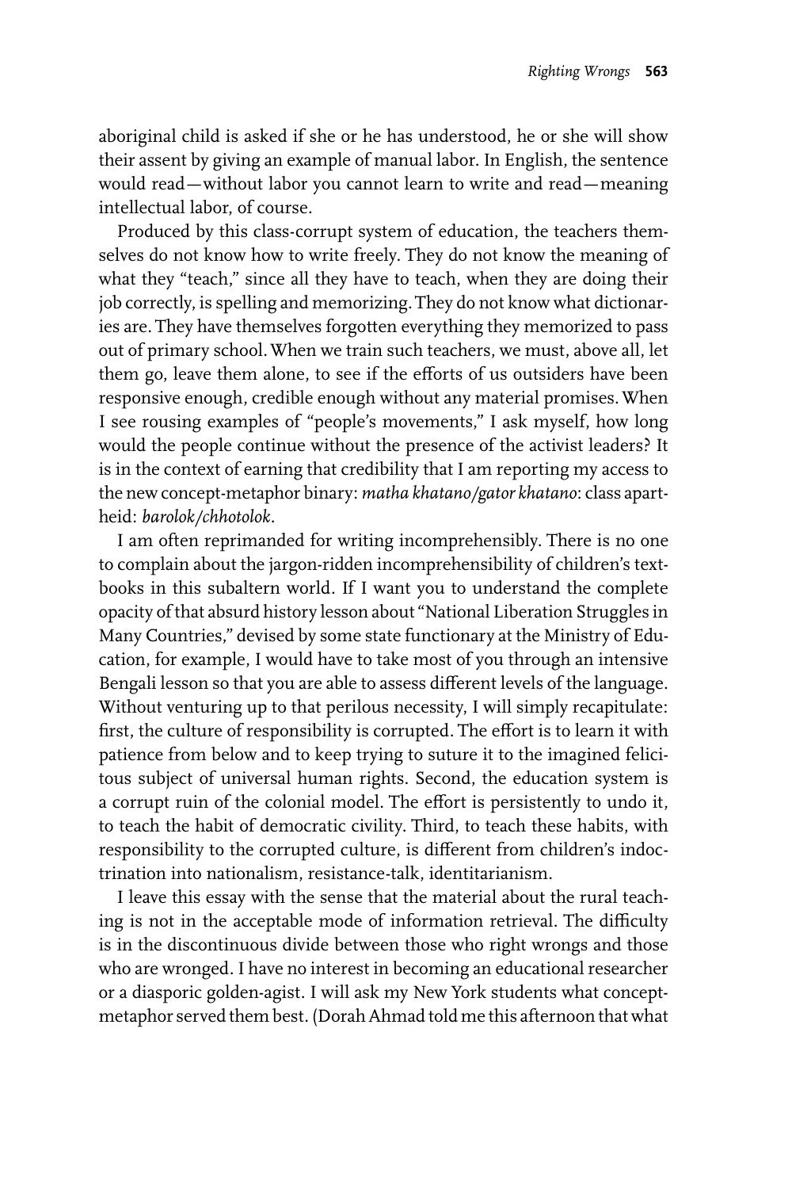aboriginal child is asked if she or he has understood, he or she will show their assent by giving an example of manual labor. In English, the sentence would read—without labor you cannot learn to write and read—meaning intellectual labor, of course.

Produced by this class-corrupt system of education, the teachers themselves do not know how to write freely. They do not know the meaning of what they "teach," since all they have to teach, when they are doing their job correctly, is spelling and memorizing. They do not know what dictionaries are. They have themselves forgotten everything they memorized to pass out of primary school. When we train such teachers, we must, above all, let them go, leave them alone, to see if the efforts of us outsiders have been responsive enough, credible enough without any material promises. When I see rousing examples of "people's movements," I ask myself, how long would the people continue without the presence of the activist leaders? It is in the context of earning that credibility that I am reporting my access to the new concept-metaphor binary: *matha khatano/gator khatano*: class apartheid: *barolok/chhotolok*.

I am often reprimanded for writing incomprehensibly. There is no one to complain about the jargon-ridden incomprehensibility of children's textbooks in this subaltern world. If I want you to understand the complete opacity of that absurd history lesson about "National Liberation Struggles in Many Countries," devised by some state functionary at the Ministry of Education, for example, I would have to take most of you through an intensive Bengali lesson so that you are able to assess different levels of the language. Without venturing up to that perilous necessity, I will simply recapitulate: first, the culture of responsibility is corrupted. The effort is to learn it with patience from below and to keep trying to suture it to the imagined felicitous subject of universal human rights. Second, the education system is a corrupt ruin of the colonial model. The effort is persistently to undo it, to teach the habit of democratic civility. Third, to teach these habits, with responsibility to the corrupted culture, is different from children's indoctrination into nationalism, resistance-talk, identitarianism.

I leave this essay with the sense that the material about the rural teaching is not in the acceptable mode of information retrieval. The difficulty is in the discontinuous divide between those who right wrongs and those who are wronged. I have no interest in becoming an educational researcher or a diasporic golden-agist. I will ask my New York students what concept-metaphor served them best. (Dorah Ahmad told me this afternoon that what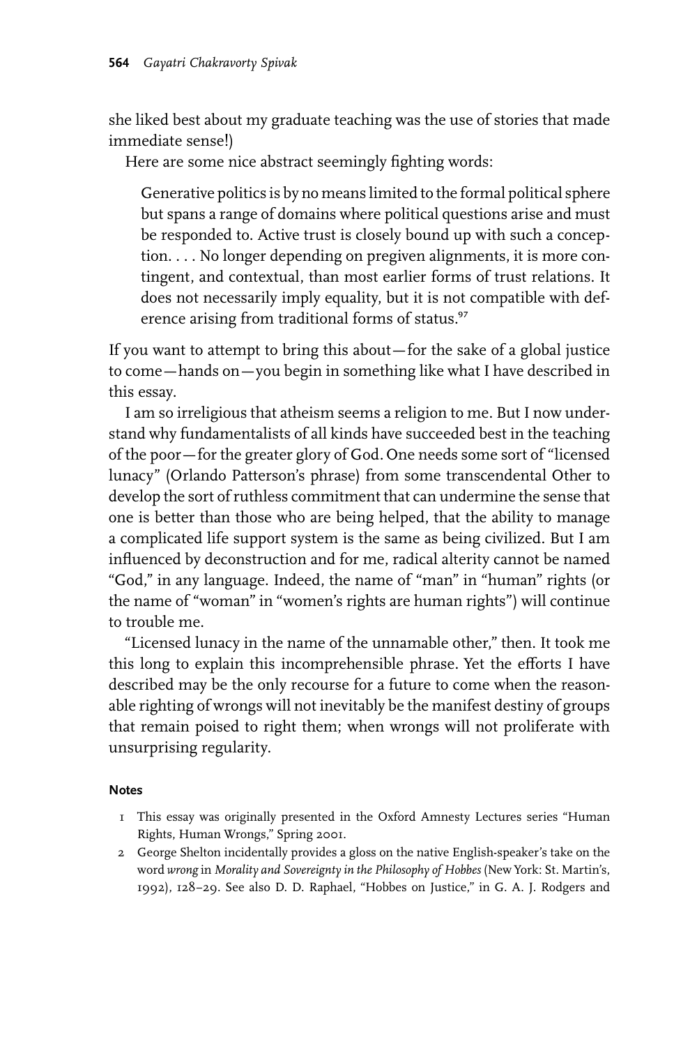she liked best about my graduate teaching was the use of stories that made immediate sense!)

Here are some nice abstract seemingly fighting words:

> Generative politics is by no means limited to the formal political sphere but spans a range of domains where political questions arise and must be responded to. Active trust is closely bound up with such a conception. . . . No longer depending on pregiven alignments, it is more contingent, and contextual, than most earlier forms of trust relations. It does not necessarily imply equality, but it is not compatible with deference arising from traditional forms of status.[97]

If you want to attempt to bring this about—for the sake of a global justice to come—hands on—you begin in something like what I have described in this essay.

I am so irreligious that atheism seems a religion to me. But I now understand why fundamentalists of all kinds have succeeded best in the teaching of the poor—for the greater glory of God. One needs some sort of "licensed lunacy" (Orlando Patterson's phrase) from some transcendental Other to develop the sort of ruthless commitment that can undermine the sense that one is better than those who are being helped, that the ability to manage a complicated life support system is the same as being civilized. But I am influenced by deconstruction and for me, radical alterity cannot be named "God," in any language. Indeed, the name of "man" in "human" rights (or the name of "woman" in "women's rights are human rights") will continue to trouble me.

"Licensed lunacy in the name of the unnamable other," then. It took me this long to explain this incomprehensible phrase. Yet the efforts I have described may be the only recourse for a future to come when the reasonable righting of wrongs will not inevitably be the manifest destiny of groups that remain poised to right them; when wrongs will not proliferate with unsurprising regularity.

#### Notes

1 This essay was originally presented in the Oxford Amnesty Lectures series "Human Rights, Human Wrongs," Spring 2001.

2 George Shelton incidentally provides a gloss on the native English-speaker's take on the word *wrong* in *Morality and Sovereignty in the Philosophy of Hobbes* (New York: St. Martin's, 1992), 128–29. See also D. D. Raphael, "Hobbes on Justice," in G. A. J. Rodgers and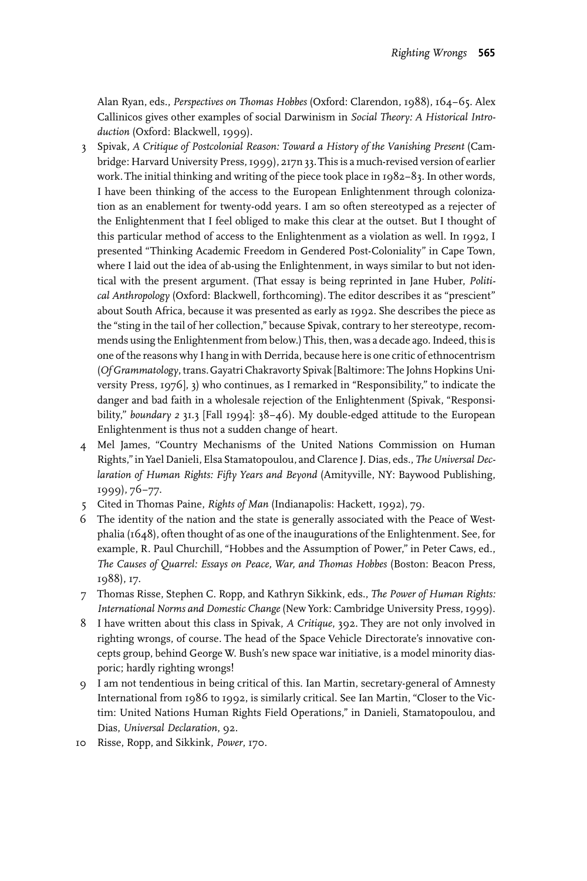Alan Ryan, eds., *Perspectives on Thomas Hobbes* (Oxford: Clarendon, 1988), 164–65. Alex Callinicos gives other examples of social Darwinism in *Social Theory: A Historical Introduction* (Oxford: Blackwell, 1999).

3 Spivak, *A Critique of Postcolonial Reason: Toward a History of the Vanishing Present* (Cambridge: Harvard University Press, 1999), 217n 33. This is a much-revised version of earlier work. The initial thinking and writing of the piece took place in 1982–83. In other words, I have been thinking of the access to the European Enlightenment through colonization as an enablement for twenty-odd years. I am so often stereotyped as a rejecter of the Enlightenment that I feel obliged to make this clear at the outset. But I thought of this particular method of access to the Enlightenment as a violation as well. In 1992, I presented "Thinking Academic Freedom in Gendered Post-Coloniality" in Cape Town, where I laid out the idea of ab-using the Enlightenment, in ways similar to but not identical with the present argument. (That essay is being reprinted in Jane Huber, *Political Anthropology* (Oxford: Blackwell, forthcoming). The editor describes it as "prescient" about South Africa, because it was presented as early as 1992. She describes the piece as the "sting in the tail of her collection," because Spivak, contrary to her stereotype, recommends using the Enlightenment from below.) This, then, was a decade ago. Indeed, this is one of the reasons why I hang in with Derrida, because here is one critic of ethnocentrism (*Of Grammatology*, trans. Gayatri Chakravorty Spivak [Baltimore: The Johns Hopkins University Press, 1976], 3) who continues, as I remarked in "Responsibility," to indicate the danger and bad faith in a wholesale rejection of the Enlightenment (Spivak, "Responsibility," *boundary 2* 31.3 [Fall 1994]: 38–46). My double-edged attitude to the European Enlightenment is thus not a sudden change of heart.

4 Mel James, "Country Mechanisms of the United Nations Commission on Human Rights," in Yael Danieli, Elsa Stamatopoulou, and Clarence J. Dias, eds., *The Universal Declaration of Human Rights: Fifty Years and Beyond* (Amityville, NY: Baywood Publishing, 1999), 76–77.

5 Cited in Thomas Paine, *Rights of Man* (Indianapolis: Hackett, 1992), 79.

6 The identity of the nation and the state is generally associated with the Peace of Westphalia (1648), often thought of as one of the inaugurations of the Enlightenment. See, for example, R. Paul Churchill, "Hobbes and the Assumption of Power," in Peter Caws, ed., *The Causes of Quarrel: Essays on Peace, War, and Thomas Hobbes* (Boston: Beacon Press, 1988), 17.

7 Thomas Risse, Stephen C. Ropp, and Kathryn Sikkink, eds., *The Power of Human Rights: International Norms and Domestic Change* (New York: Cambridge University Press, 1999).

8 I have written about this class in Spivak, *A Critique*, 392. They are not only involved in righting wrongs, of course. The head of the Space Vehicle Directorate's innovative concepts group, behind George W. Bush's new space war initiative, is a model minority diasporic; hardly righting wrongs!

9 I am not tendentious in being critical of this. Ian Martin, secretary-general of Amnesty International from 1986 to 1992, is similarly critical. See Ian Martin, "Closer to the Victim: United Nations Human Rights Field Operations," in Danieli, Stamatopoulou, and Dias, *Universal Declaration*, 92.

10 Risse, Ropp, and Sikkink, *Power*, 170.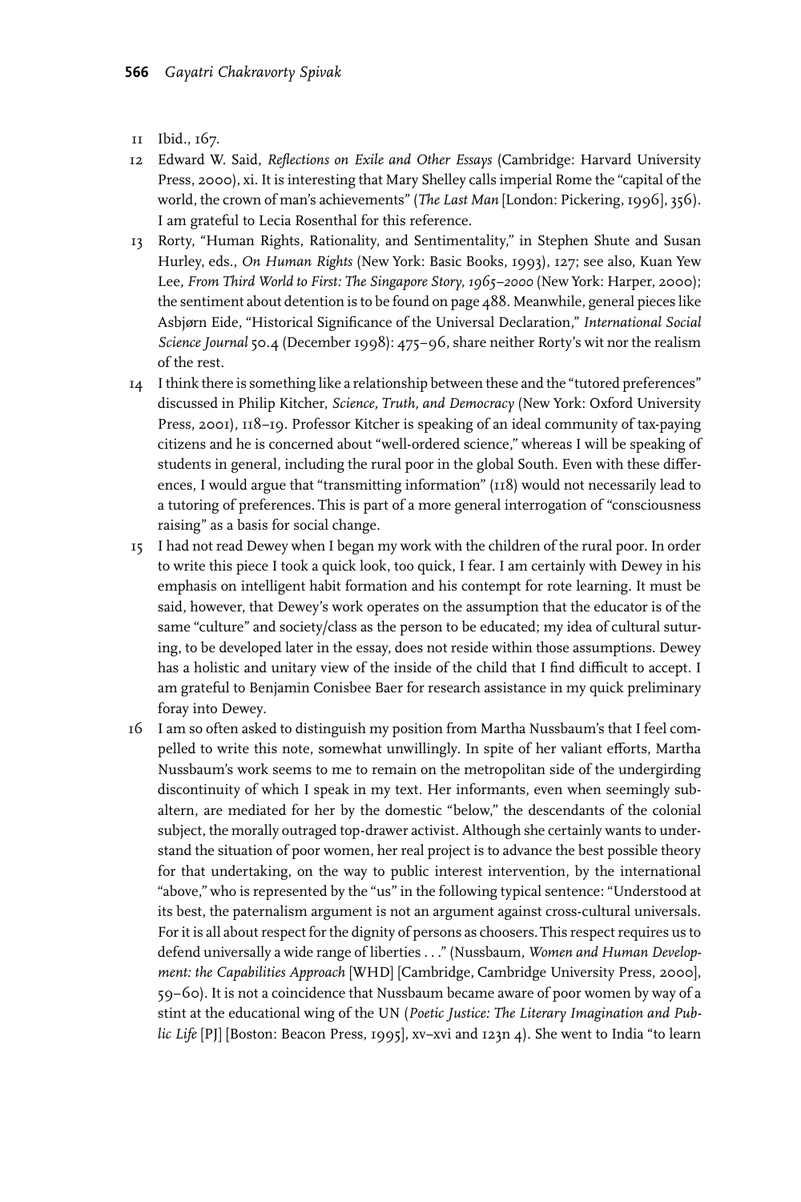11 Ibid., 167.

12 Edward W. Said, *Reflections on Exile and Other Essays* (Cambridge: Harvard University Press, 2000), xi. It is interesting that Mary Shelley calls imperial Rome the "capital of the world, the crown of man's achievements" (*The Last Man* [London: Pickering, 1996], 356). I am grateful to Lecia Rosenthal for this reference.

13 Rorty, "Human Rights, Rationality, and Sentimentality," in Stephen Shute and Susan Hurley, eds., *On Human Rights* (New York: Basic Books, 1993), 127; see also, Kuan Yew Lee, *From Third World to First: The Singapore Story, 1965–2000* (New York: Harper, 2000); the sentiment about detention is to be found on page 488. Meanwhile, general pieces like Asbjørn Eide, "Historical Significance of the Universal Declaration," *International Social Science Journal* 50.4 (December 1998): 475–96, share neither Rorty's wit nor the realism of the rest.

14 I think there is something like a relationship between these and the "tutored preferences" discussed in Philip Kitcher, *Science, Truth, and Democracy* (New York: Oxford University Press, 2001), 118–19. Professor Kitcher is speaking of an ideal community of tax-paying citizens and he is concerned about "well-ordered science," whereas I will be speaking of students in general, including the rural poor in the global South. Even with these differences, I would argue that "transmitting information" (118) would not necessarily lead to a tutoring of preferences. This is part of a more general interrogation of "consciousness raising" as a basis for social change.

15 I had not read Dewey when I began my work with the children of the rural poor. In order to write this piece I took a quick look, too quick, I fear. I am certainly with Dewey in his emphasis on intelligent habit formation and his contempt for rote learning. It must be said, however, that Dewey's work operates on the assumption that the educator is of the same "culture" and society/class as the person to be educated; my idea of cultural suturing, to be developed later in the essay, does not reside within those assumptions. Dewey has a holistic and unitary view of the inside of the child that I find difficult to accept. I am grateful to Benjamin Conisbee Baer for research assistance in my quick preliminary foray into Dewey.

16 I am so often asked to distinguish my position from Martha Nussbaum's that I feel compelled to write this note, somewhat unwillingly. In spite of her valiant efforts, Martha Nussbaum's work seems to me to remain on the metropolitan side of the undergirding discontinuity of which I speak in my text. Her informants, even when seemingly subaltern, are mediated for her by the domestic "below," the descendants of the colonial subject, the morally outraged top-drawer activist. Although she certainly wants to understand the situation of poor women, her real project is to advance the best possible theory for that undertaking, on the way to public interest intervention, by the international "above," who is represented by the "us" in the following typical sentence: "Understood at its best, the paternalism argument is not an argument against cross-cultural universals. For it is all about respect for the dignity of persons as choosers. This respect requires us to defend universally a wide range of liberties . . ." (Nussbaum, *Women and Human Development: the Capabilities Approach* [WHD] [Cambridge, Cambridge University Press, 2000], 59–60). It is not a coincidence that Nussbaum became aware of poor women by way of a stint at the educational wing of the UN (*Poetic Justice: The Literary Imagination and Public Life* [PJ] [Boston: Beacon Press, 1995], xv–xvi and 123n 4). She went to India "to learn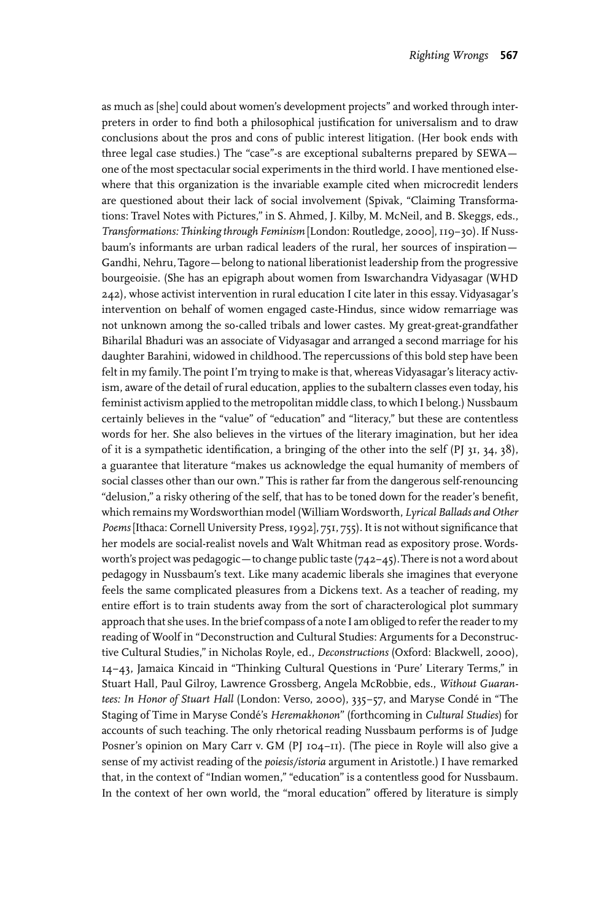as much as [she] could about women's development projects" and worked through interpreters in order to find both a philosophical justification for universalism and to draw conclusions about the pros and cons of public interest litigation. (Her book ends with three legal case studies.) The "case"-s are exceptional subalterns prepared by SEWA—one of the most spectacular social experiments in the third world. I have mentioned elsewhere that this organization is the invariable example cited when microcredit lenders are questioned about their lack of social involvement (Spivak, "Claiming Transformations: Travel Notes with Pictures," in S. Ahmed, J. Kilby, M. McNeil, and B. Skeggs, eds., *Transformations: Thinking through Feminism* [London: Routledge, 2000], 119–30). If Nussbaum's informants are urban radical leaders of the rural, her sources of inspiration—Gandhi, Nehru, Tagore—belong to national liberationist leadership from the progressive bourgeoisie. (She has an epigraph about women from Iswarchandra Vidyasagar (WHD 242), whose activist intervention in rural education I cite later in this essay. Vidyasagar's intervention on behalf of women engaged caste-Hindus, since widow remarriage was not unknown among the so-called tribals and lower castes. My great-great-grandfather Biharilal Bhaduri was an associate of Vidyasagar and arranged a second marriage for his daughter Barahini, widowed in childhood. The repercussions of this bold step have been felt in my family. The point I'm trying to make is that, whereas Vidyasagar's literacy activism, aware of the detail of rural education, applies to the subaltern classes even today, his feminist activism applied to the metropolitan middle class, to which I belong.) Nussbaum certainly believes in the "value" of "education" and "literacy," but these are contentless words for her. She also believes in the virtues of the literary imagination, but her idea of it is a sympathetic identification, a bringing of the other into the self (PJ 31, 34, 38), a guarantee that literature "makes us acknowledge the equal humanity of members of social classes other than our own." This is rather far from the dangerous self-renouncing "delusion," a risky othering of the self, that has to be toned down for the reader's benefit, which remains my Wordsworthian model (William Wordsworth, *Lyrical Ballads and Other Poems* [Ithaca: Cornell University Press, 1992], 751, 755). It is not without significance that her models are social-realist novels and Walt Whitman read as expository prose. Wordsworth's project was pedagogic—to change public taste (742–45). There is not a word about pedagogy in Nussbaum's text. Like many academic liberals she imagines that everyone feels the same complicated pleasures from a Dickens text. As a teacher of reading, my entire effort is to train students away from the sort of characterological plot summary approach that she uses. In the brief compass of a note I am obliged to refer the reader to my reading of Woolf in "Deconstruction and Cultural Studies: Arguments for a Deconstructive Cultural Studies," in Nicholas Royle, ed., *Deconstructions* (Oxford: Blackwell, 2000), 14–43, Jamaica Kincaid in "Thinking Cultural Questions in 'Pure' Literary Terms," in Stuart Hall, Paul Gilroy, Lawrence Grossberg, Angela McRobbie, eds., *Without Guarantees: In Honor of Stuart Hall* (London: Verso, 2000), 335–57, and Maryse Condé in "The Staging of Time in Maryse Condé's *Heremakhonon*" (forthcoming in *Cultural Studies*) for accounts of such teaching. The only rhetorical reading Nussbaum performs is of Judge Posner's opinion on Mary Carr v. GM (PJ 104–11). (The piece in Royle will also give a sense of my activist reading of the *poiesis/istoria* argument in Aristotle.) I have remarked that, in the context of "Indian women," "education" is a contentless good for Nussbaum. In the context of her own world, the "moral education" offered by literature is simply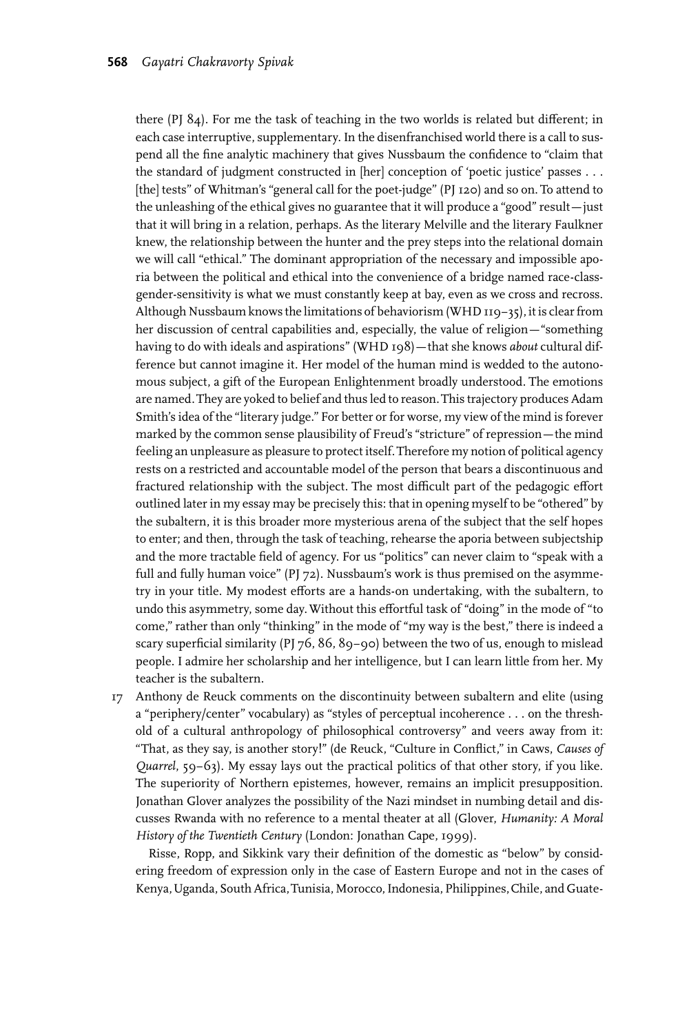there (PJ 84). For me the task of teaching in the two worlds is related but different; in each case interruptive, supplementary. In the disenfranchised world there is a call to suspend all the fine analytic machinery that gives Nussbaum the confidence to "claim that the standard of judgment constructed in [her] conception of 'poetic justice' passes . . . [the] tests" of Whitman's "general call for the poet-judge" (PJ 120) and so on. To attend to the unleashing of the ethical gives no guarantee that it will produce a "good" result—just that it will bring in a relation, perhaps. As the literary Melville and the literary Faulkner knew, the relationship between the hunter and the prey steps into the relational domain we will call "ethical." The dominant appropriation of the necessary and impossible aporia between the political and ethical into the convenience of a bridge named race-class-gender-sensitivity is what we must constantly keep at bay, even as we cross and recross. Although Nussbaum knows the limitations of behaviorism (WHD 119–35), it is clear from her discussion of central capabilities and, especially, the value of religion—"something having to do with ideals and aspirations" (WHD 198)—that she knows *about* cultural difference but cannot imagine it. Her model of the human mind is wedded to the autonomous subject, a gift of the European Enlightenment broadly understood. The emotions are named. They are yoked to belief and thus led to reason. This trajectory produces Adam Smith's idea of the "literary judge." For better or for worse, my view of the mind is forever marked by the common sense plausibility of Freud's "stricture" of repression—the mind feeling an unpleasure as pleasure to protect itself. Therefore my notion of political agency rests on a restricted and accountable model of the person that bears a discontinuous and fractured relationship with the subject. The most difficult part of the pedagogic effort outlined later in my essay may be precisely this: that in opening myself to be "othered" by the subaltern, it is this broader more mysterious arena of the subject that the self hopes to enter; and then, through the task of teaching, rehearse the aporia between subjectship and the more tractable field of agency. For us "politics" can never claim to "speak with a full and fully human voice" (PJ 72). Nussbaum's work is thus premised on the asymmetry in your title. My modest efforts are a hands-on undertaking, with the subaltern, to undo this asymmetry, some day. Without this effortful task of "doing" in the mode of "to come," rather than only "thinking" in the mode of "my way is the best," there is indeed a scary superficial similarity (PJ 76, 86, 89–90) between the two of us, enough to mislead people. I admire her scholarship and her intelligence, but I can learn little from her. My teacher is the subaltern.

17 Anthony de Reuck comments on the discontinuity between subaltern and elite (using a "periphery/center" vocabulary) as "styles of perceptual incoherence . . . on the threshold of a cultural anthropology of philosophical controversy" and veers away from it: "That, as they say, is another story!" (de Reuck, "Culture in Conflict," in Caws, *Causes of Quarrel*, 59–63). My essay lays out the practical politics of that other story, if you like. The superiority of Northern epistemes, however, remains an implicit presupposition. Jonathan Glover analyzes the possibility of the Nazi mindset in numbing detail and discusses Rwanda with no reference to a mental theater at all (Glover, *Humanity: A Moral History of the Twentieth Century* (London: Jonathan Cape, 1999).

Risse, Ropp, and Sikkink vary their definition of the domestic as "below" by considering freedom of expression only in the case of Eastern Europe and not in the cases of Kenya, Uganda, South Africa, Tunisia, Morocco, Indonesia, Philippines, Chile, and Guate-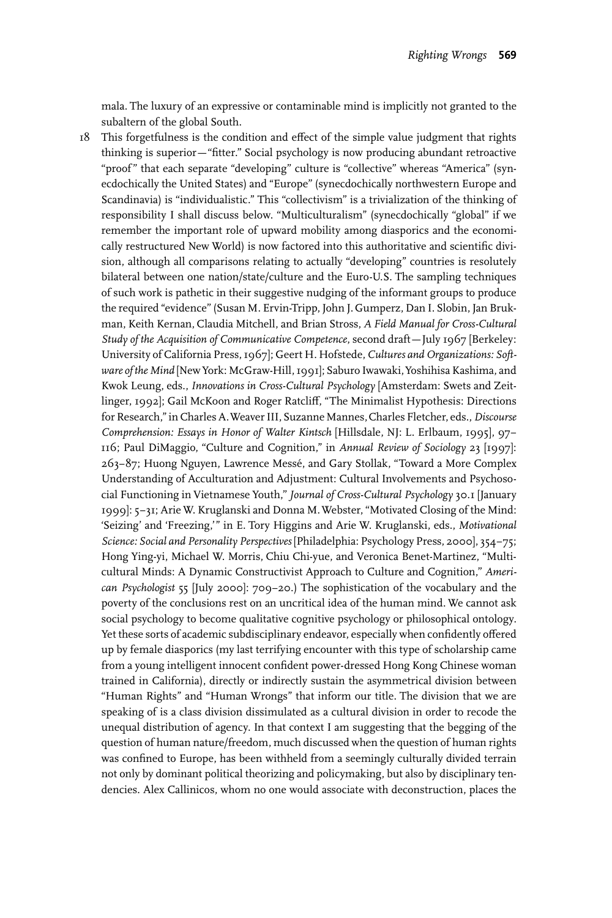mala. The luxury of an expressive or contaminable mind is implicitly not granted to the subaltern of the global South.

18 This forgetfulness is the condition and effect of the simple value judgment that rights thinking is superior—"fitter." Social psychology is now producing abundant retroactive "proof" that each separate "developing" culture is "collective" whereas "America" (synecdochically the United States) and "Europe" (synecdochically northwestern Europe and Scandinavia) is "individualistic." This "collectivism" is a trivialization of the thinking of responsibility I shall discuss below. "Multiculturalism" (synecdochically "global" if we remember the important role of upward mobility among diasporics and the economically restructured New World) is now factored into this authoritative and scientific division, although all comparisons relating to actually "developing" countries is resolutely bilateral between one nation/state/culture and the Euro-U.S. The sampling techniques of such work is pathetic in their suggestive nudging of the informant groups to produce the required "evidence" (Susan M. Ervin-Tripp, John J. Gumperz, Dan I. Slobin, Jan Brukman, Keith Kernan, Claudia Mitchell, and Brian Stross, *A Field Manual for Cross-Cultural Study of the Acquisition of Communicative Competence*, second draft—July 1967 [Berkeley: University of California Press, 1967]; Geert H. Hofstede, *Cultures and Organizations: Software of the Mind* [New York: McGraw-Hill, 1991]; Saburo Iwawaki, Yoshihisa Kashima, and Kwok Leung, eds., *Innovations in Cross-Cultural Psychology* [Amsterdam: Swets and Zeitlinger, 1992]; Gail McKoon and Roger Ratcliff, "The Minimalist Hypothesis: Directions for Research," in Charles A. Weaver III, Suzanne Mannes, Charles Fletcher, eds., *Discourse Comprehension: Essays in Honor of Walter Kintsch* [Hillsdale, NJ: L. Erlbaum, 1995], 97–116; Paul DiMaggio, "Culture and Cognition," in *Annual Review of Sociology* 23 [1997]: 263–87; Huong Nguyen, Lawrence Messé, and Gary Stollak, "Toward a More Complex Understanding of Acculturation and Adjustment: Cultural Involvements and Psychosocial Functioning in Vietnamese Youth," *Journal of Cross-Cultural Psychology* 30.1 [January 1999]: 5–31; Arie W. Kruglanski and Donna M. Webster, "Motivated Closing of the Mind: 'Seizing' and 'Freezing,'" in E. Tory Higgins and Arie W. Kruglanski, eds., *Motivational Science: Social and Personality Perspectives* [Philadelphia: Psychology Press, 2000], 354–75; Hong Ying-yi, Michael W. Morris, Chiu Chi-yue, and Veronica Benet-Martinez, "Multicultural Minds: A Dynamic Constructivist Approach to Culture and Cognition," *American Psychologist* 55 [July 2000]: 709–20.) The sophistication of the vocabulary and the poverty of the conclusions rest on an uncritical idea of the human mind. We cannot ask social psychology to become qualitative cognitive psychology or philosophical ontology. Yet these sorts of academic subdisciplinary endeavor, especially when confidently offered up by female diasporics (my last terrifying encounter with this type of scholarship came from a young intelligent innocent confident power-dressed Hong Kong Chinese woman trained in California), directly or indirectly sustain the asymmetrical division between "Human Rights" and "Human Wrongs" that inform our title. The division that we are speaking of is a class division dissimulated as a cultural division in order to recode the unequal distribution of agency. In that context I am suggesting that the begging of the question of human nature/freedom, much discussed when the question of human rights was confined to Europe, has been withheld from a seemingly culturally divided terrain not only by dominant political theorizing and policymaking, but also by disciplinary tendencies. Alex Callinicos, whom no one would associate with deconstruction, places the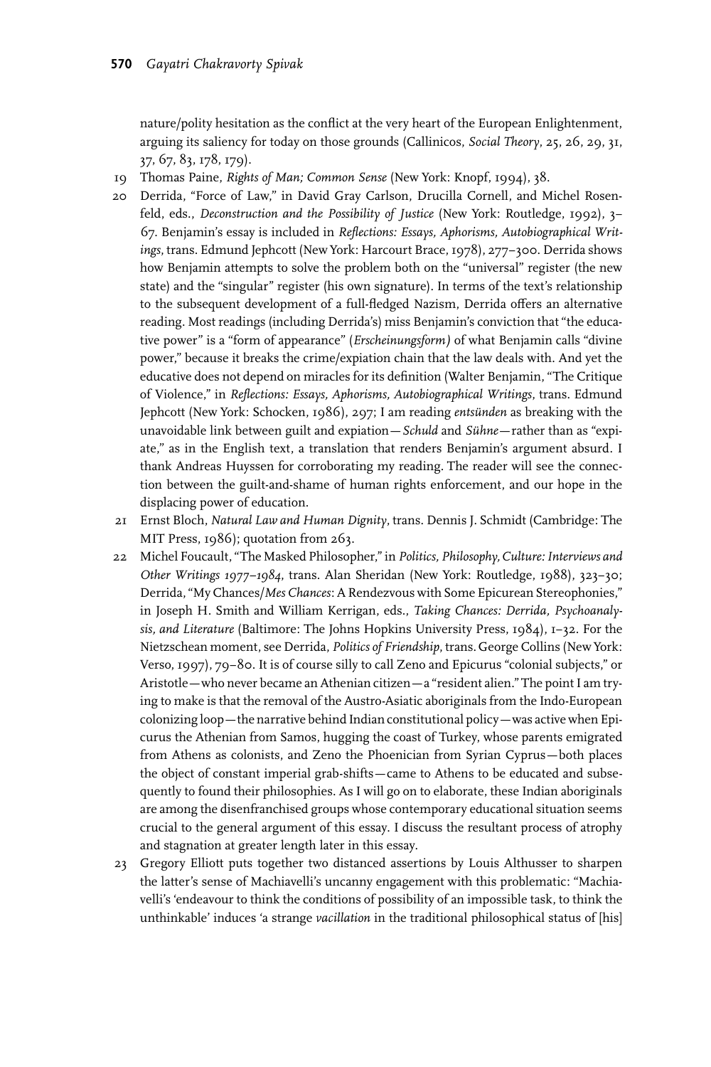nature/polity hesitation as the conflict at the very heart of the European Enlightenment, arguing its saliency for today on those grounds (Callinicos, *Social Theory*, 25, 26, 29, 31, 37, 67, 83, 178, 179).

19 Thomas Paine, *Rights of Man; Common Sense* (New York: Knopf, 1994), 38.

20 Derrida, "Force of Law," in David Gray Carlson, Drucilla Cornell, and Michel Rosenfeld, eds., *Deconstruction and the Possibility of Justice* (New York: Routledge, 1992), 3–67. Benjamin's essay is included in *Reflections: Essays, Aphorisms, Autobiographical Writings*, trans. Edmund Jephcott (New York: Harcourt Brace, 1978), 277–300. Derrida shows how Benjamin attempts to solve the problem both on the "universal" register (the new state) and the "singular" register (his own signature). In terms of the text's relationship to the subsequent development of a full-fledged Nazism, Derrida offers an alternative reading. Most readings (including Derrida's) miss Benjamin's conviction that "the educative power" is a "form of appearance" (*Erscheinungsform)* of what Benjamin calls "divine power," because it breaks the crime/expiation chain that the law deals with. And yet the educative does not depend on miracles for its definition (Walter Benjamin, "The Critique of Violence," in *Reflections: Essays, Aphorisms, Autobiographical Writings*, trans. Edmund Jephcott (New York: Schocken, 1986), 297; I am reading *entsünden* as breaking with the unavoidable link between guilt and expiation—*Schuld* and *Sühne*—rather than as "expiate," as in the English text, a translation that renders Benjamin's argument absurd. I thank Andreas Huyssen for corroborating my reading. The reader will see the connection between the guilt-and-shame of human rights enforcement, and our hope in the displacing power of education.

21 Ernst Bloch, *Natural Law and Human Dignity*, trans. Dennis J. Schmidt (Cambridge: The MIT Press, 1986); quotation from 263.

22 Michel Foucault, "The Masked Philosopher," in *Politics, Philosophy, Culture: Interviews and Other Writings 1977–1984*, trans. Alan Sheridan (New York: Routledge, 1988), 323–30; Derrida, "My Chances/*Mes Chances*: A Rendezvous with Some Epicurean Stereophonies," in Joseph H. Smith and William Kerrigan, eds., *Taking Chances: Derrida, Psychoanalysis, and Literature* (Baltimore: The Johns Hopkins University Press, 1984), 1–32. For the Nietzschean moment, see Derrida, *Politics of Friendship*, trans. George Collins (New York: Verso, 1997), 79–80. It is of course silly to call Zeno and Epicurus "colonial subjects," or Aristotle—who never became an Athenian citizen—a "resident alien." The point I am trying to make is that the removal of the Austro-Asiatic aboriginals from the Indo-European colonizing loop—the narrative behind Indian constitutional policy—was active when Epicurus the Athenian from Samos, hugging the coast of Turkey, whose parents emigrated from Athens as colonists, and Zeno the Phoenician from Syrian Cyprus—both places the object of constant imperial grab-shifts—came to Athens to be educated and subsequently to found their philosophies. As I will go on to elaborate, these Indian aboriginals are among the disenfranchised groups whose contemporary educational situation seems crucial to the general argument of this essay. I discuss the resultant process of atrophy and stagnation at greater length later in this essay.

23 Gregory Elliott puts together two distanced assertions by Louis Althusser to sharpen the latter's sense of Machiavelli's uncanny engagement with this problematic: "Machiavelli's 'endeavour to think the conditions of possibility of an impossible task, to think the unthinkable' induces 'a strange *vacillation* in the traditional philosophical status of [his]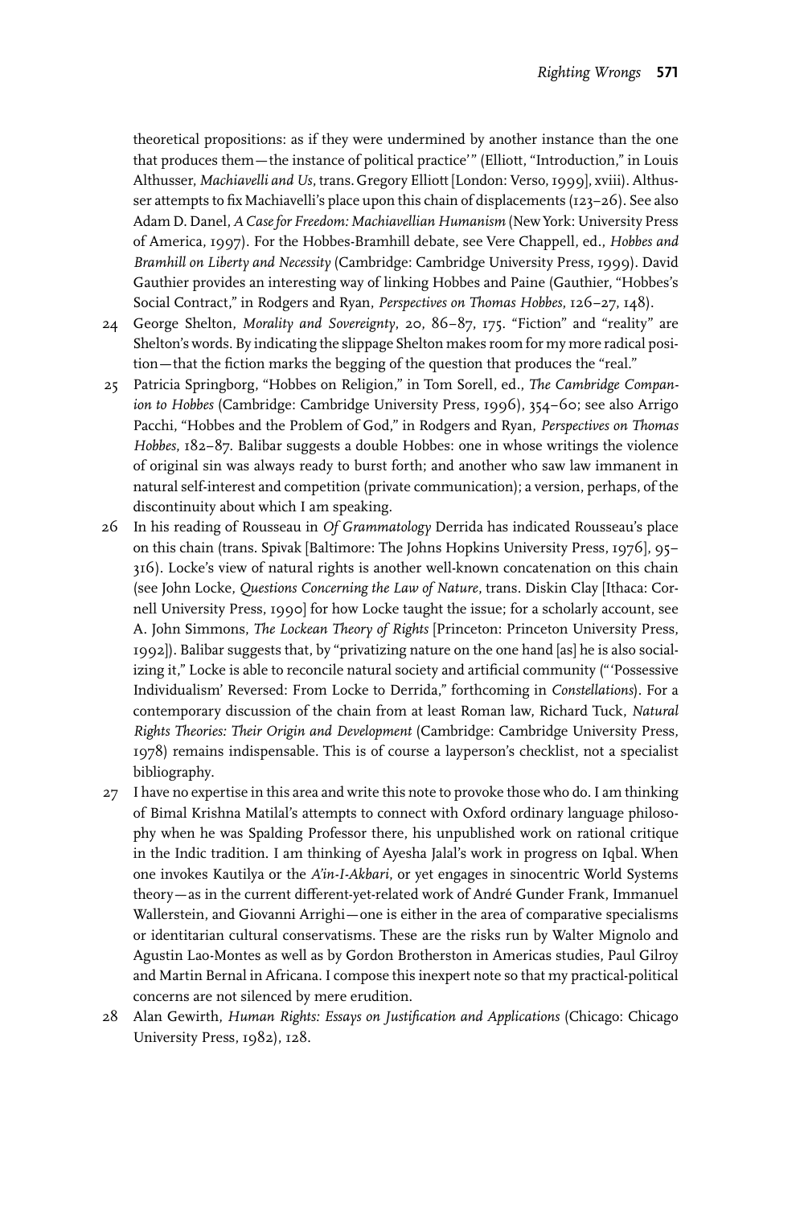theoretical propositions: as if they were undermined by another instance than the one that produces them—the instance of political practice'" (Elliott, "Introduction," in Louis Althusser, *Machiavelli and Us*, trans. Gregory Elliott [London: Verso, 1999], xviii). Althusser attempts to fix Machiavelli's place upon this chain of displacements (123–26). See also Adam D. Danel, *A Case for Freedom: Machiavellian Humanism* (New York: University Press of America, 1997). For the Hobbes-Bramhill debate, see Vere Chappell, ed., *Hobbes and Bramhill on Liberty and Necessity* (Cambridge: Cambridge University Press, 1999). David Gauthier provides an interesting way of linking Hobbes and Paine (Gauthier, "Hobbes's Social Contract," in Rodgers and Ryan, *Perspectives on Thomas Hobbes*, 126–27, 148).

24 George Shelton, *Morality and Sovereignty*, 20, 86–87, 175. "Fiction" and "reality" are Shelton's words. By indicating the slippage Shelton makes room for my more radical position—that the fiction marks the begging of the question that produces the "real."

25 Patricia Springborg, "Hobbes on Religion," in Tom Sorell, ed., *The Cambridge Companion to Hobbes* (Cambridge: Cambridge University Press, 1996), 354–60; see also Arrigo Pacchi, "Hobbes and the Problem of God," in Rodgers and Ryan, *Perspectives on Thomas Hobbes*, 182–87. Balibar suggests a double Hobbes: one in whose writings the violence of original sin was always ready to burst forth; and another who saw law immanent in natural self-interest and competition (private communication); a version, perhaps, of the discontinuity about which I am speaking.

26 In his reading of Rousseau in *Of Grammatology* Derrida has indicated Rousseau's place on this chain (trans. Spivak [Baltimore: The Johns Hopkins University Press, 1976], 95–316). Locke's view of natural rights is another well-known concatenation on this chain (see John Locke, *Questions Concerning the Law of Nature*, trans. Diskin Clay [Ithaca: Cornell University Press, 1990] for how Locke taught the issue; for a scholarly account, see A. John Simmons, *The Lockean Theory of Rights* [Princeton: Princeton University Press, 1992]). Balibar suggests that, by "privatizing nature on the one hand [as] he is also socializing it," Locke is able to reconcile natural society and artificial community ("'Possessive Individualism' Reversed: From Locke to Derrida," forthcoming in *Constellations*). For a contemporary discussion of the chain from at least Roman law, Richard Tuck, *Natural Rights Theories: Their Origin and Development* (Cambridge: Cambridge University Press, 1978) remains indispensable. This is of course a layperson's checklist, not a specialist bibliography.

27 I have no expertise in this area and write this note to provoke those who do. I am thinking of Bimal Krishna Matilal's attempts to connect with Oxford ordinary language philosophy when he was Spalding Professor there, his unpublished work on rational critique in the Indic tradition. I am thinking of Ayesha Jalal's work in progress on Iqbal. When one invokes Kautilya or the *A'in-I-Akbari*, or yet engages in sinocentric World Systems theory—as in the current different-yet-related work of André Gunder Frank, Immanuel Wallerstein, and Giovanni Arrighi—one is either in the area of comparative specialisms or identitarian cultural conservatisms. These are the risks run by Walter Mignolo and Agustin Lao-Montes as well as by Gordon Brotherston in Americas studies, Paul Gilroy and Martin Bernal in Africana. I compose this inexpert note so that my practical-political concerns are not silenced by mere erudition.

28 Alan Gewirth, *Human Rights: Essays on Justification and Applications* (Chicago: Chicago University Press, 1982), 128.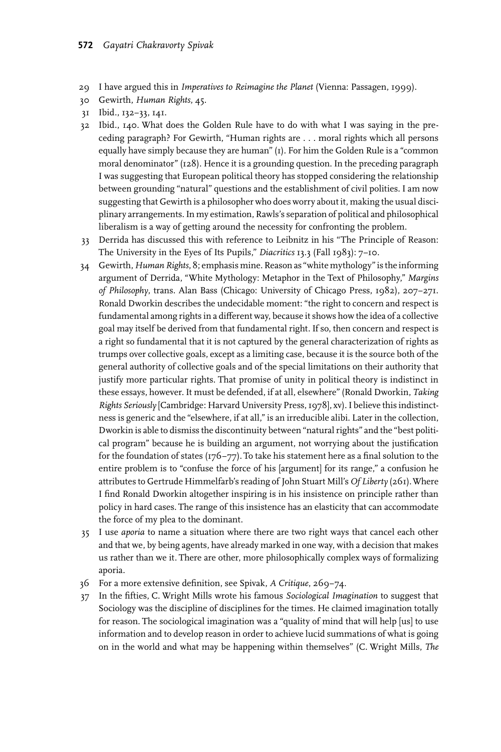29 I have argued this in *Imperatives to Reimagine the Planet* (Vienna: Passagen, 1999).

30 Gewirth, *Human Rights*, 45.

31 Ibid., 132–33, 141.

32 Ibid., 140. What does the Golden Rule have to do with what I was saying in the preceding paragraph? For Gewirth, "Human rights are . . . moral rights which all persons equally have simply because they are human" (1). For him the Golden Rule is a "common moral denominator" (128). Hence it is a grounding question. In the preceding paragraph I was suggesting that European political theory has stopped considering the relationship between grounding "natural" questions and the establishment of civil polities. I am now suggesting that Gewirth is a philosopher who does worry about it, making the usual disciplinary arrangements. In my estimation, Rawls's separation of political and philosophical liberalism is a way of getting around the necessity for confronting the problem.

33 Derrida has discussed this with reference to Leibnitz in his "The Principle of Reason: The University in the Eyes of Its Pupils," *Diacritics* 13.3 (Fall 1983): 7–10.

34 Gewirth, *Human Rights*, 8; emphasis mine. Reason as "white mythology" is the informing argument of Derrida, "White Mythology: Metaphor in the Text of Philosophy," *Margins of Philosophy*, trans. Alan Bass (Chicago: University of Chicago Press, 1982), 207–271. Ronald Dworkin describes the undecidable moment: "the right to concern and respect is fundamental among rights in a different way, because it shows how the idea of a collective goal may itself be derived from that fundamental right. If so, then concern and respect is a right so fundamental that it is not captured by the general characterization of rights as trumps over collective goals, except as a limiting case, because it is the source both of the general authority of collective goals and of the special limitations on their authority that justify more particular rights. That promise of unity in political theory is indistinct in these essays, however. It must be defended, if at all, elsewhere" (Ronald Dworkin, *Taking Rights Seriously* [Cambridge: Harvard University Press, 1978], xv). I believe this indistinctness is generic and the "elsewhere, if at all," is an irreducible alibi. Later in the collection, Dworkin is able to dismiss the discontinuity between "natural rights" and the "best political program" because he is building an argument, not worrying about the justification for the foundation of states (176–77). To take his statement here as a final solution to the entire problem is to "confuse the force of his [argument] for its range," a confusion he attributes to Gertrude Himmelfarb's reading of John Stuart Mill's *Of Liberty* (261). Where I find Ronald Dworkin altogether inspiring is in his insistence on principle rather than policy in hard cases. The range of this insistence has an elasticity that can accommodate the force of my plea to the dominant.

35 I use *aporia* to name a situation where there are two right ways that cancel each other and that we, by being agents, have already marked in one way, with a decision that makes us rather than we it. There are other, more philosophically complex ways of formalizing aporia.

36 For a more extensive definition, see Spivak, *A Critique*, 269–74.

37 In the fifties, C. Wright Mills wrote his famous *Sociological Imagination* to suggest that Sociology was the discipline of disciplines for the times. He claimed imagination totally for reason. The sociological imagination was a "quality of mind that will help [us] to use information and to develop reason in order to achieve lucid summations of what is going on in the world and what may be happening within themselves" (C. Wright Mills, *The*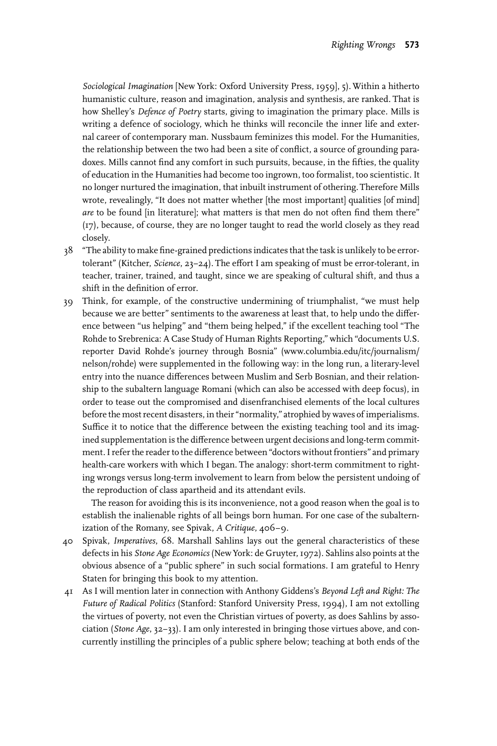*Sociological Imagination* [New York: Oxford University Press, 1959], 5). Within a hitherto humanistic culture, reason and imagination, analysis and synthesis, are ranked. That is how Shelley's *Defence of Poetry* starts, giving to imagination the primary place. Mills is writing a defence of sociology, which he thinks will reconcile the inner life and external career of contemporary man. Nussbaum feminizes this model. For the Humanities, the relationship between the two had been a site of conflict, a source of grounding paradoxes. Mills cannot find any comfort in such pursuits, because, in the fifties, the quality of education in the Humanities had become too ingrown, too formalist, too scientistic. It no longer nurtured the imagination, that inbuilt instrument of othering. Therefore Mills wrote, revealingly, "It does not matter whether [the most important] qualities [of mind] *are* to be found [in literature]; what matters is that men do not often find them there" (17), because, of course, they are no longer taught to read the world closely as they read closely.

38 "The ability to make fine-grained predictions indicates that the task is unlikely to be error-tolerant" (Kitcher, *Science*, 23–24). The effort I am speaking of must be error-tolerant, in teacher, trainer, trained, and taught, since we are speaking of cultural shift, and thus a shift in the definition of error.

39 Think, for example, of the constructive undermining of triumphalist, "we must help because we are better" sentiments to the awareness at least that, to help undo the difference between "us helping" and "them being helped," if the excellent teaching tool "The Rohde to Srebrenica: A Case Study of Human Rights Reporting," which "documents U.S. reporter David Rohde's journey through Bosnia" (www.columbia.edu/itc/journalism/nelson/rohde) were supplemented in the following way: in the long run, a literary-level entry into the nuance differences between Muslim and Serb Bosnian, and their relationship to the subaltern language Romani (which can also be accessed with deep focus), in order to tease out the compromised and disenfranchised elements of the local cultures before the most recent disasters, in their "normality," atrophied by waves of imperialisms. Suffice it to notice that the difference between the existing teaching tool and its imagined supplementation is the difference between urgent decisions and long-term commitment. I refer the reader to the difference between "doctors without frontiers" and primary health-care workers with which I began. The analogy: short-term commitment to righting wrongs versus long-term involvement to learn from below the persistent undoing of the reproduction of class apartheid and its attendant evils.

The reason for avoiding this is its inconvenience, not a good reason when the goal is to establish the inalienable rights of all beings born human. For one case of the subalternization of the Romany, see Spivak, *A Critique*, 406–9.

40 Spivak, *Imperatives*, 68. Marshall Sahlins lays out the general characteristics of these defects in his *Stone Age Economics* (New York: de Gruyter, 1972). Sahlins also points at the obvious absence of a "public sphere" in such social formations. I am grateful to Henry Staten for bringing this book to my attention.

41 As I will mention later in connection with Anthony Giddens's *Beyond Left and Right: The Future of Radical Politics* (Stanford: Stanford University Press, 1994), I am not extolling the virtues of poverty, not even the Christian virtues of poverty, as does Sahlins by association (*Stone Age*, 32–33). I am only interested in bringing those virtues above, and concurrently instilling the principles of a public sphere below; teaching at both ends of the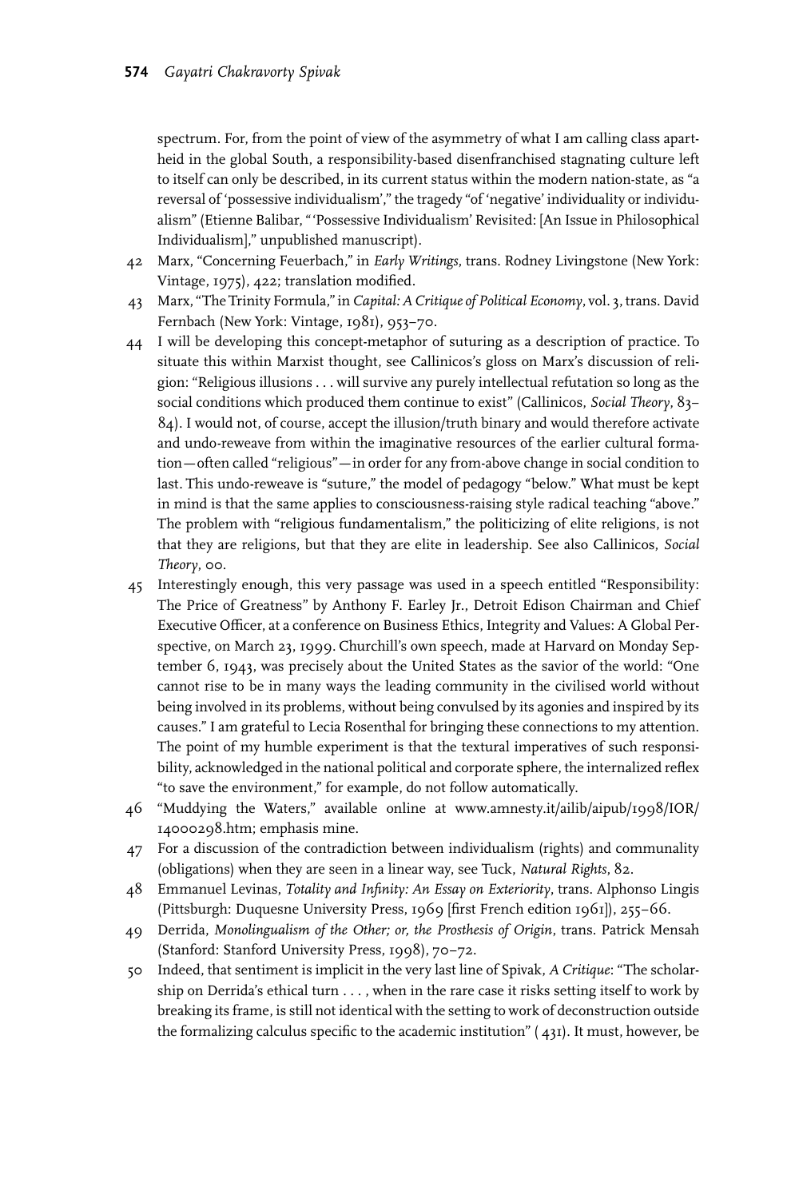spectrum. For, from the point of view of the asymmetry of what I am calling class apartheid in the global South, a responsibility-based disenfranchised stagnating culture left to itself can only be described, in its current status within the modern nation-state, as "a reversal of 'possessive individualism'," the tragedy "of 'negative' individuality or individualism" (Etienne Balibar, "'Possessive Individualism' Revisited: [An Issue in Philosophical Individualism]," unpublished manuscript).

42 Marx, "Concerning Feuerbach," in *Early Writings*, trans. Rodney Livingstone (New York: Vintage, 1975), 422; translation modified.

43 Marx, "The Trinity Formula," in *Capital: A Critique of Political Economy*, vol. 3, trans. David Fernbach (New York: Vintage, 1981), 953–70.

44 I will be developing this concept-metaphor of suturing as a description of practice. To situate this within Marxist thought, see Callinicos's gloss on Marx's discussion of religion: "Religious illusions . . . will survive any purely intellectual refutation so long as the social conditions which produced them continue to exist" (Callinicos, *Social Theory*, 83–84). I would not, of course, accept the illusion/truth binary and would therefore activate and undo-reweave from within the imaginative resources of the earlier cultural formation—often called "religious"—in order for any from-above change in social condition to last. This undo-reweave is "suture," the model of pedagogy "below." What must be kept in mind is that the same applies to consciousness-raising style radical teaching "above." The problem with "religious fundamentalism," the politicizing of elite religions, is not that they are religions, but that they are elite in leadership. See also Callinicos, *Social Theory*, 00.

45 Interestingly enough, this very passage was used in a speech entitled "Responsibility: The Price of Greatness" by Anthony F. Earley Jr., Detroit Edison Chairman and Chief Executive Officer, at a conference on Business Ethics, Integrity and Values: A Global Perspective, on March 23, 1999. Churchill's own speech, made at Harvard on Monday September 6, 1943, was precisely about the United States as the savior of the world: "One cannot rise to be in many ways the leading community in the civilised world without being involved in its problems, without being convulsed by its agonies and inspired by its causes." I am grateful to Lecia Rosenthal for bringing these connections to my attention. The point of my humble experiment is that the textural imperatives of such responsibility, acknowledged in the national political and corporate sphere, the internalized reflex "to save the environment," for example, do not follow automatically.

46 "Muddying the Waters," available online at www.amnesty.it/ailib/aipub/1998/IOR/14000298.htm; emphasis mine.

47 For a discussion of the contradiction between individualism (rights) and communality (obligations) when they are seen in a linear way, see Tuck, *Natural Rights*, 82.

48 Emmanuel Levinas, *Totality and Infinity: An Essay on Exteriority*, trans. Alphonso Lingis (Pittsburgh: Duquesne University Press, 1969 [first French edition 1961]), 255–66.

49 Derrida, *Monolingualism of the Other; or, the Prosthesis of Origin*, trans. Patrick Mensah (Stanford: Stanford University Press, 1998), 70–72.

50 Indeed, that sentiment is implicit in the very last line of Spivak, *A Critique*: "The scholarship on Derrida's ethical turn . . . , when in the rare case it risks setting itself to work by breaking its frame, is still not identical with the setting to work of deconstruction outside the formalizing calculus specific to the academic institution" ( 431). It must, however, be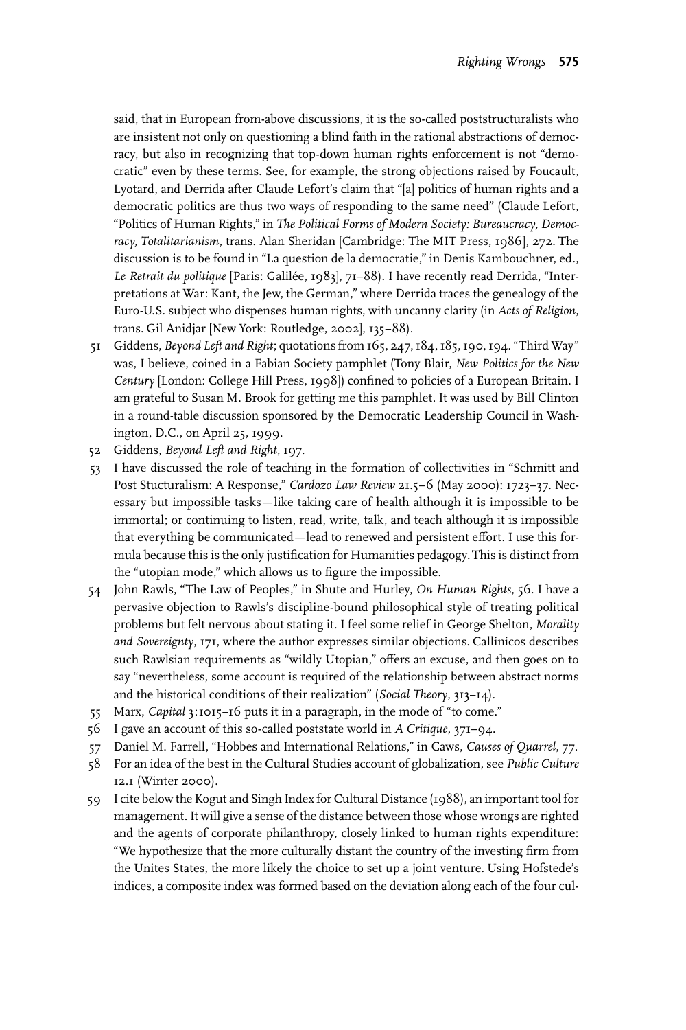said, that in European from-above discussions, it is the so-called poststructuralists who are insistent not only on questioning a blind faith in the rational abstractions of democracy, but also in recognizing that top-down human rights enforcement is not "democratic" even by these terms. See, for example, the strong objections raised by Foucault, Lyotard, and Derrida after Claude Lefort's claim that "[a] politics of human rights and a democratic politics are thus two ways of responding to the same need" (Claude Lefort, "Politics of Human Rights," in *The Political Forms of Modern Society: Bureaucracy, Democracy, Totalitarianism*, trans. Alan Sheridan [Cambridge: The MIT Press, 1986], 272. The discussion is to be found in "La question de la democratie," in Denis Kambouchner, ed., *Le Retrait du politique* [Paris: Galilée, 1983], 71–88). I have recently read Derrida, "Interpretations at War: Kant, the Jew, the German," where Derrida traces the genealogy of the Euro-U.S. subject who dispenses human rights, with uncanny clarity (in *Acts of Religion*, trans. Gil Anidjar [New York: Routledge, 2002], 135–88).

51 Giddens, *Beyond Left and Right*; quotations from 165, 247, 184, 185, 190, 194. "Third Way" was, I believe, coined in a Fabian Society pamphlet (Tony Blair, *New Politics for the New Century* [London: College Hill Press, 1998]) confined to policies of a European Britain. I am grateful to Susan M. Brook for getting me this pamphlet. It was used by Bill Clinton in a round-table discussion sponsored by the Democratic Leadership Council in Washington, D.C., on April 25, 1999.

52 Giddens, *Beyond Left and Right*, 197.

53 I have discussed the role of teaching in the formation of collectivities in "Schmitt and Post Stucturalism: A Response," *Cardozo Law Review* 21.5–6 (May 2000): 1723–37. Necessary but impossible tasks—like taking care of health although it is impossible to be immortal; or continuing to listen, read, write, talk, and teach although it is impossible that everything be communicated—lead to renewed and persistent effort. I use this formula because this is the only justification for Humanities pedagogy. This is distinct from the "utopian mode," which allows us to figure the impossible.

54 John Rawls, "The Law of Peoples," in Shute and Hurley, *On Human Rights*, 56. I have a pervasive objection to Rawls's discipline-bound philosophical style of treating political problems but felt nervous about stating it. I feel some relief in George Shelton, *Morality and Sovereignty*, 171, where the author expresses similar objections. Callinicos describes such Rawlsian requirements as "wildly Utopian," offers an excuse, and then goes on to say "nevertheless, some account is required of the relationship between abstract norms and the historical conditions of their realization" (*Social Theory*, 313–14).

55 Marx, *Capital* 3:1015–16 puts it in a paragraph, in the mode of "to come."

56 I gave an account of this so-called poststate world in *A Critique*, 371–94.

57 Daniel M. Farrell, "Hobbes and International Relations," in Caws, *Causes of Quarrel*, 77.

58 For an idea of the best in the Cultural Studies account of globalization, see *Public Culture* 12.1 (Winter 2000).

59 I cite below the Kogut and Singh Index for Cultural Distance (1988), an important tool for management. It will give a sense of the distance between those whose wrongs are righted and the agents of corporate philanthropy, closely linked to human rights expenditure: "We hypothesize that the more culturally distant the country of the investing firm from the Unites States, the more likely the choice to set up a joint venture. Using Hofstede's indices, a composite index was formed based on the deviation along each of the four cul-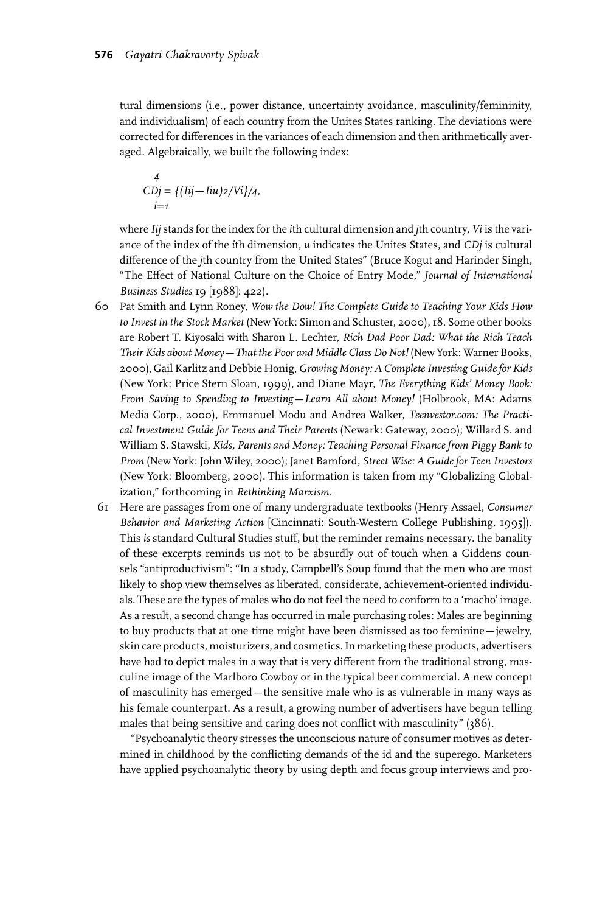tural dimensions (i.e., power distance, uncertainty avoidance, masculinity/femininity, and individualism) of each country from the Unites States ranking. The deviations were corrected for differences in the variances of each dimension and then arithmetically averaged. Algebraically, we built the following index:

$$CD_j = \sum_{i=1}^{4} \{(I_{ij} - I_{iu})^2 / V_i\}/4,$$

where $I_{ij}$ stands for the index for the $i$th cultural dimension and $j$th country, $V_i$ is the variance of the index of the $i$th dimension, $u$ indicates the Unites States, and $CD_j$ is cultural difference of the $j$th country from the United States" (Bruce Kogut and Harinder Singh, "The Effect of National Culture on the Choice of Entry Mode," *Journal of International Business Studies* 19 [1988]: 422).

60 Pat Smith and Lynn Roney, *Wow the Dow! The Complete Guide to Teaching Your Kids How to Invest in the Stock Market* (New York: Simon and Schuster, 2000), 18. Some other books are Robert T. Kiyosaki with Sharon L. Lechter, *Rich Dad Poor Dad: What the Rich Teach Their Kids about Money—That the Poor and Middle Class Do Not!* (New York: Warner Books, 2000), Gail Karlitz and Debbie Honig, *Growing Money: A Complete Investing Guide for Kids* (New York: Price Stern Sloan, 1999), and Diane Mayr, *The Everything Kids' Money Book: From Saving to Spending to Investing—Learn All about Money!* (Holbrook, MA: Adams Media Corp., 2000), Emmanuel Modu and Andrea Walker, *Teenvestor.com: The Practical Investment Guide for Teens and Their Parents* (Newark: Gateway, 2000); Willard S. and William S. Stawski, *Kids, Parents and Money: Teaching Personal Finance from Piggy Bank to Prom* (New York: John Wiley, 2000); Janet Bamford, *Street Wise: A Guide for Teen Investors* (New York: Bloomberg, 2000). This information is taken from my "Globalizing Globalization," forthcoming in *Rethinking Marxism*.

61 Here are passages from one of many undergraduate textbooks (Henry Assael, *Consumer Behavior and Marketing Action* [Cincinnati: South-Western College Publishing, 1995]). This *is* standard Cultural Studies stuff, but the reminder remains necessary. the banality of these excerpts reminds us not to be absurdly out of touch when a Giddens counsels "antiproductivism": "In a study, Campbell's Soup found that the men who are most likely to shop view themselves as liberated, considerate, achievement-oriented individuals. These are the types of males who do not feel the need to conform to a 'macho' image. As a result, a second change has occurred in male purchasing roles: Males are beginning to buy products that at one time might have been dismissed as too feminine—jewelry, skin care products, moisturizers, and cosmetics. In marketing these products, advertisers have had to depict males in a way that is very different from the traditional strong, masculine image of the Marlboro Cowboy or in the typical beer commercial. A new concept of masculinity has emerged—the sensitive male who is as vulnerable in many ways as his female counterpart. As a result, a growing number of advertisers have begun telling males that being sensitive and caring does not conflict with masculinity" (386).

"Psychoanalytic theory stresses the unconscious nature of consumer motives as determined in childhood by the conflicting demands of the id and the superego. Marketers have applied psychoanalytic theory by using depth and focus group interviews and pro-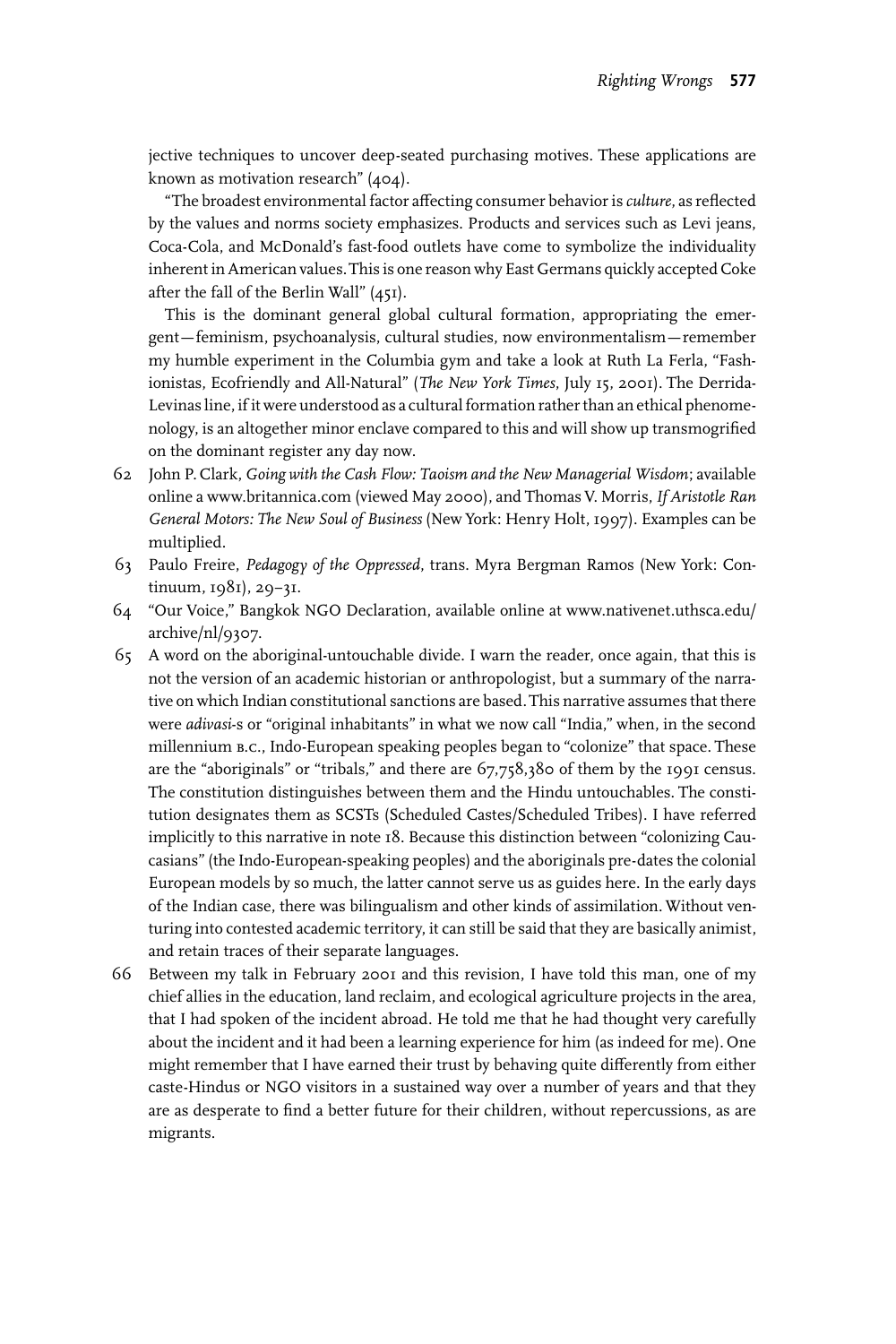jective techniques to uncover deep-seated purchasing motives. These applications are known as motivation research" (404).

"The broadest environmental factor affecting consumer behavior is *culture*, as reflected by the values and norms society emphasizes. Products and services such as Levi jeans, Coca-Cola, and McDonald's fast-food outlets have come to symbolize the individuality inherent in American values. This is one reason why East Germans quickly accepted Coke after the fall of the Berlin Wall" (451).

This is the dominant general global cultural formation, appropriating the emergent—feminism, psychoanalysis, cultural studies, now environmentalism—remember my humble experiment in the Columbia gym and take a look at Ruth La Ferla, "Fashionistas, Ecofriendly and All-Natural" (*The New York Times*, July 15, 2001). The Derrida-Levinas line, if it were understood as a cultural formation rather than an ethical phenomenology, is an altogether minor enclave compared to this and will show up transmogrified on the dominant register any day now.

62 John P. Clark, *Going with the Cash Flow: Taoism and the New Managerial Wisdom*; available online a www.britannica.com (viewed May 2000), and Thomas V. Morris, *If Aristotle Ran General Motors: The New Soul of Business* (New York: Henry Holt, 1997). Examples can be multiplied.

63 Paulo Freire, *Pedagogy of the Oppressed*, trans. Myra Bergman Ramos (New York: Continuum, 1981), 29–31.

64 "Our Voice," Bangkok NGO Declaration, available online at www.nativenet.uthsca.edu/archive/nl/9307.

65 A word on the aboriginal-untouchable divide. I warn the reader, once again, that this is not the version of an academic historian or anthropologist, but a summary of the narrative on which Indian constitutional sanctions are based. This narrative assumes that there were *adivasi*-s or "original inhabitants" in what we now call "India," when, in the second millennium B.C., Indo-European speaking peoples began to "colonize" that space. These are the "aboriginals" or "tribals," and there are 67,758,380 of them by the 1991 census. The constitution distinguishes between them and the Hindu untouchables. The constitution designates them as SCSTs (Scheduled Castes/Scheduled Tribes). I have referred implicitly to this narrative in note 18. Because this distinction between "colonizing Caucasians" (the Indo-European-speaking peoples) and the aboriginals pre-dates the colonial European models by so much, the latter cannot serve us as guides here. In the early days of the Indian case, there was bilingualism and other kinds of assimilation. Without venturing into contested academic territory, it can still be said that they are basically animist, and retain traces of their separate languages.

66 Between my talk in February 2001 and this revision, I have told this man, one of my chief allies in the education, land reclaim, and ecological agriculture projects in the area, that I had spoken of the incident abroad. He told me that he had thought very carefully about the incident and it had been a learning experience for him (as indeed for me). One might remember that I have earned their trust by behaving quite differently from either caste-Hindus or NGO visitors in a sustained way over a number of years and that they are as desperate to find a better future for their children, without repercussions, as are migrants.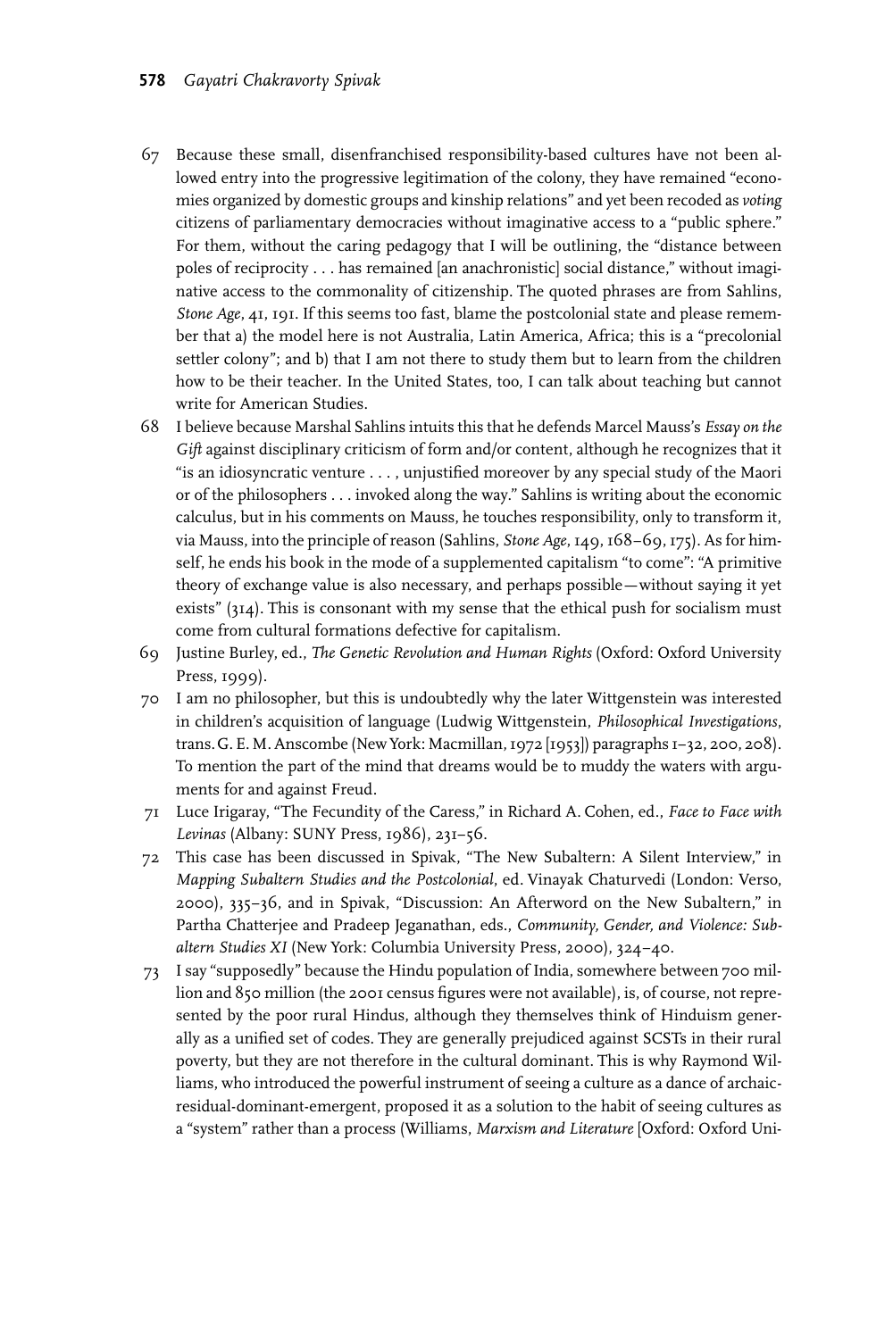67 Because these small, disenfranchised responsibility-based cultures have not been allowed entry into the progressive legitimation of the colony, they have remained "economies organized by domestic groups and kinship relations" and yet been recoded as *voting* citizens of parliamentary democracies without imaginative access to a "public sphere." For them, without the caring pedagogy that I will be outlining, the "distance between poles of reciprocity . . . has remained [an anachronistic] social distance," without imaginative access to the commonality of citizenship. The quoted phrases are from Sahlins, *Stone Age*, 41, 191. If this seems too fast, blame the postcolonial state and please remember that a) the model here is not Australia, Latin America, Africa; this is a "precolonial settler colony"; and b) that I am not there to study them but to learn from the children how to be their teacher. In the United States, too, I can talk about teaching but cannot write for American Studies.

68 I believe because Marshal Sahlins intuits this that he defends Marcel Mauss's *Essay on the Gift* against disciplinary criticism of form and/or content, although he recognizes that it "is an idiosyncratic venture . . . , unjustified moreover by any special study of the Maori or of the philosophers . . . invoked along the way." Sahlins is writing about the economic calculus, but in his comments on Mauss, he touches responsibility, only to transform it, via Mauss, into the principle of reason (Sahlins, *Stone Age*, 149, 168–69, 175). As for himself, he ends his book in the mode of a supplemented capitalism "to come": "A primitive theory of exchange value is also necessary, and perhaps possible—without saying it yet exists" (314). This is consonant with my sense that the ethical push for socialism must come from cultural formations defective for capitalism.

69 Justine Burley, ed., *The Genetic Revolution and Human Rights* (Oxford: Oxford University Press, 1999).

70 I am no philosopher, but this is undoubtedly why the later Wittgenstein was interested in children's acquisition of language (Ludwig Wittgenstein, *Philosophical Investigations*, trans. G. E. M. Anscombe (New York: Macmillan, 1972 [1953]) paragraphs 1–32, 200, 208). To mention the part of the mind that dreams would be to muddy the waters with arguments for and against Freud.

71 Luce Irigaray, "The Fecundity of the Caress," in Richard A. Cohen, ed., *Face to Face with Levinas* (Albany: SUNY Press, 1986), 231–56.

72 This case has been discussed in Spivak, "The New Subaltern: A Silent Interview," in *Mapping Subaltern Studies and the Postcolonial*, ed. Vinayak Chaturvedi (London: Verso, 2000), 335–36, and in Spivak, "Discussion: An Afterword on the New Subaltern," in Partha Chatterjee and Pradeep Jeganathan, eds., *Community, Gender, and Violence: Subaltern Studies XI* (New York: Columbia University Press, 2000), 324–40.

73 I say "supposedly" because the Hindu population of India, somewhere between 700 million and 850 million (the 2001 census figures were not available), is, of course, not represented by the poor rural Hindus, although they themselves think of Hinduism generally as a unified set of codes. They are generally prejudiced against SCSTs in their rural poverty, but they are not therefore in the cultural dominant. This is why Raymond Williams, who introduced the powerful instrument of seeing a culture as a dance of archaic-residual-dominant-emergent, proposed it as a solution to the habit of seeing cultures as a "system" rather than a process (Williams, *Marxism and Literature* [Oxford: Oxford Uni-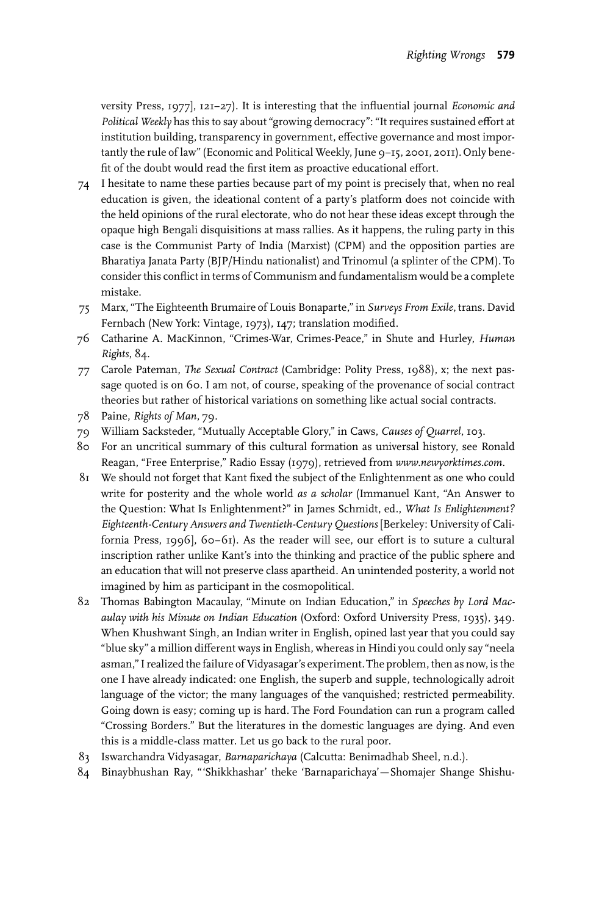versity Press, 1977], 121–27). It is interesting that the influential journal *Economic and Political Weekly* has this to say about "growing democracy": "It requires sustained effort at institution building, transparency in government, effective governance and most importantly the rule of law" (Economic and Political Weekly, June 9–15, 2001, 2011). Only benefit of the doubt would read the first item as proactive educational effort.

74 I hesitate to name these parties because part of my point is precisely that, when no real education is given, the ideational content of a party's platform does not coincide with the held opinions of the rural electorate, who do not hear these ideas except through the opaque high Bengali disquisitions at mass rallies. As it happens, the ruling party in this case is the Communist Party of India (Marxist) (CPM) and the opposition parties are Bharatiya Janata Party (BJP/Hindu nationalist) and Trinomul (a splinter of the CPM). To consider this conflict in terms of Communism and fundamentalism would be a complete mistake.

75 Marx, "The Eighteenth Brumaire of Louis Bonaparte," in *Surveys From Exile*, trans. David Fernbach (New York: Vintage, 1973), 147; translation modified.

76 Catharine A. MacKinnon, "Crimes-War, Crimes-Peace," in Shute and Hurley, *Human Rights*, 84.

77 Carole Pateman, *The Sexual Contract* (Cambridge: Polity Press, 1988), x; the next passage quoted is on 60. I am not, of course, speaking of the provenance of social contract theories but rather of historical variations on something like actual social contracts.

78 Paine, *Rights of Man*, 79.

79 William Sacksteder, "Mutually Acceptable Glory," in Caws, *Causes of Quarrel*, 103.

80 For an uncritical summary of this cultural formation as universal history, see Ronald Reagan, "Free Enterprise," Radio Essay (1979), retrieved from *www.newyorktimes.com*.

81 We should not forget that Kant fixed the subject of the Enlightenment as one who could write for posterity and the whole world *as a scholar* (Immanuel Kant, "An Answer to the Question: What Is Enlightenment?" in James Schmidt, ed., *What Is Enlightenment? Eighteenth-Century Answers and Twentieth-Century Questions* [Berkeley: University of California Press, 1996], 60–61). As the reader will see, our effort is to suture a cultural inscription rather unlike Kant's into the thinking and practice of the public sphere and an education that will not preserve class apartheid. An unintended posterity, a world not imagined by him as participant in the cosmopolitical.

82 Thomas Babington Macaulay, "Minute on Indian Education," in *Speeches by Lord Macaulay with his Minute on Indian Education* (Oxford: Oxford University Press, 1935), 349. When Khushwant Singh, an Indian writer in English, opined last year that you could say "blue sky" a million different ways in English, whereas in Hindi you could only say "neela asman," I realized the failure of Vidyasagar's experiment. The problem, then as now, is the one I have already indicated: one English, the superb and supple, technologically adroit language of the victor; the many languages of the vanquished; restricted permeability. Going down is easy; coming up is hard. The Ford Foundation can run a program called "Crossing Borders." But the literatures in the domestic languages are dying. And even this is a middle-class matter. Let us go back to the rural poor.

83 Iswarchandra Vidyasagar, *Barnaparichaya* (Calcutta: Benimadhab Sheel, n.d.).

84 Binaybhushan Ray, "'Shikkhashar' theke 'Barnaparichaya'—Shomajer Shange Shishu-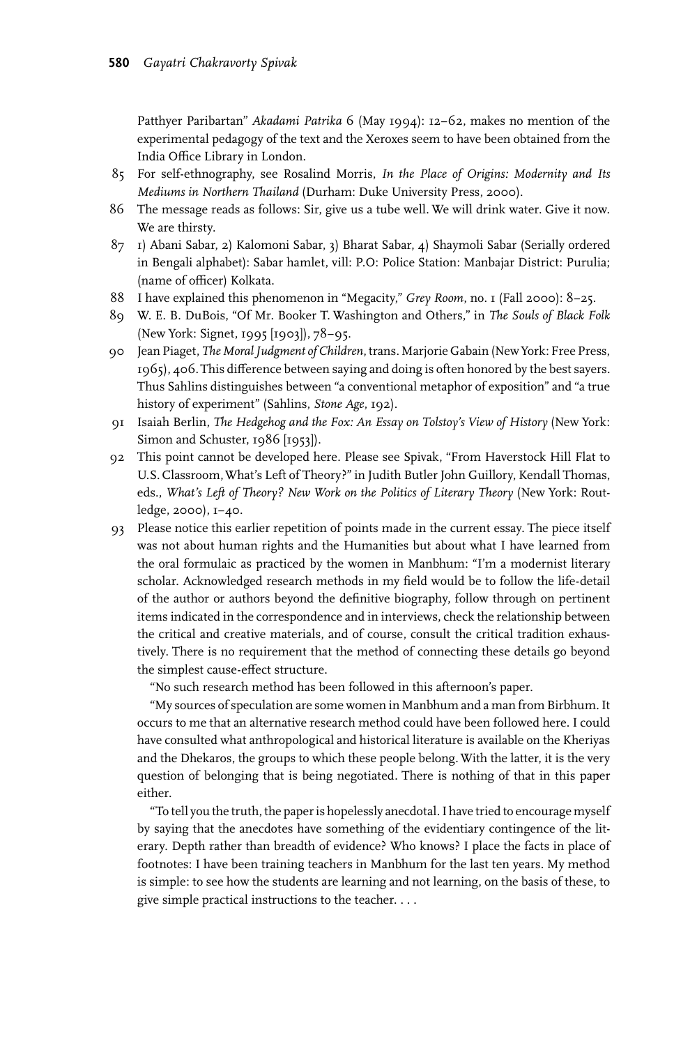Patthyer Paribartan" *Akadami Patrika* 6 (May 1994): 12–62, makes no mention of the experimental pedagogy of the text and the Xeroxes seem to have been obtained from the India Office Library in London.

85 For self-ethnography, see Rosalind Morris, *In the Place of Origins: Modernity and Its Mediums in Northern Thailand* (Durham: Duke University Press, 2000).

86 The message reads as follows: Sir, give us a tube well. We will drink water. Give it now. We are thirsty.

87 1) Abani Sabar, 2) Kalomoni Sabar, 3) Bharat Sabar, 4) Shaymoli Sabar (Serially ordered in Bengali alphabet): Sabar hamlet, vill: P.O: Police Station: Manbajar District: Purulia; (name of officer) Kolkata.

88 I have explained this phenomenon in "Megacity," *Grey Room*, no. 1 (Fall 2000): 8–25.

89 W. E. B. DuBois, "Of Mr. Booker T. Washington and Others," in *The Souls of Black Folk* (New York: Signet, 1995 [1903]), 78–95.

90 Jean Piaget, *The Moral Judgment of Children*, trans. Marjorie Gabain (New York: Free Press, 1965), 406. This difference between saying and doing is often honored by the best sayers. Thus Sahlins distinguishes between "a conventional metaphor of exposition" and "a true history of experiment" (Sahlins, *Stone Age*, 192).

91 Isaiah Berlin, *The Hedgehog and the Fox: An Essay on Tolstoy's View of History* (New York: Simon and Schuster, 1986 [1953]).

92 This point cannot be developed here. Please see Spivak, "From Haverstock Hill Flat to U.S. Classroom, What's Left of Theory?" in Judith Butler John Guillory, Kendall Thomas, eds., *What's Left of Theory? New Work on the Politics of Literary Theory* (New York: Routledge, 2000), 1–40.

93 Please notice this earlier repetition of points made in the current essay. The piece itself was not about human rights and the Humanities but about what I have learned from the oral formulaic as practiced by the women in Manbhum: "I'm a modernist literary scholar. Acknowledged research methods in my field would be to follow the life-detail of the author or authors beyond the definitive biography, follow through on pertinent items indicated in the correspondence and in interviews, check the relationship between the critical and creative materials, and of course, consult the critical tradition exhaustively. There is no requirement that the method of connecting these details go beyond the simplest cause-effect structure.

"No such research method has been followed in this afternoon's paper.

"My sources of speculation are some women in Manbhum and a man from Birbhum. It occurs to me that an alternative research method could have been followed here. I could have consulted what anthropological and historical literature is available on the Kheriyas and the Dhekaros, the groups to which these people belong. With the latter, it is the very question of belonging that is being negotiated. There is nothing of that in this paper either.

"To tell you the truth, the paper is hopelessly anecdotal. I have tried to encourage myself by saying that the anecdotes have something of the evidentiary contingence of the literary. Depth rather than breadth of evidence? Who knows? I place the facts in place of footnotes: I have been training teachers in Manbhum for the last ten years. My method is simple: to see how the students are learning and not learning, on the basis of these, to give simple practical instructions to the teacher. . . .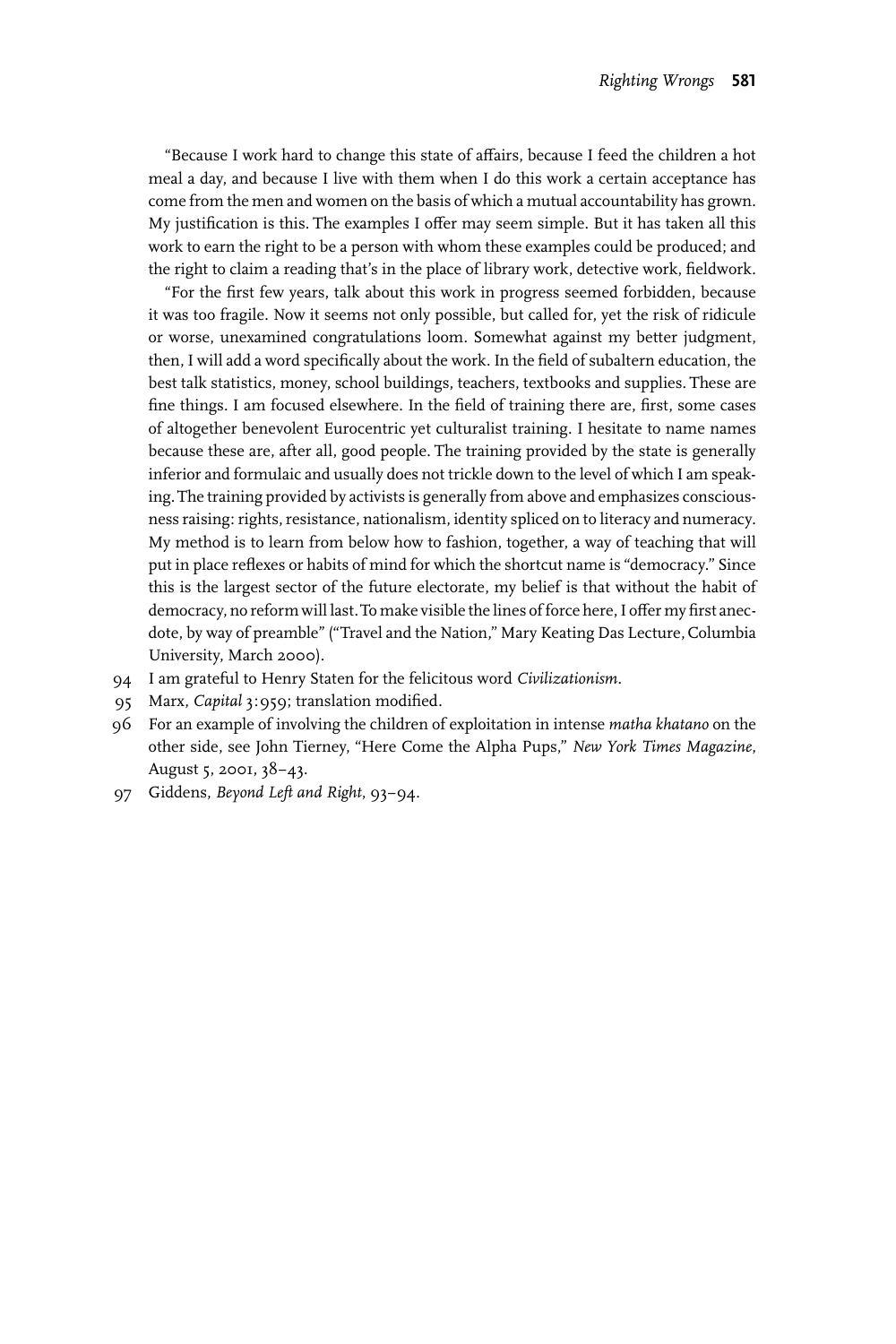"Because I work hard to change this state of affairs, because I feed the children a hot meal a day, and because I live with them when I do this work a certain acceptance has come from the men and women on the basis of which a mutual accountability has grown. My justification is this. The examples I offer may seem simple. But it has taken all this work to earn the right to be a person with whom these examples could be produced; and the right to claim a reading that's in the place of library work, detective work, fieldwork.

"For the first few years, talk about this work in progress seemed forbidden, because it was too fragile. Now it seems not only possible, but called for, yet the risk of ridicule or worse, unexamined congratulations loom. Somewhat against my better judgment, then, I will add a word specifically about the work. In the field of subaltern education, the best talk statistics, money, school buildings, teachers, textbooks and supplies. These are fine things. I am focused elsewhere. In the field of training there are, first, some cases of altogether benevolent Eurocentric yet culturalist training. I hesitate to name names because these are, after all, good people. The training provided by the state is generally inferior and formulaic and usually does not trickle down to the level of which I am speaking. The training provided by activists is generally from above and emphasizes consciousness raising: rights, resistance, nationalism, identity spliced on to literacy and numeracy. My method is to learn from below how to fashion, together, a way of teaching that will put in place reflexes or habits of mind for which the shortcut name is "democracy." Since this is the largest sector of the future electorate, my belief is that without the habit of democracy, no reform will last. To make visible the lines of force here, I offer my first anecdote, by way of preamble" ("Travel and the Nation," Mary Keating Das Lecture, Columbia University, March 2000).

94 I am grateful to Henry Staten for the felicitous word *Civilizationism*.

95 Marx, *Capital* 3:959; translation modified.

96 For an example of involving the children of exploitation in intense *matha khatano* on the other side, see John Tierney, "Here Come the Alpha Pups," *New York Times Magazine*, August 5, 2001, 38–43.

97 Giddens, *Beyond Left and Right*, 93–94.